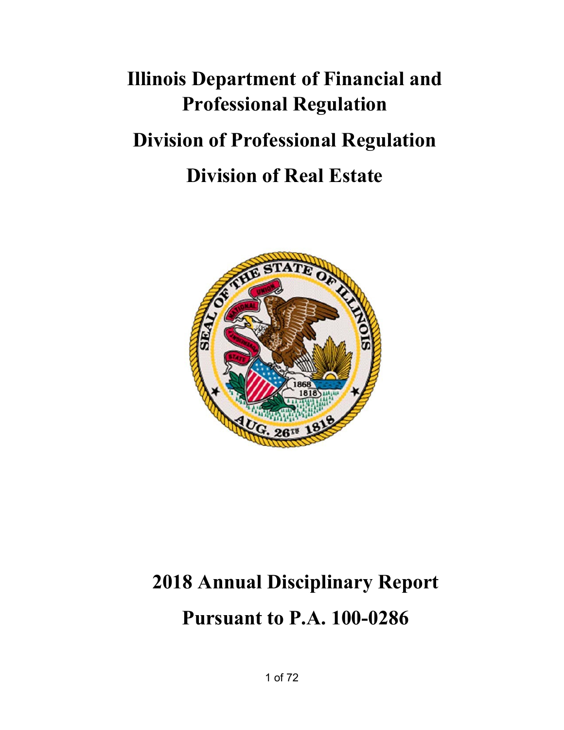# Illinois Department of Financial and Professional Regulation

## Division of Professional Regulation

## Division of Real Estate

# 2018 Annual Disciplinary Report

# Pursuant to P.A. 100-0286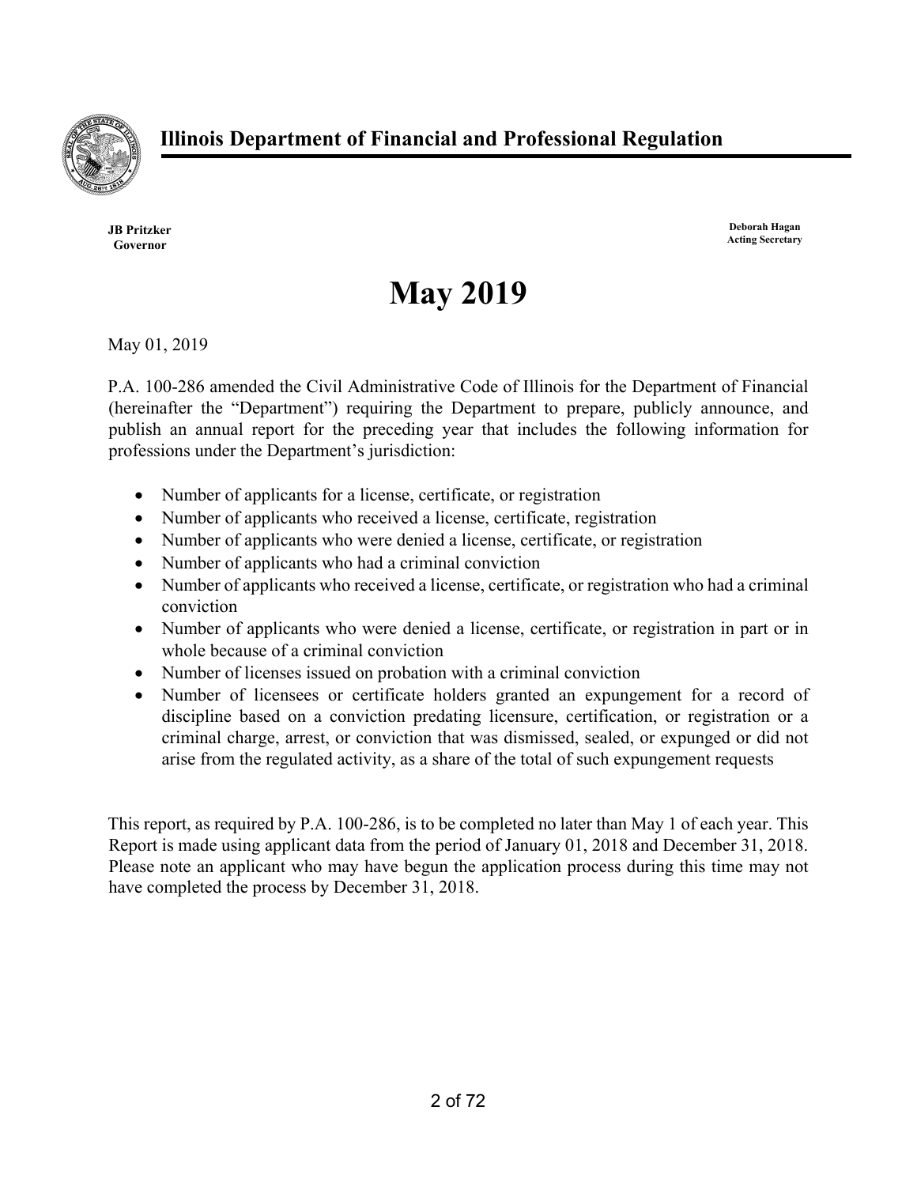## Illinois Department of Financial and Professional Regulation

**JB Pritzker**
**Governor**

**Deborah Hagan**
**Acting Secretary**

# May 2019

May 01, 2019

P.A. 100-286 amended the Civil Administrative Code of Illinois for the Department of Financial (hereinafter the "Department") requiring the Department to prepare, publicly announce, and publish an annual report for the preceding year that includes the following information for professions under the Department's jurisdiction:

- Number of applicants for a license, certificate, or registration
- Number of applicants who received a license, certificate, registration
- Number of applicants who were denied a license, certificate, or registration
- Number of applicants who had a criminal conviction
- Number of applicants who received a license, certificate, or registration who had a criminal conviction
- Number of applicants who were denied a license, certificate, or registration in part or in whole because of a criminal conviction
- Number of licenses issued on probation with a criminal conviction
- Number of licensees or certificate holders granted an expungement for a record of discipline based on a conviction predating licensure, certification, or registration or a criminal charge, arrest, or conviction that was dismissed, sealed, or expunged or did not arise from the regulated activity, as a share of the total of such expungement requests

This report, as required by P.A. 100-286, is to be completed no later than May 1 of each year. This Report is made using applicant data from the period of January 01, 2018 and December 31, 2018. Please note an applicant who may have begun the application process during this time may not have completed the process by December 31, 2018.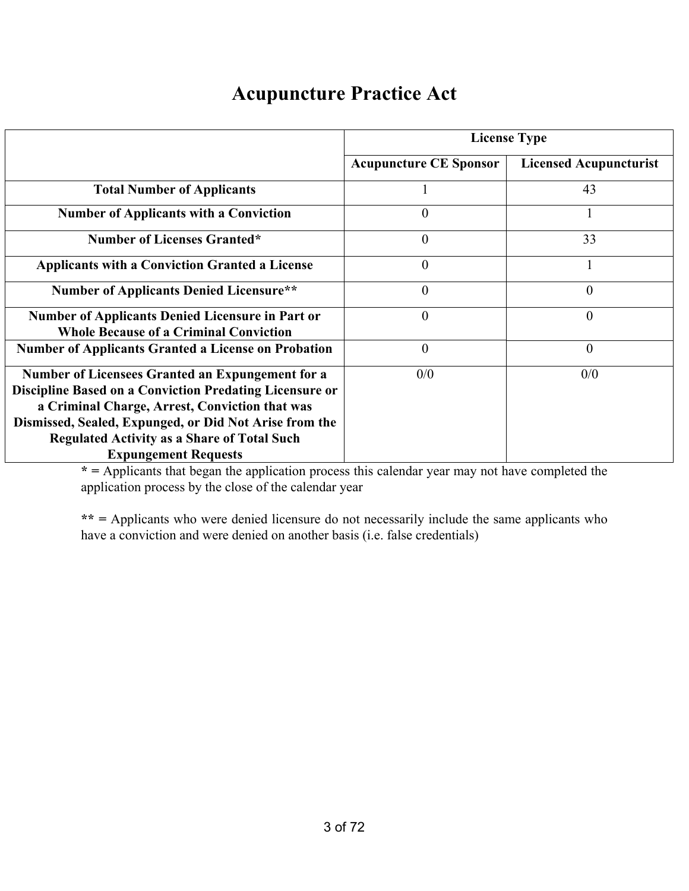# Acupuncture Practice Act

| | License Type | |
|---|---|---|
| | **Acupuncture CE Sponsor** | **Licensed Acupuncturist** |
| **Total Number of Applicants** | 1 | 43 |
| **Number of Applicants with a Conviction** | 0 | 1 |
| **Number of Licenses Granted*** | 0 | 33 |
| **Applicants with a Conviction Granted a License** | 0 | 1 |
| **Number of Applicants Denied Licensure**** | 0 | 0 |
| **Number of Applicants Denied Licensure in Part or Whole Because of a Criminal Conviction** | 0 | 0 |
| **Number of Applicants Granted a License on Probation** | 0 | 0 |
| **Number of Licensees Granted an Expungement for a Discipline Based on a Conviction Predating Licensure or a Criminal Charge, Arrest, Conviction that was Dismissed, Sealed, Expunged, or Did Not Arise from the Regulated Activity as a Share of Total Such Expungement Requests** | 0/0 | 0/0 |

**\* =** Applicants that began the application process this calendar year may not have completed the application process by the close of the calendar year

**\*\* =** Applicants who were denied licensure do not necessarily include the same applicants who have a conviction and were denied on another basis (i.e. false credentials)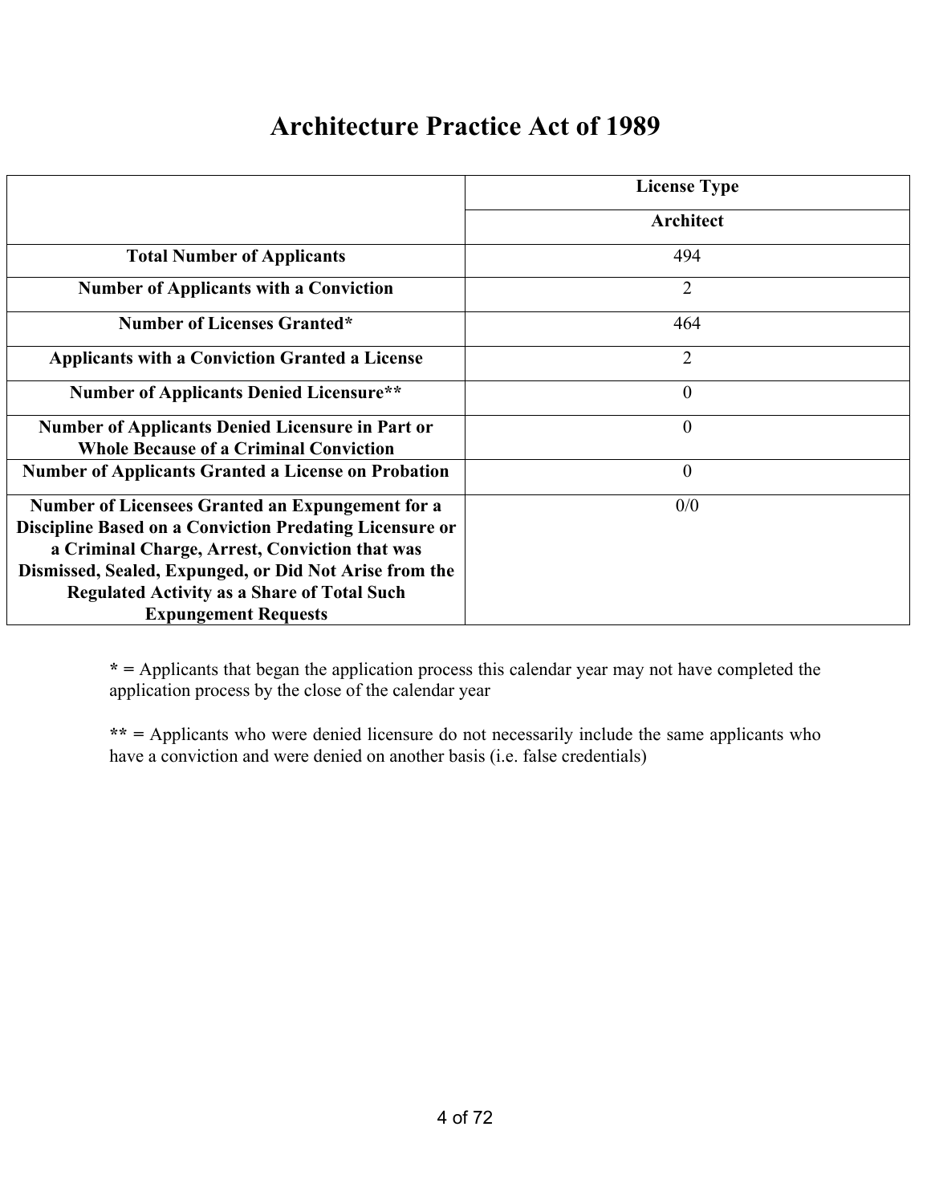# Architecture Practice Act of 1989

| | License Type |
|---|---|
| | **Architect** |
| **Total Number of Applicants** | 494 |
| **Number of Applicants with a Conviction** | 2 |
| **Number of Licenses Granted*** | 464 |
| **Applicants with a Conviction Granted a License** | 2 |
| **Number of Applicants Denied Licensure**** | 0 |
| **Number of Applicants Denied Licensure in Part or Whole Because of a Criminal Conviction** | 0 |
| **Number of Applicants Granted a License on Probation** | 0 |
| **Number of Licensees Granted an Expungement for a Discipline Based on a Conviction Predating Licensure or a Criminal Charge, Arrest, Conviction that was Dismissed, Sealed, Expunged, or Did Not Arise from the Regulated Activity as a Share of Total Such Expungement Requests** | 0/0 |

**\* =** Applicants that began the application process this calendar year may not have completed the application process by the close of the calendar year

**\*\* =** Applicants who were denied licensure do not necessarily include the same applicants who have a conviction and were denied on another basis (i.e. false credentials)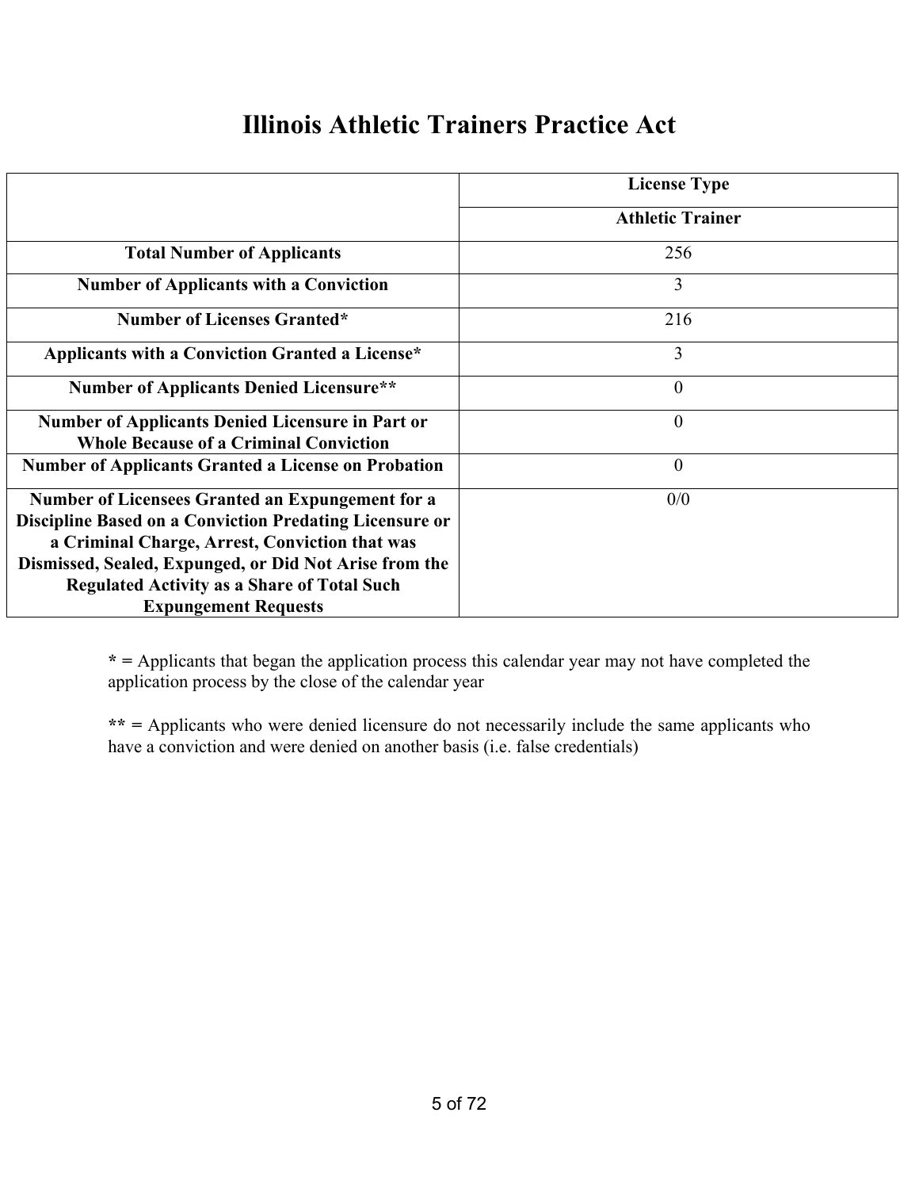# Illinois Athletic Trainers Practice Act

| | License Type |
|---|---|
| | **Athletic Trainer** |
| **Total Number of Applicants** | 256 |
| **Number of Applicants with a Conviction** | 3 |
| **Number of Licenses Granted*** | 216 |
| **Applicants with a Conviction Granted a License*** | 3 |
| **Number of Applicants Denied Licensure**** | 0 |
| **Number of Applicants Denied Licensure in Part or Whole Because of a Criminal Conviction** | 0 |
| **Number of Applicants Granted a License on Probation** | 0 |
| **Number of Licensees Granted an Expungement for a Discipline Based on a Conviction Predating Licensure or a Criminal Charge, Arrest, Conviction that was Dismissed, Sealed, Expunged, or Did Not Arise from the Regulated Activity as a Share of Total Such Expungement Requests** | 0/0 |

**\* =** Applicants that began the application process this calendar year may not have completed the application process by the close of the calendar year

**\*\* =** Applicants who were denied licensure do not necessarily include the same applicants who have a conviction and were denied on another basis (i.e. false credentials)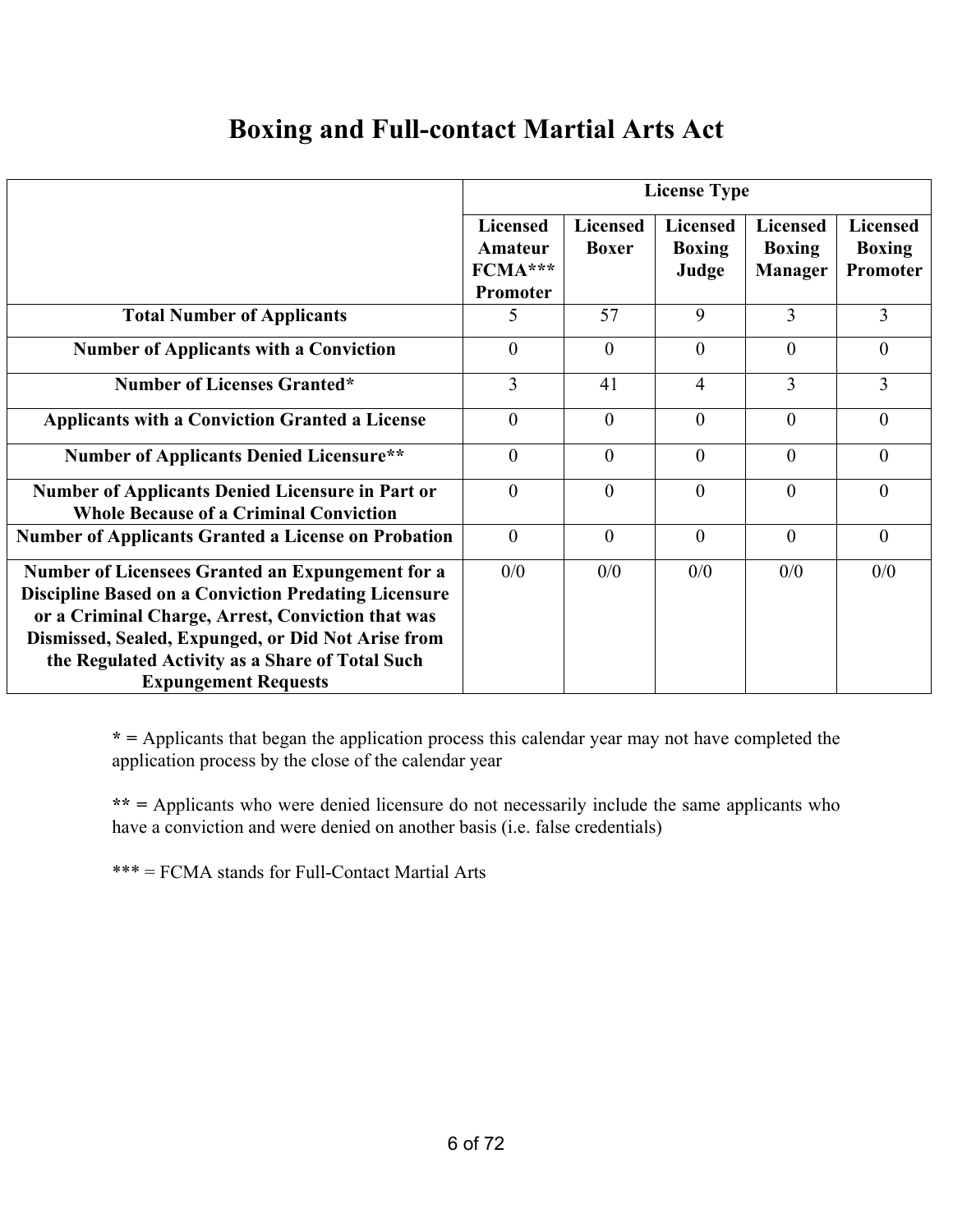# Boxing and Full-contact Martial Arts Act

| | License Type | | | | |
|---|---|---|---|---|---|
| | Licensed Amateur FCMA*** Promoter | Licensed Boxer | Licensed Boxing Judge | Licensed Boxing Manager | Licensed Boxing Promoter |
| **Total Number of Applicants** | 5 | 57 | 9 | 3 | 3 |
| **Number of Applicants with a Conviction** | 0 | 0 | 0 | 0 | 0 |
| **Number of Licenses Granted*** | 3 | 41 | 4 | 3 | 3 |
| **Applicants with a Conviction Granted a License** | 0 | 0 | 0 | 0 | 0 |
| **Number of Applicants Denied Licensure**** | 0 | 0 | 0 | 0 | 0 |
| **Number of Applicants Denied Licensure in Part or Whole Because of a Criminal Conviction** | 0 | 0 | 0 | 0 | 0 |
| **Number of Applicants Granted a License on Probation** | 0 | 0 | 0 | 0 | 0 |
| **Number of Licensees Granted an Expungement for a Discipline Based on a Conviction Predating Licensure or a Criminal Charge, Arrest, Conviction that was Dismissed, Sealed, Expunged, or Did Not Arise from the Regulated Activity as a Share of Total Such Expungement Requests** | 0/0 | 0/0 | 0/0 | 0/0 | 0/0 |

**\* =** Applicants that began the application process this calendar year may not have completed the application process by the close of the calendar year

**\*\* =** Applicants who were denied licensure do not necessarily include the same applicants who have a conviction and were denied on another basis (i.e. false credentials)

*** = FCMA stands for Full-Contact Martial Arts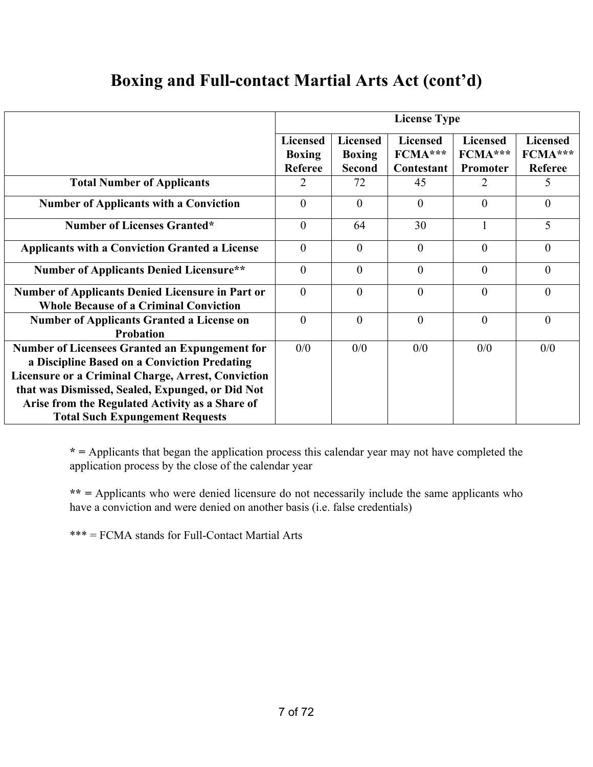# Boxing and Full-contact Martial Arts Act (cont'd)

| | License Type | | | | |
|---|---|---|---|---|---|
| | **Licensed Boxing Referee** | **Licensed Boxing Second** | **Licensed FCMA*** Contestant** | **Licensed FCMA*** Promoter** | **Licensed FCMA*** Referee** |
| **Total Number of Applicants** | 2 | 72 | 45 | 2 | 5 |
| **Number of Applicants with a Conviction** | 0 | 0 | 0 | 0 | 0 |
| **Number of Licenses Granted*** | 0 | 64 | 30 | 1 | 5 |
| **Applicants with a Conviction Granted a License** | 0 | 0 | 0 | 0 | 0 |
| **Number of Applicants Denied Licensure**** | 0 | 0 | 0 | 0 | 0 |
| **Number of Applicants Denied Licensure in Part or Whole Because of a Criminal Conviction** | 0 | 0 | 0 | 0 | 0 |
| **Number of Applicants Granted a License on Probation** | 0 | 0 | 0 | 0 | 0 |
| **Number of Licensees Granted an Expungement for a Discipline Based on a Conviction Predating Licensure or a Criminal Charge, Arrest, Conviction that was Dismissed, Sealed, Expunged, or Did Not Arise from the Regulated Activity as a Share of Total Such Expungement Requests** | 0/0 | 0/0 | 0/0 | 0/0 | 0/0 |

**\* =** Applicants that began the application process this calendar year may not have completed the application process by the close of the calendar year

**\*\* =** Applicants who were denied licensure do not necessarily include the same applicants who have a conviction and were denied on another basis (i.e. false credentials)

*** = FCMA stands for Full-Contact Martial Arts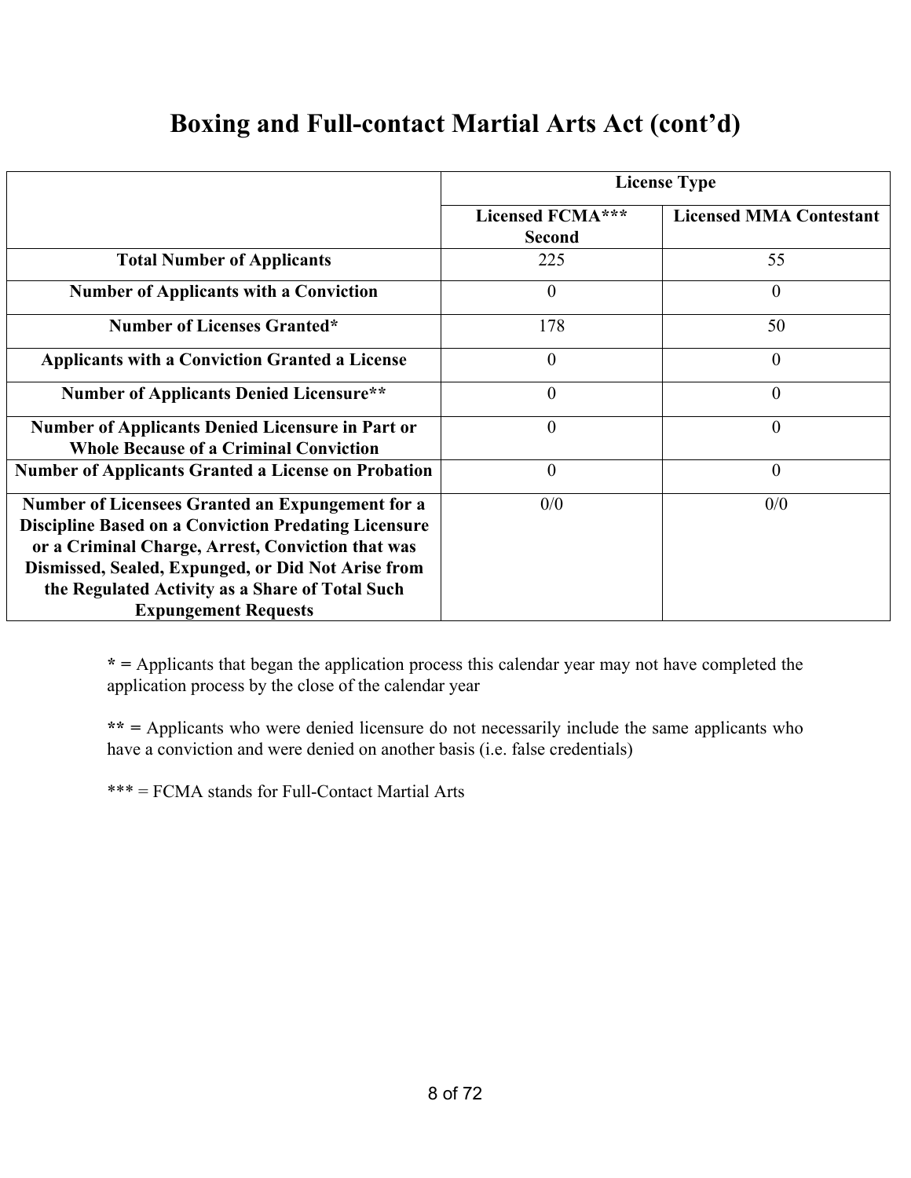# Boxing and Full-contact Martial Arts Act (cont'd)

| | License Type | |
|---|---|---|
| | **Licensed FCMA*** Second** | **Licensed MMA Contestant** |
| **Total Number of Applicants** | 225 | 55 |
| **Number of Applicants with a Conviction** | 0 | 0 |
| **Number of Licenses Granted*** | 178 | 50 |
| **Applicants with a Conviction Granted a License** | 0 | 0 |
| **Number of Applicants Denied Licensure**** | 0 | 0 |
| **Number of Applicants Denied Licensure in Part or Whole Because of a Criminal Conviction** | 0 | 0 |
| **Number of Applicants Granted a License on Probation** | 0 | 0 |
| **Number of Licensees Granted an Expungement for a Discipline Based on a Conviction Predating Licensure or a Criminal Charge, Arrest, Conviction that was Dismissed, Sealed, Expunged, or Did Not Arise from the Regulated Activity as a Share of Total Such Expungement Requests** | 0/0 | 0/0 |

**\* =** Applicants that began the application process this calendar year may not have completed the application process by the close of the calendar year

**\*\* =** Applicants who were denied licensure do not necessarily include the same applicants who have a conviction and were denied on another basis (i.e. false credentials)

\*\*\* = FCMA stands for Full-Contact Martial Arts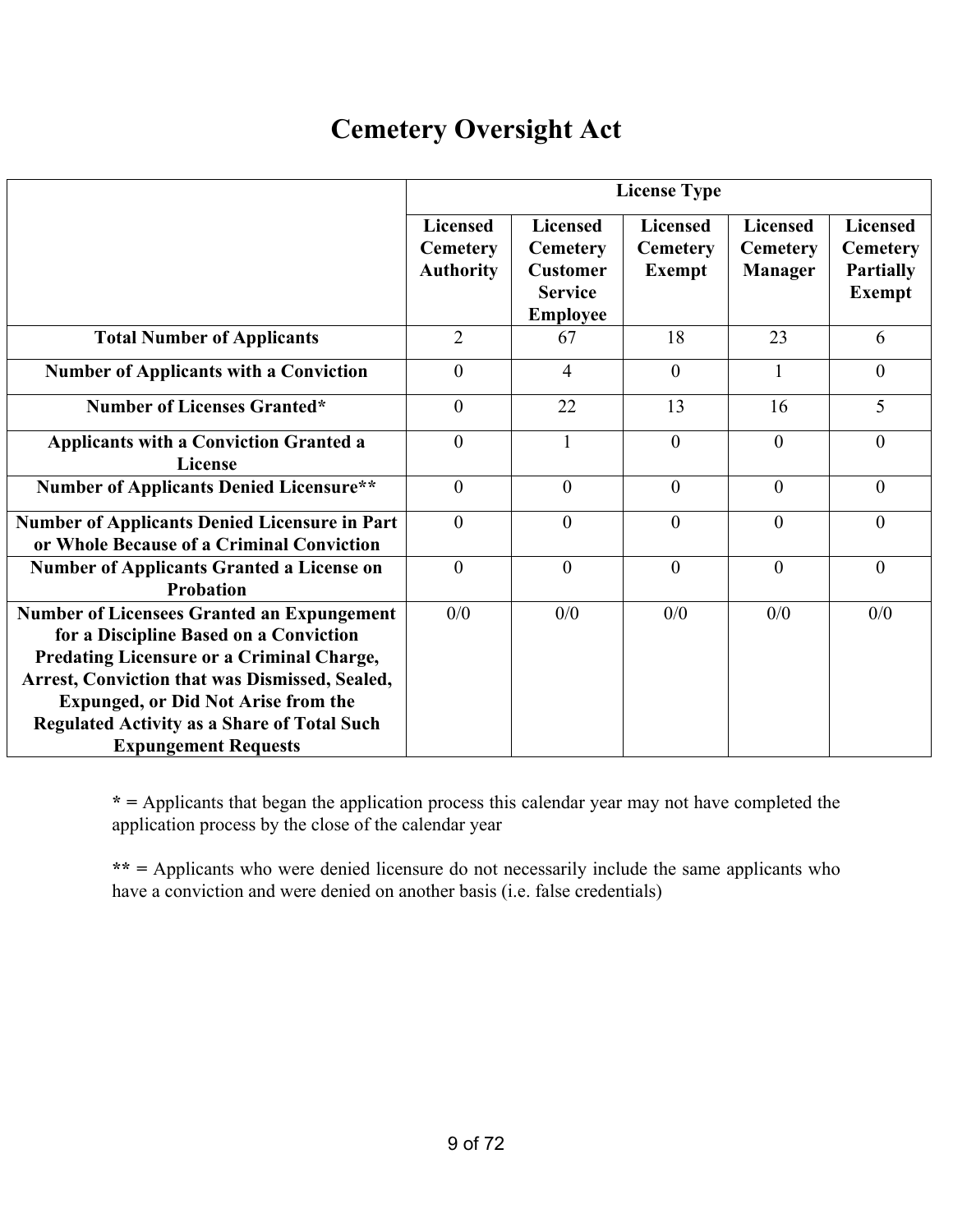# Cemetery Oversight Act

| | License Type | | | | |
|---|---|---|---|---|---|
| | Licensed Cemetery Authority | Licensed Cemetery Customer Service Employee | Licensed Cemetery Exempt | Licensed Cemetery Manager | Licensed Cemetery Partially Exempt |
| **Total Number of Applicants** | 2 | 67 | 18 | 23 | 6 |
| **Number of Applicants with a Conviction** | 0 | 4 | 0 | 1 | 0 |
| **Number of Licenses Granted*** | 0 | 22 | 13 | 16 | 5 |
| **Applicants with a Conviction Granted a License** | 0 | 1 | 0 | 0 | 0 |
| **Number of Applicants Denied Licensure**** | 0 | 0 | 0 | 0 | 0 |
| **Number of Applicants Denied Licensure in Part or Whole Because of a Criminal Conviction** | 0 | 0 | 0 | 0 | 0 |
| **Number of Applicants Granted a License on Probation** | 0 | 0 | 0 | 0 | 0 |
| **Number of Licensees Granted an Expungement for a Discipline Based on a Conviction Predating Licensure or a Criminal Charge, Arrest, Conviction that was Dismissed, Sealed, Expunged, or Did Not Arise from the Regulated Activity as a Share of Total Such Expungement Requests** | 0/0 | 0/0 | 0/0 | 0/0 | 0/0 |

**\*** = Applicants that began the application process this calendar year may not have completed the application process by the close of the calendar year

**\*\*** = Applicants who were denied licensure do not necessarily include the same applicants who have a conviction and were denied on another basis (i.e. false credentials)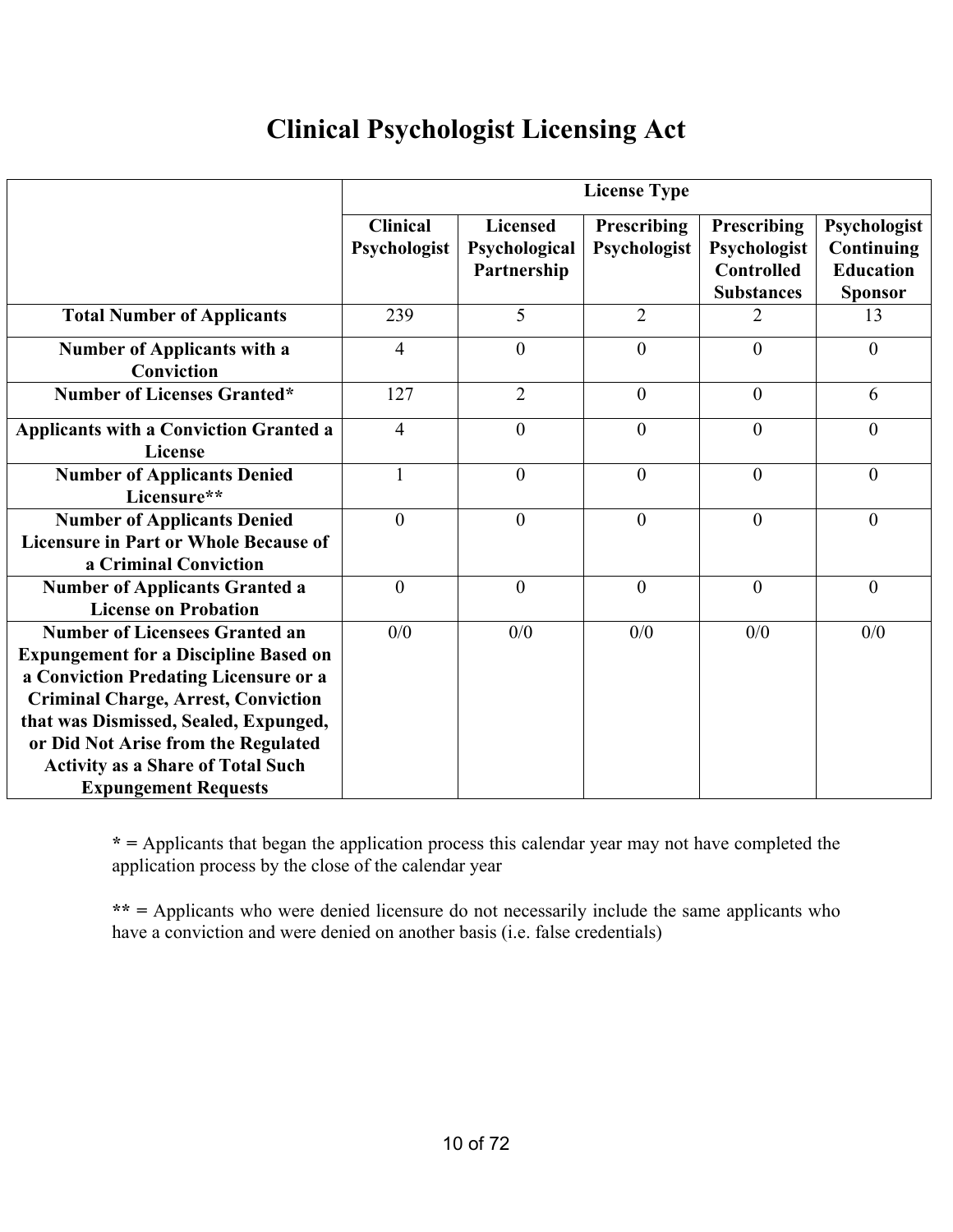# Clinical Psychologist Licensing Act

| | License Type | | | | |
|---|---|---|---|---|---|
| | **Clinical Psychologist** | **Licensed Psychological Partnership** | **Prescribing Psychologist** | **Prescribing Psychologist Controlled Substances** | **Psychologist Continuing Education Sponsor** |
| **Total Number of Applicants** | 239 | 5 | 2 | 2 | 13 |
| **Number of Applicants with a Conviction** | 4 | 0 | 0 | 0 | 0 |
| **Number of Licenses Granted*** | 127 | 2 | 0 | 0 | 6 |
| **Applicants with a Conviction Granted a License** | 4 | 0 | 0 | 0 | 0 |
| **Number of Applicants Denied Licensure**** | 1 | 0 | 0 | 0 | 0 |
| **Number of Applicants Denied Licensure in Part or Whole Because of a Criminal Conviction** | 0 | 0 | 0 | 0 | 0 |
| **Number of Applicants Granted a License on Probation** | 0 | 0 | 0 | 0 | 0 |
| **Number of Licensees Granted an Expungement for a Discipline Based on a Conviction Predating Licensure or a Criminal Charge, Arrest, Conviction that was Dismissed, Sealed, Expunged, or Did Not Arise from the Regulated Activity as a Share of Total Such Expungement Requests** | 0/0 | 0/0 | 0/0 | 0/0 | 0/0 |

**\* =** Applicants that began the application process this calendar year may not have completed the application process by the close of the calendar year

**\*\* =** Applicants who were denied licensure do not necessarily include the same applicants who have a conviction and were denied on another basis (i.e. false credentials)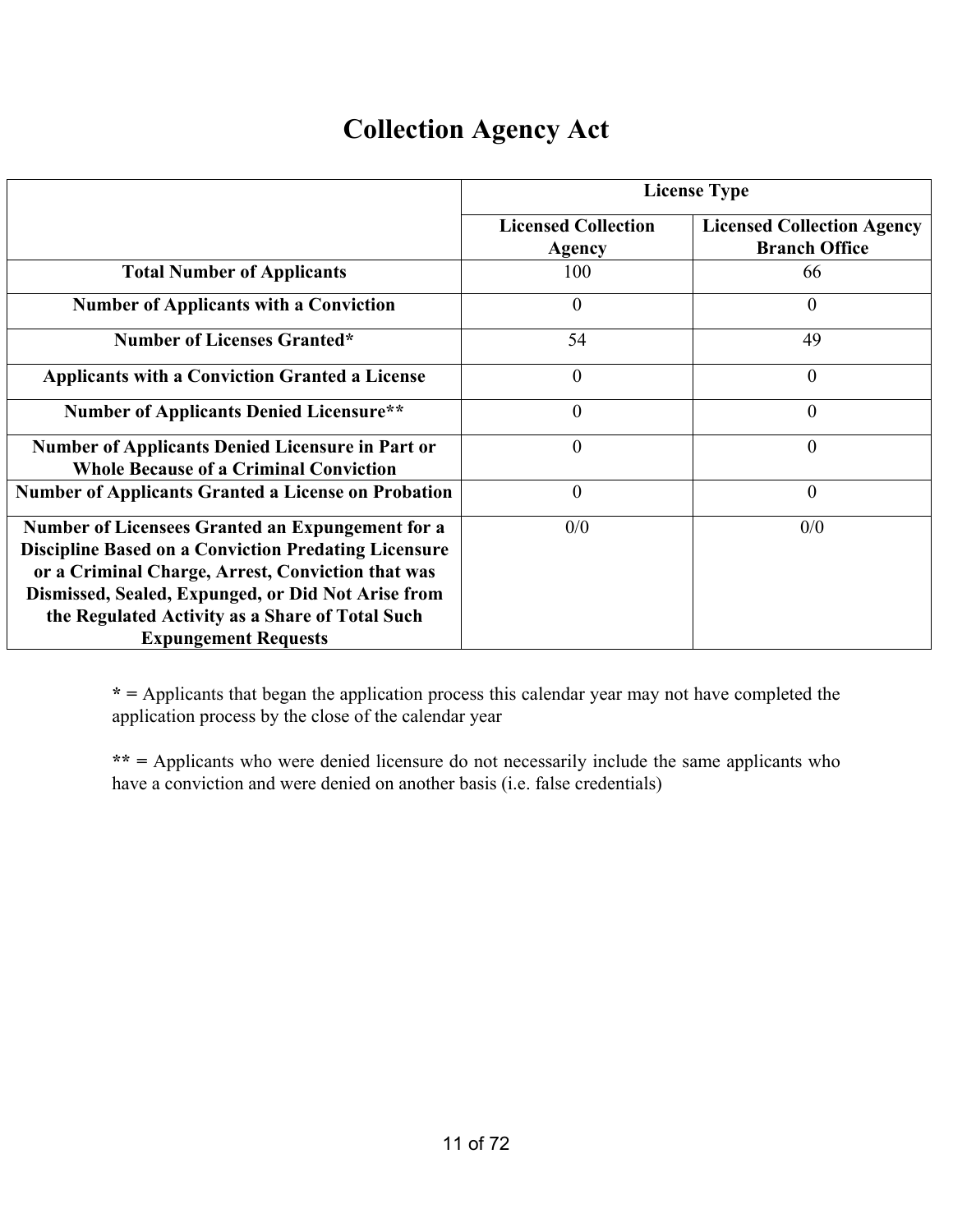# Collection Agency Act

| | License Type | |
|---|---|---|
| | Licensed Collection Agency | Licensed Collection Agency Branch Office |
| **Total Number of Applicants** | 100 | 66 |
| **Number of Applicants with a Conviction** | 0 | 0 |
| **Number of Licenses Granted*** | 54 | 49 |
| **Applicants with a Conviction Granted a License** | 0 | 0 |
| **Number of Applicants Denied Licensure**** | 0 | 0 |
| **Number of Applicants Denied Licensure in Part or Whole Because of a Criminal Conviction** | 0 | 0 |
| **Number of Applicants Granted a License on Probation** | 0 | 0 |
| **Number of Licensees Granted an Expungement for a Discipline Based on a Conviction Predating Licensure or a Criminal Charge, Arrest, Conviction that was Dismissed, Sealed, Expunged, or Did Not Arise from the Regulated Activity as a Share of Total Such Expungement Requests** | 0/0 | 0/0 |

**\* =** Applicants that began the application process this calendar year may not have completed the application process by the close of the calendar year

**\*\* =** Applicants who were denied licensure do not necessarily include the same applicants who have a conviction and were denied on another basis (i.e. false credentials)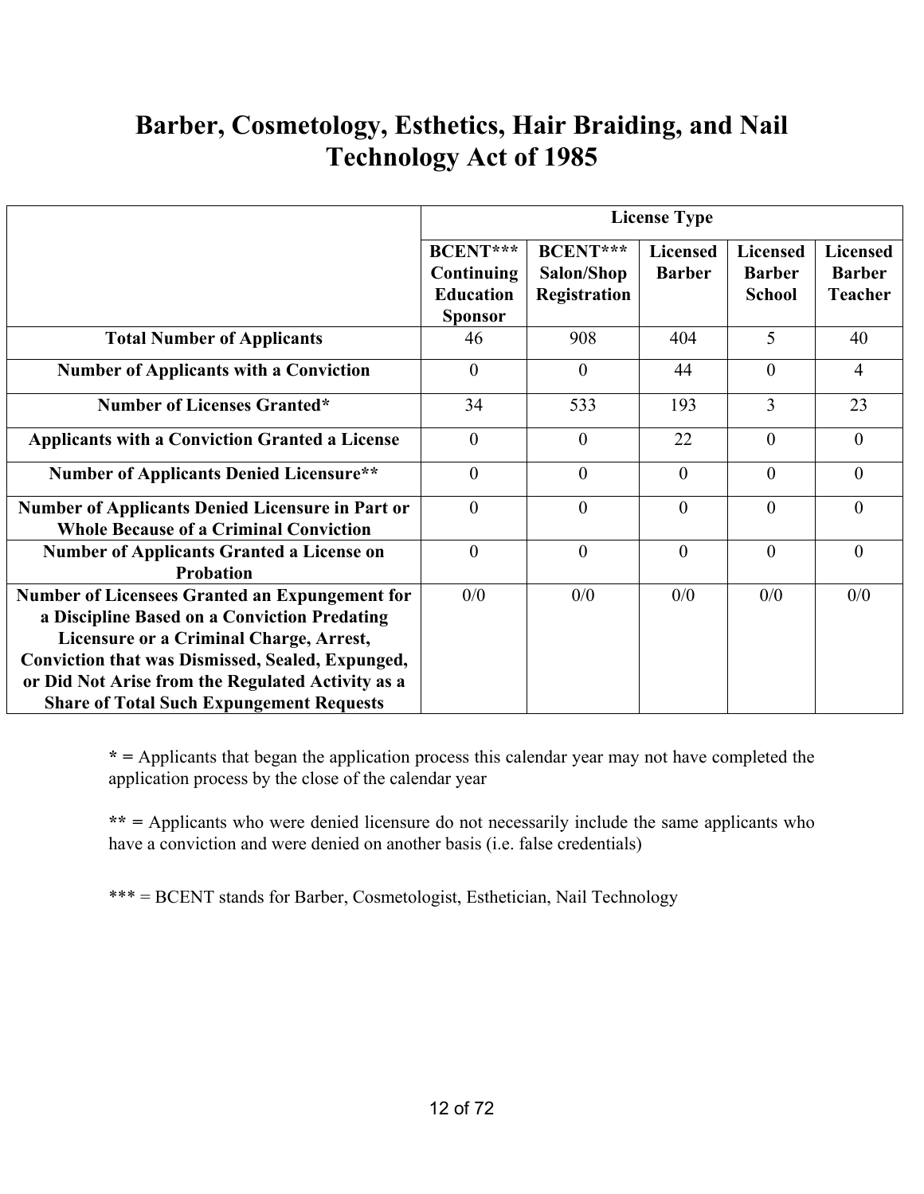# Barber, Cosmetology, Esthetics, Hair Braiding, and Nail Technology Act of 1985

| | License Type | | | | |
|---|---|---|---|---|---|
| | **BCENT*** Continuing Education Sponsor** | **BCENT*** Salon/Shop Registration** | **Licensed Barber** | **Licensed Barber School** | **Licensed Barber Teacher** |
| **Total Number of Applicants** | 46 | 908 | 404 | 5 | 40 |
| **Number of Applicants with a Conviction** | 0 | 0 | 44 | 0 | 4 |
| **Number of Licenses Granted*** | 34 | 533 | 193 | 3 | 23 |
| **Applicants with a Conviction Granted a License** | 0 | 0 | 22 | 0 | 0 |
| **Number of Applicants Denied Licensure**** | 0 | 0 | 0 | 0 | 0 |
| **Number of Applicants Denied Licensure in Part or Whole Because of a Criminal Conviction** | 0 | 0 | 0 | 0 | 0 |
| **Number of Applicants Granted a License on Probation** | 0 | 0 | 0 | 0 | 0 |
| **Number of Licensees Granted an Expungement for a Discipline Based on a Conviction Predating Licensure or a Criminal Charge, Arrest, Conviction that was Dismissed, Sealed, Expunged, or Did Not Arise from the Regulated Activity as a Share of Total Such Expungement Requests** | 0/0 | 0/0 | 0/0 | 0/0 | 0/0 |

**\* =** Applicants that began the application process this calendar year may not have completed the application process by the close of the calendar year

**\*\* =** Applicants who were denied licensure do not necessarily include the same applicants who have a conviction and were denied on another basis (i.e. false credentials)

\*\*\* = BCENT stands for Barber, Cosmetologist, Esthetician, Nail Technology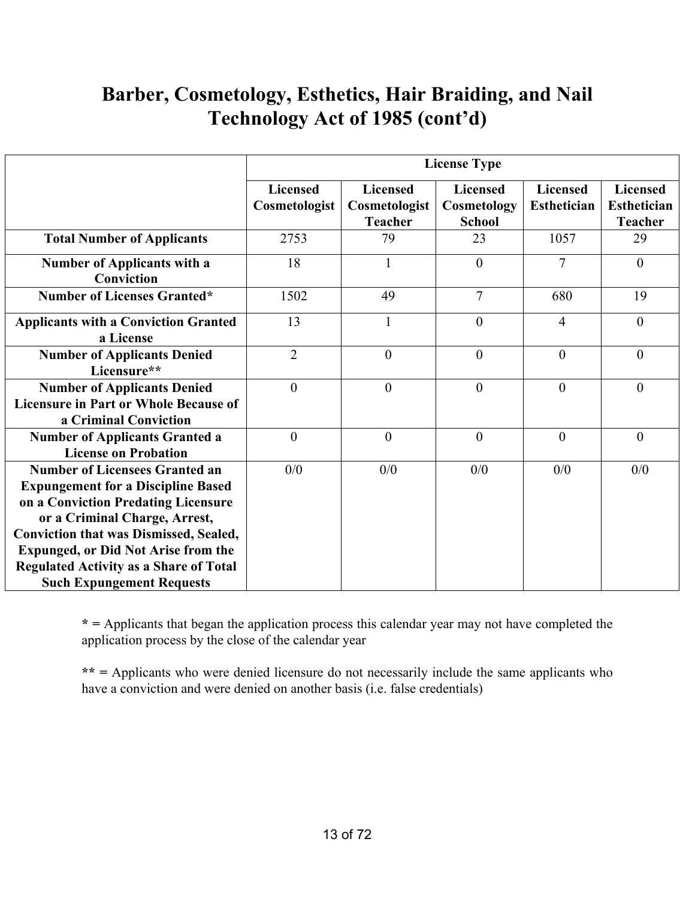# Barber, Cosmetology, Esthetics, Hair Braiding, and Nail Technology Act of 1985 (cont'd)

| | License Type | | | | |
|---|---|---|---|---|---|
| | **Licensed Cosmetologist** | **Licensed Cosmetologist Teacher** | **Licensed Cosmetology School** | **Licensed Esthetician** | **Licensed Esthetician Teacher** |
| **Total Number of Applicants** | 2753 | 79 | 23 | 1057 | 29 |
| **Number of Applicants with a Conviction** | 18 | 1 | 0 | 7 | 0 |
| **Number of Licenses Granted*** | 1502 | 49 | 7 | 680 | 19 |
| **Applicants with a Conviction Granted a License** | 13 | 1 | 0 | 4 | 0 |
| **Number of Applicants Denied Licensure**** | 2 | 0 | 0 | 0 | 0 |
| **Number of Applicants Denied Licensure in Part or Whole Because of a Criminal Conviction** | 0 | 0 | 0 | 0 | 0 |
| **Number of Applicants Granted a License on Probation** | 0 | 0 | 0 | 0 | 0 |
| **Number of Licensees Granted an Expungement for a Discipline Based on a Conviction Predating Licensure or a Criminal Charge, Arrest, Conviction that was Dismissed, Sealed, Expunged, or Did Not Arise from the Regulated Activity as a Share of Total Such Expungement Requests** | 0/0 | 0/0 | 0/0 | 0/0 | 0/0 |

**\* =** Applicants that began the application process this calendar year may not have completed the application process by the close of the calendar year

**\*\* =** Applicants who were denied licensure do not necessarily include the same applicants who have a conviction and were denied on another basis (i.e. false credentials)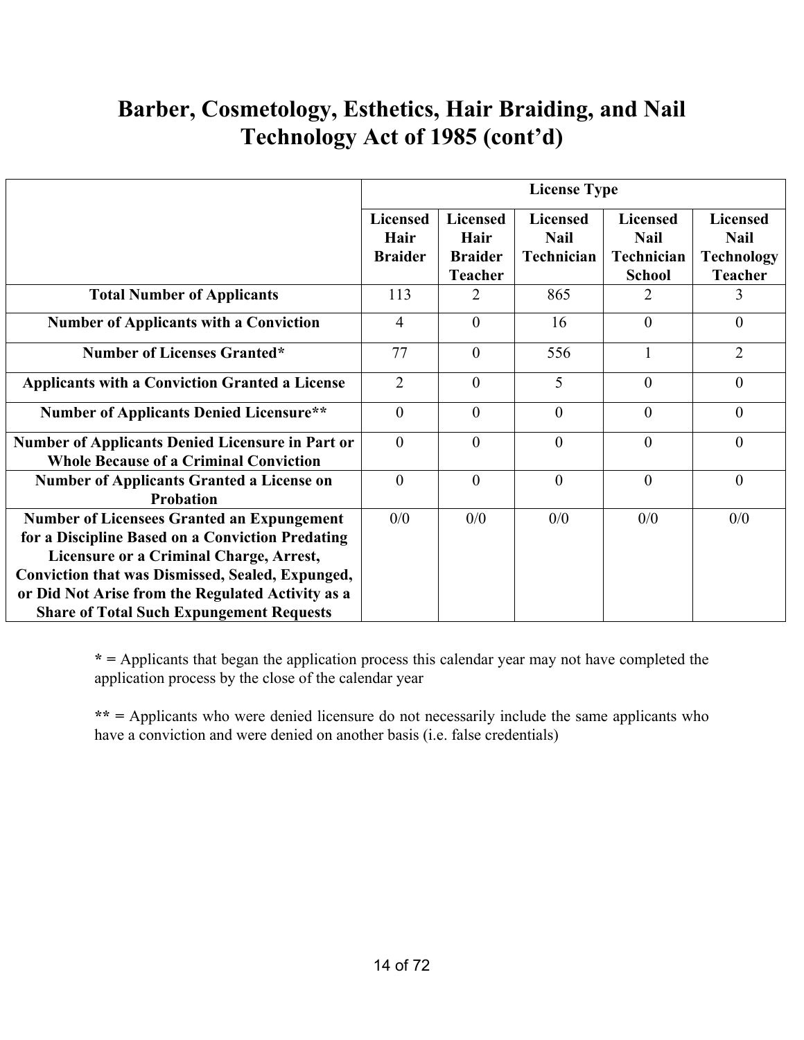# Barber, Cosmetology, Esthetics, Hair Braiding, and Nail Technology Act of 1985 (cont'd)

| | License Type | | | | |
|---|---|---|---|---|---|
| | **Licensed Hair Braider** | **Licensed Hair Braider Teacher** | **Licensed Nail Technician** | **Licensed Nail Technician School** | **Licensed Nail Technology Teacher** |
| **Total Number of Applicants** | 113 | 2 | 865 | 2 | 3 |
| **Number of Applicants with a Conviction** | 4 | 0 | 16 | 0 | 0 |
| **Number of Licenses Granted*** | 77 | 0 | 556 | 1 | 2 |
| **Applicants with a Conviction Granted a License** | 2 | 0 | 5 | 0 | 0 |
| **Number of Applicants Denied Licensure**** | 0 | 0 | 0 | 0 | 0 |
| **Number of Applicants Denied Licensure in Part or Whole Because of a Criminal Conviction** | 0 | 0 | 0 | 0 | 0 |
| **Number of Applicants Granted a License on Probation** | 0 | 0 | 0 | 0 | 0 |
| **Number of Licensees Granted an Expungement for a Discipline Based on a Conviction Predating Licensure or a Criminal Charge, Arrest, Conviction that was Dismissed, Sealed, Expunged, or Did Not Arise from the Regulated Activity as a Share of Total Such Expungement Requests** | 0/0 | 0/0 | 0/0 | 0/0 | 0/0 |

**\* =** Applicants that began the application process this calendar year may not have completed the application process by the close of the calendar year

**\*\* =** Applicants who were denied licensure do not necessarily include the same applicants who have a conviction and were denied on another basis (i.e. false credentials)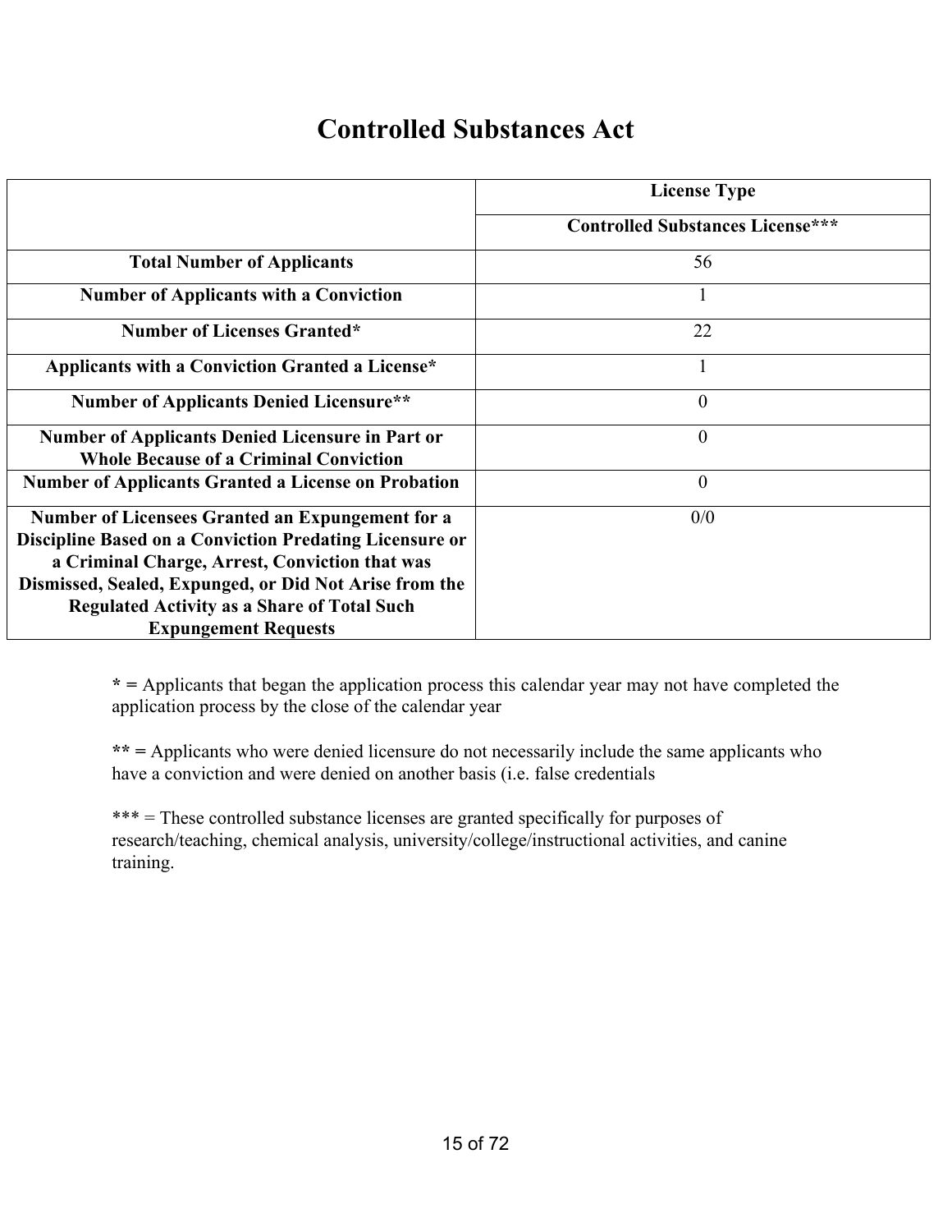# Controlled Substances Act

| | License Type |
|---|---|
| | **Controlled Substances License*** |
| **Total Number of Applicants** | 56 |
| **Number of Applicants with a Conviction** | 1 |
| **Number of Licenses Granted*** | 22 |
| **Applicants with a Conviction Granted a License*** | 1 |
| **Number of Applicants Denied Licensure**** | 0 |
| **Number of Applicants Denied Licensure in Part or Whole Because of a Criminal Conviction** | 0 |
| **Number of Applicants Granted a License on Probation** | 0 |
| **Number of Licensees Granted an Expungement for a Discipline Based on a Conviction Predating Licensure or a Criminal Charge, Arrest, Conviction that was Dismissed, Sealed, Expunged, or Did Not Arise from the Regulated Activity as a Share of Total Such Expungement Requests** | 0/0 |

**\* =** Applicants that began the application process this calendar year may not have completed the application process by the close of the calendar year

**\*\* =** Applicants who were denied licensure do not necessarily include the same applicants who have a conviction and were denied on another basis (i.e. false credentials

\*\*\* = These controlled substance licenses are granted specifically for purposes of research/teaching, chemical analysis, university/college/instructional activities, and canine training.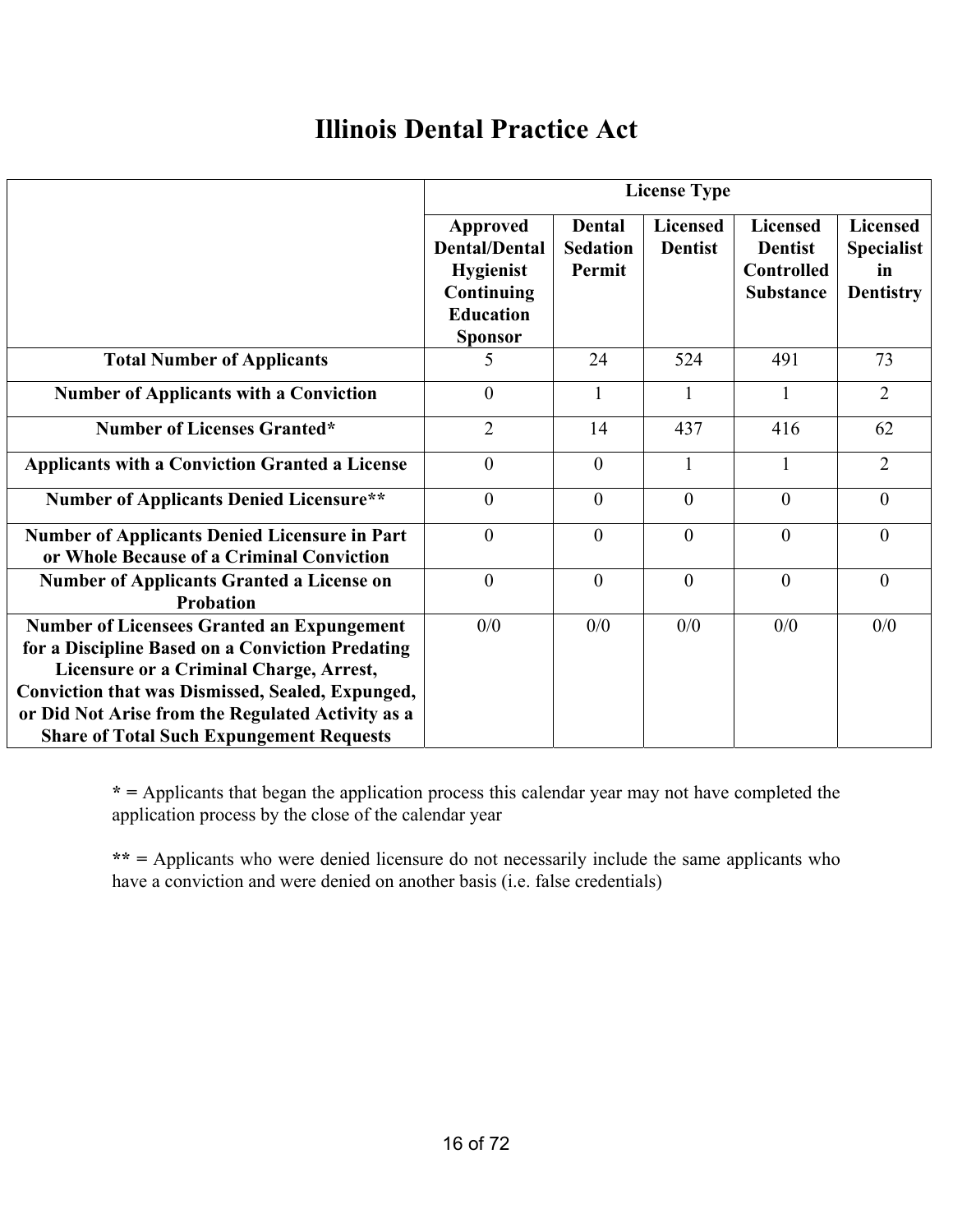# Illinois Dental Practice Act

| | License Type | | | | |
|---|---|---|---|---|---|
| | Approved Dental/Dental Hygienist Continuing Education Sponsor | Dental Sedation Permit | Licensed Dentist | Licensed Dentist Controlled Substance | Licensed Specialist in Dentistry |
| **Total Number of Applicants** | 5 | 24 | 524 | 491 | 73 |
| **Number of Applicants with a Conviction** | 0 | 1 | 1 | 1 | 2 |
| **Number of Licenses Granted*** | 2 | 14 | 437 | 416 | 62 |
| **Applicants with a Conviction Granted a License** | 0 | 0 | 1 | 1 | 2 |
| **Number of Applicants Denied Licensure**** | 0 | 0 | 0 | 0 | 0 |
| **Number of Applicants Denied Licensure in Part or Whole Because of a Criminal Conviction** | 0 | 0 | 0 | 0 | 0 |
| **Number of Applicants Granted a License on Probation** | 0 | 0 | 0 | 0 | 0 |
| **Number of Licensees Granted an Expungement for a Discipline Based on a Conviction Predating Licensure or a Criminal Charge, Arrest, Conviction that was Dismissed, Sealed, Expunged, or Did Not Arise from the Regulated Activity as a Share of Total Such Expungement Requests** | 0/0 | 0/0 | 0/0 | 0/0 | 0/0 |

**\* =** Applicants that began the application process this calendar year may not have completed the application process by the close of the calendar year

**\*\* =** Applicants who were denied licensure do not necessarily include the same applicants who have a conviction and were denied on another basis (i.e. false credentials)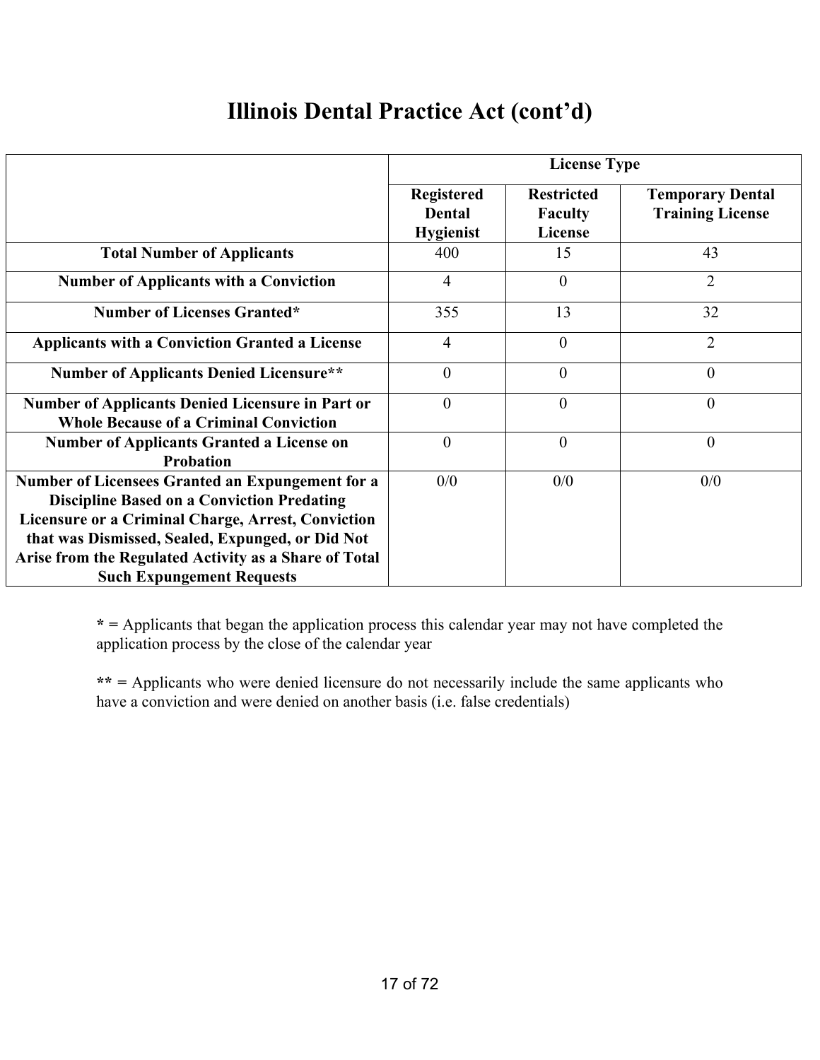# Illinois Dental Practice Act (cont'd)

| | License Type | | |
|---|---|---|---|
| | Registered Dental Hygienist | Restricted Faculty License | Temporary Dental Training License |
| **Total Number of Applicants** | 400 | 15 | 43 |
| **Number of Applicants with a Conviction** | 4 | 0 | 2 |
| **Number of Licenses Granted*** | 355 | 13 | 32 |
| **Applicants with a Conviction Granted a License** | 4 | 0 | 2 |
| **Number of Applicants Denied Licensure**** | 0 | 0 | 0 |
| **Number of Applicants Denied Licensure in Part or Whole Because of a Criminal Conviction** | 0 | 0 | 0 |
| **Number of Applicants Granted a License on Probation** | 0 | 0 | 0 |
| **Number of Licensees Granted an Expungement for a Discipline Based on a Conviction Predating Licensure or a Criminal Charge, Arrest, Conviction that was Dismissed, Sealed, Expunged, or Did Not Arise from the Regulated Activity as a Share of Total Such Expungement Requests** | 0/0 | 0/0 | 0/0 |

**\* =** Applicants that began the application process this calendar year may not have completed the application process by the close of the calendar year

**\*\* =** Applicants who were denied licensure do not necessarily include the same applicants who have a conviction and were denied on another basis (i.e. false credentials)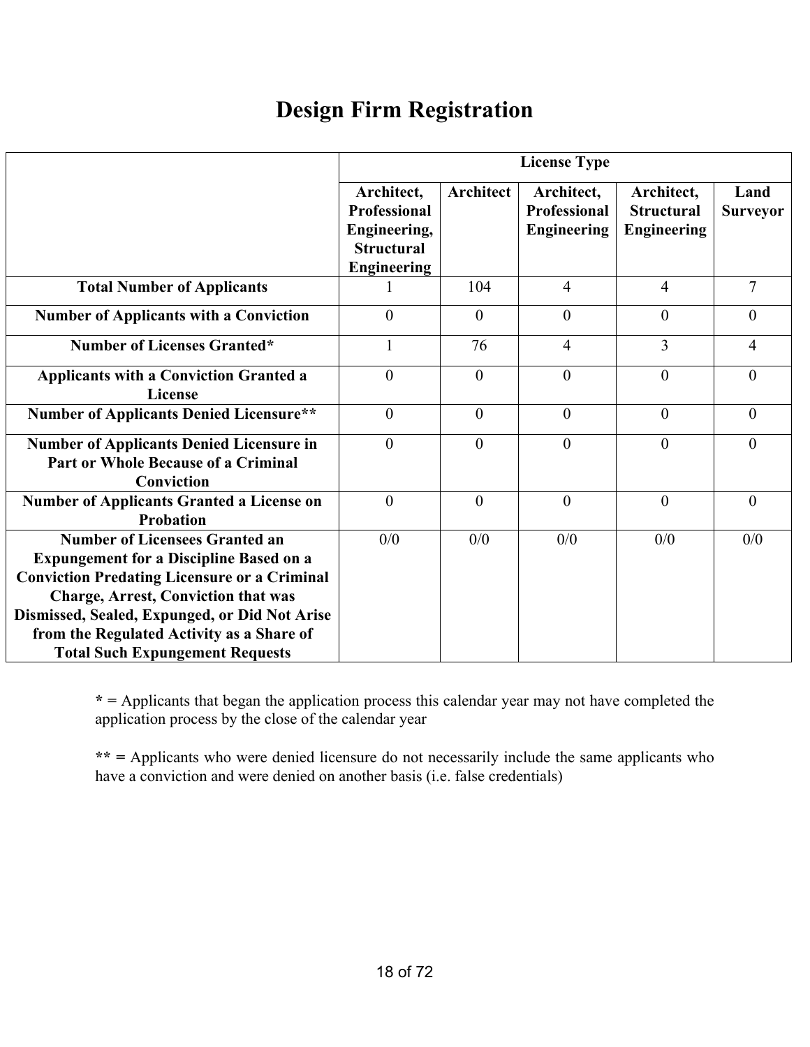# Design Firm Registration

| | License Type | | | | |
|---|---|---|---|---|---|
| | Architect, Professional Engineering, Structural Engineering | Architect | Architect, Professional Engineering | Architect, Structural Engineering | Land Surveyor |
| **Total Number of Applicants** | 1 | 104 | 4 | 4 | 7 |
| **Number of Applicants with a Conviction** | 0 | 0 | 0 | 0 | 0 |
| **Number of Licenses Granted*** | 1 | 76 | 4 | 3 | 4 |
| **Applicants with a Conviction Granted a License** | 0 | 0 | 0 | 0 | 0 |
| **Number of Applicants Denied Licensure**** | 0 | 0 | 0 | 0 | 0 |
| **Number of Applicants Denied Licensure in Part or Whole Because of a Criminal Conviction** | 0 | 0 | 0 | 0 | 0 |
| **Number of Applicants Granted a License on Probation** | 0 | 0 | 0 | 0 | 0 |
| **Number of Licensees Granted an Expungement for a Discipline Based on a Conviction Predating Licensure or a Criminal Charge, Arrest, Conviction that was Dismissed, Sealed, Expunged, or Did Not Arise from the Regulated Activity as a Share of Total Such Expungement Requests** | 0/0 | 0/0 | 0/0 | 0/0 | 0/0 |

**\* =** Applicants that began the application process this calendar year may not have completed the application process by the close of the calendar year

**\*\* =** Applicants who were denied licensure do not necessarily include the same applicants who have a conviction and were denied on another basis (i.e. false credentials)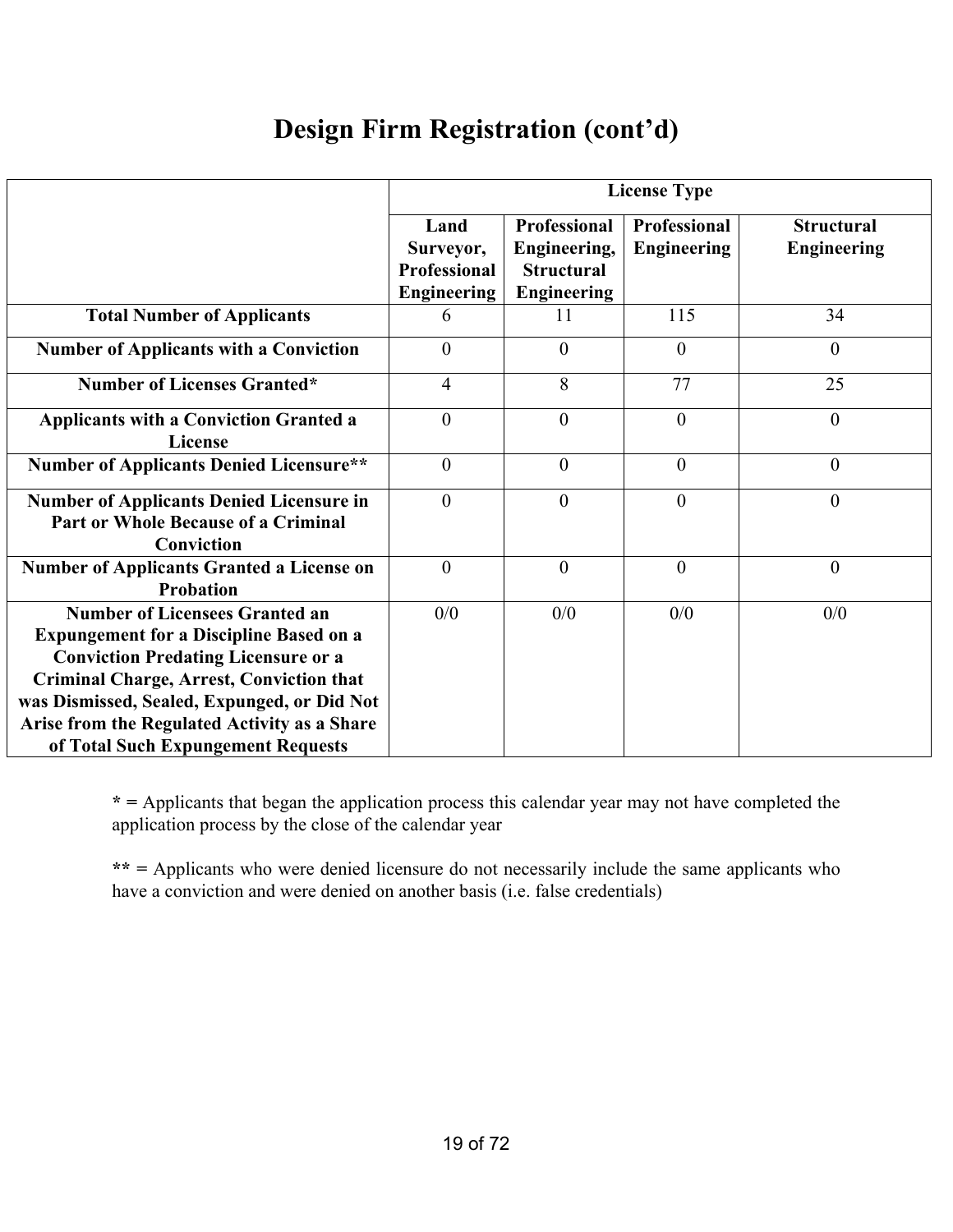# Design Firm Registration (cont'd)

| | License Type | | | |
|---|---|---|---|---|
| | **Land Surveyor, Professional Engineering** | **Professional Engineering, Structural Engineering** | **Professional Engineering** | **Structural Engineering** |
| **Total Number of Applicants** | 6 | 11 | 115 | 34 |
| **Number of Applicants with a Conviction** | 0 | 0 | 0 | 0 |
| **Number of Licenses Granted*** | 4 | 8 | 77 | 25 |
| **Applicants with a Conviction Granted a License** | 0 | 0 | 0 | 0 |
| **Number of Applicants Denied Licensure**** | 0 | 0 | 0 | 0 |
| **Number of Applicants Denied Licensure in Part or Whole Because of a Criminal Conviction** | 0 | 0 | 0 | 0 |
| **Number of Applicants Granted a License on Probation** | 0 | 0 | 0 | 0 |
| **Number of Licensees Granted an Expungement for a Discipline Based on a Conviction Predating Licensure or a Criminal Charge, Arrest, Conviction that was Dismissed, Sealed, Expunged, or Did Not Arise from the Regulated Activity as a Share of Total Such Expungement Requests** | 0/0 | 0/0 | 0/0 | 0/0 |

**\* =** Applicants that began the application process this calendar year may not have completed the application process by the close of the calendar year

**\*\* =** Applicants who were denied licensure do not necessarily include the same applicants who have a conviction and were denied on another basis (i.e. false credentials)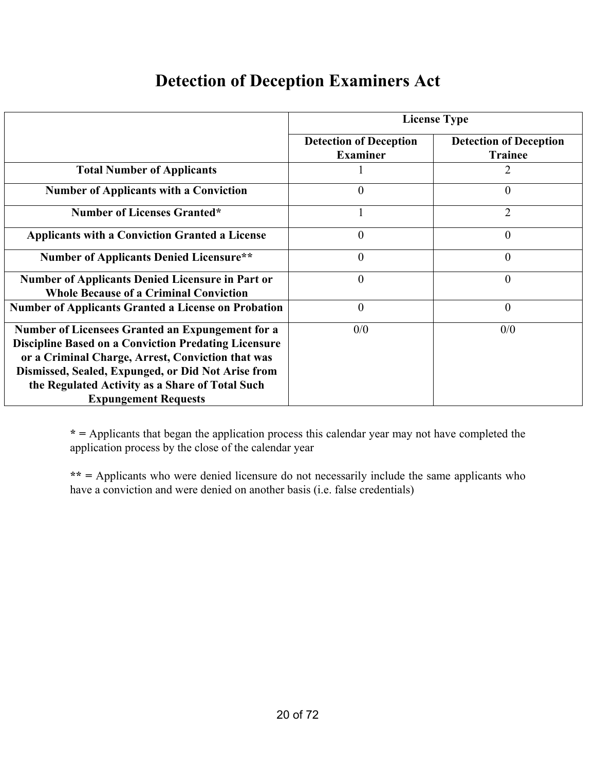# Detection of Deception Examiners Act

| | License Type | |
|---|---|---|
| | **Detection of Deception Examiner** | **Detection of Deception Trainee** |
| **Total Number of Applicants** | 1 | 2 |
| **Number of Applicants with a Conviction** | 0 | 0 |
| **Number of Licenses Granted*** | 1 | 2 |
| **Applicants with a Conviction Granted a License** | 0 | 0 |
| **Number of Applicants Denied Licensure**** | 0 | 0 |
| **Number of Applicants Denied Licensure in Part or Whole Because of a Criminal Conviction** | 0 | 0 |
| **Number of Applicants Granted a License on Probation** | 0 | 0 |
| **Number of Licensees Granted an Expungement for a Discipline Based on a Conviction Predating Licensure or a Criminal Charge, Arrest, Conviction that was Dismissed, Sealed, Expunged, or Did Not Arise from the Regulated Activity as a Share of Total Such Expungement Requests** | 0/0 | 0/0 |

**\* =** Applicants that began the application process this calendar year may not have completed the application process by the close of the calendar year

**\*\* =** Applicants who were denied licensure do not necessarily include the same applicants who have a conviction and were denied on another basis (i.e. false credentials)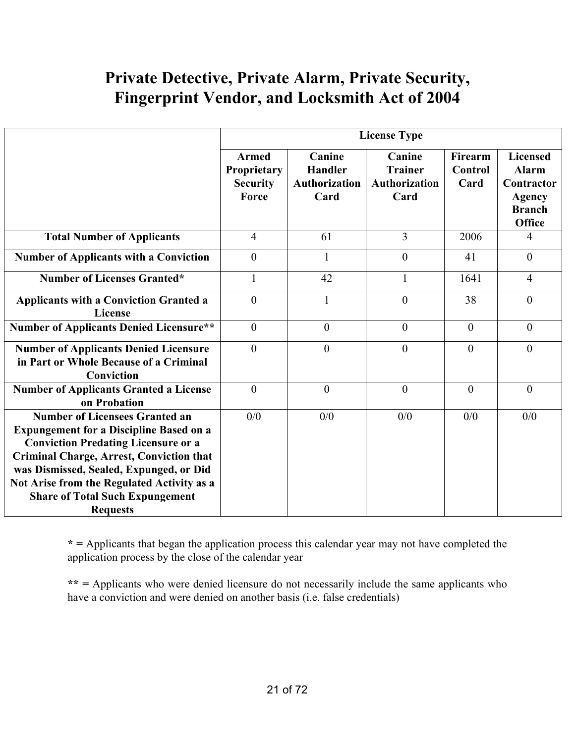# Private Detective, Private Alarm, Private Security, Fingerprint Vendor, and Locksmith Act of 2004

| | License Type | | | | |
|---|---|---|---|---|---|
| | **Armed Proprietary Security Force** | **Canine Handler Authorization Card** | **Canine Trainer Authorization Card** | **Firearm Control Card** | **Licensed Alarm Contractor Agency Branch Office** |
| **Total Number of Applicants** | 4 | 61 | 3 | 2006 | 4 |
| **Number of Applicants with a Conviction** | 0 | 1 | 0 | 41 | 0 |
| **Number of Licenses Granted*** | 1 | 42 | 1 | 1641 | 4 |
| **Applicants with a Conviction Granted a License** | 0 | 1 | 0 | 38 | 0 |
| **Number of Applicants Denied Licensure**** | 0 | 0 | 0 | 0 | 0 |
| **Number of Applicants Denied Licensure in Part or Whole Because of a Criminal Conviction** | 0 | 0 | 0 | 0 | 0 |
| **Number of Applicants Granted a License on Probation** | 0 | 0 | 0 | 0 | 0 |
| **Number of Licensees Granted an Expungement for a Discipline Based on a Conviction Predating Licensure or a Criminal Charge, Arrest, Conviction that was Dismissed, Sealed, Expunged, or Did Not Arise from the Regulated Activity as a Share of Total Such Expungement Requests** | 0/0 | 0/0 | 0/0 | 0/0 | 0/0 |

**\* =** Applicants that began the application process this calendar year may not have completed the application process by the close of the calendar year

**\*\* =** Applicants who were denied licensure do not necessarily include the same applicants who have a conviction and were denied on another basis (i.e. false credentials)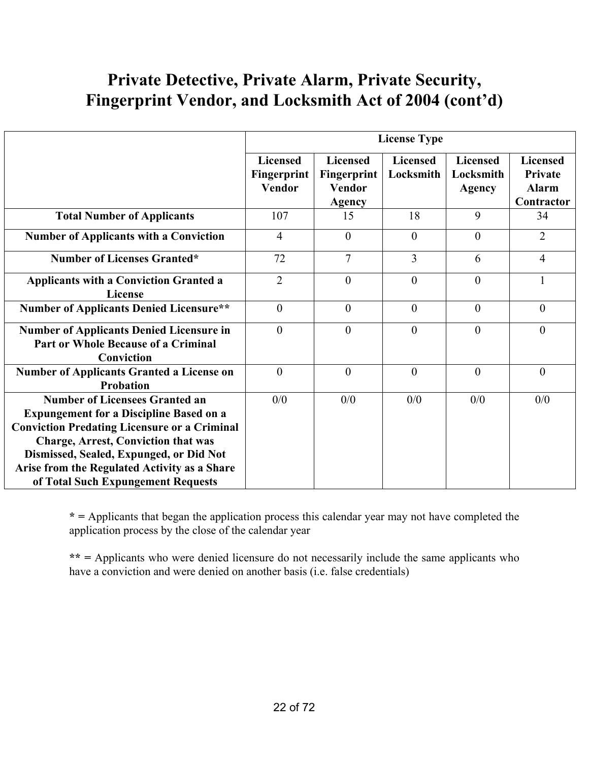# Private Detective, Private Alarm, Private Security, Fingerprint Vendor, and Locksmith Act of 2004 (cont'd)

| | License Type | | | | |
|---|---|---|---|---|---|
| | Licensed Fingerprint Vendor | Licensed Fingerprint Vendor Agency | Licensed Locksmith | Licensed Locksmith Agency | Licensed Private Alarm Contractor |
| **Total Number of Applicants** | 107 | 15 | 18 | 9 | 34 |
| **Number of Applicants with a Conviction** | 4 | 0 | 0 | 0 | 2 |
| **Number of Licenses Granted*** | 72 | 7 | 3 | 6 | 4 |
| **Applicants with a Conviction Granted a License** | 2 | 0 | 0 | 0 | 1 |
| **Number of Applicants Denied Licensure**** | 0 | 0 | 0 | 0 | 0 |
| **Number of Applicants Denied Licensure in Part or Whole Because of a Criminal Conviction** | 0 | 0 | 0 | 0 | 0 |
| **Number of Applicants Granted a License on Probation** | 0 | 0 | 0 | 0 | 0 |
| **Number of Licensees Granted an Expungement for a Discipline Based on a Conviction Predating Licensure or a Criminal Charge, Arrest, Conviction that was Dismissed, Sealed, Expunged, or Did Not Arise from the Regulated Activity as a Share of Total Such Expungement Requests** | 0/0 | 0/0 | 0/0 | 0/0 | 0/0 |

**\* =** Applicants that began the application process this calendar year may not have completed the application process by the close of the calendar year

**\*\* =** Applicants who were denied licensure do not necessarily include the same applicants who have a conviction and were denied on another basis (i.e. false credentials)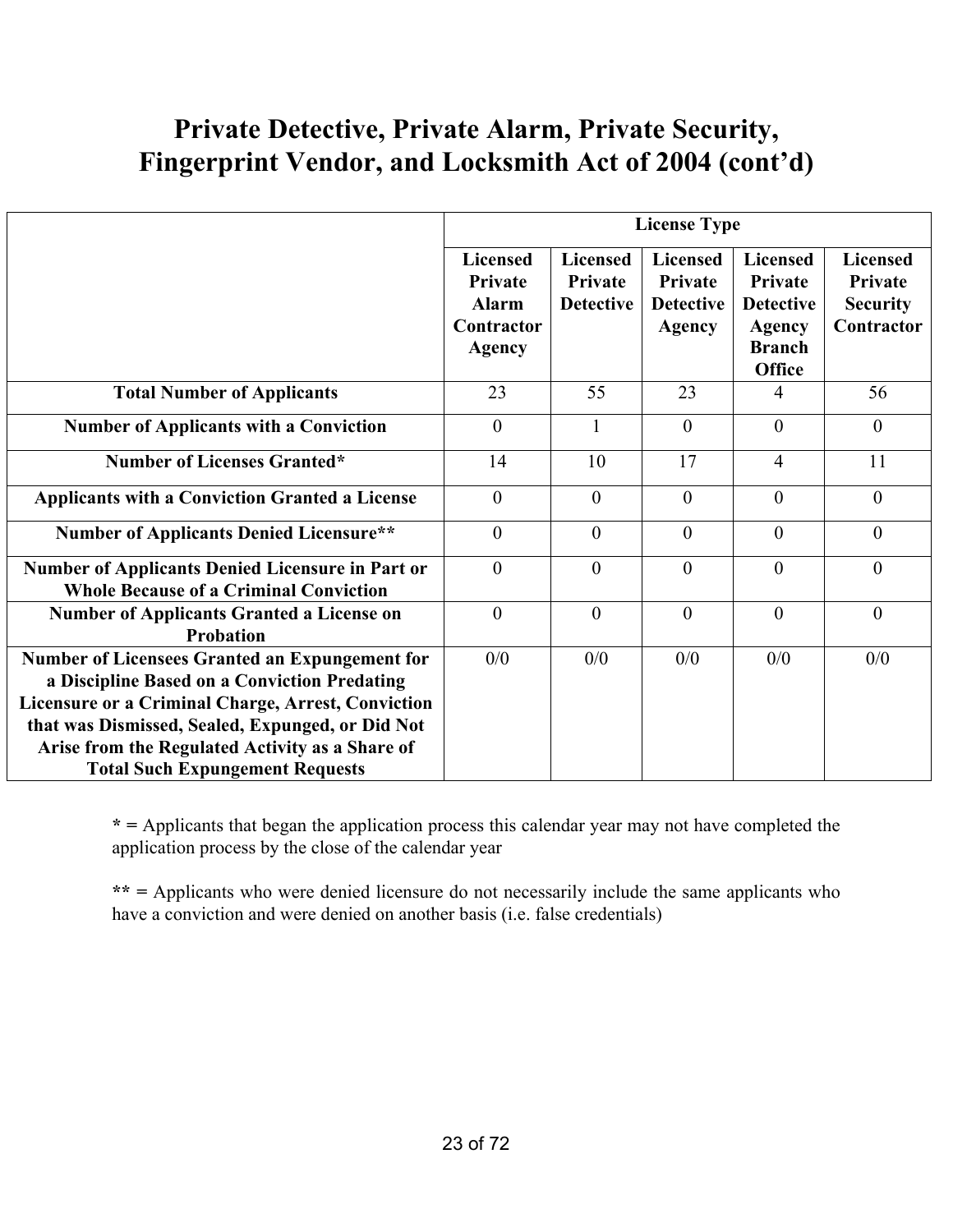# Private Detective, Private Alarm, Private Security, Fingerprint Vendor, and Locksmith Act of 2004 (cont'd)

| | License Type | | | | |
|---|---|---|---|---|---|
| | **Licensed Private Alarm Contractor Agency** | **Licensed Private Detective** | **Licensed Private Detective Agency** | **Licensed Private Detective Agency Branch Office** | **Licensed Private Security Contractor** |
| **Total Number of Applicants** | 23 | 55 | 23 | 4 | 56 |
| **Number of Applicants with a Conviction** | 0 | 1 | 0 | 0 | 0 |
| **Number of Licenses Granted*** | 14 | 10 | 17 | 4 | 11 |
| **Applicants with a Conviction Granted a License** | 0 | 0 | 0 | 0 | 0 |
| **Number of Applicants Denied Licensure**** | 0 | 0 | 0 | 0 | 0 |
| **Number of Applicants Denied Licensure in Part or Whole Because of a Criminal Conviction** | 0 | 0 | 0 | 0 | 0 |
| **Number of Applicants Granted a License on Probation** | 0 | 0 | 0 | 0 | 0 |
| **Number of Licensees Granted an Expungement for a Discipline Based on a Conviction Predating Licensure or a Criminal Charge, Arrest, Conviction that was Dismissed, Sealed, Expunged, or Did Not Arise from the Regulated Activity as a Share of Total Such Expungement Requests** | 0/0 | 0/0 | 0/0 | 0/0 | 0/0 |

**\* =** Applicants that began the application process this calendar year may not have completed the application process by the close of the calendar year

**\*\* =** Applicants who were denied licensure do not necessarily include the same applicants who have a conviction and were denied on another basis (i.e. false credentials)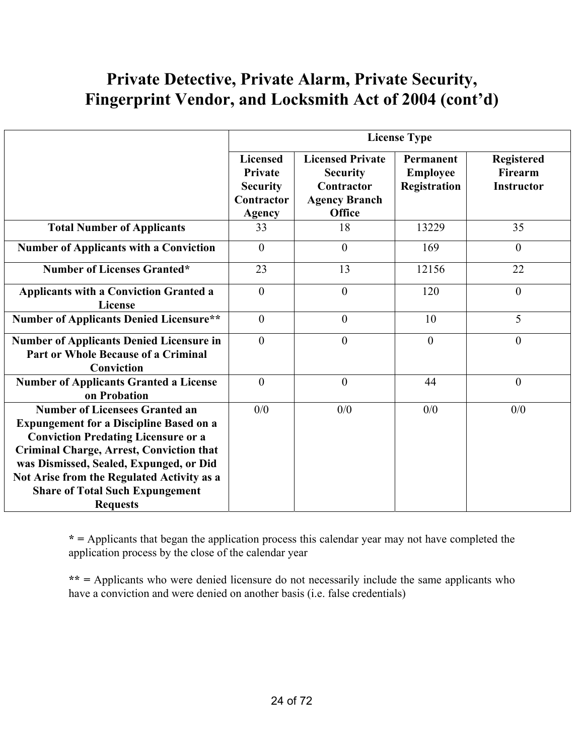# Private Detective, Private Alarm, Private Security, Fingerprint Vendor, and Locksmith Act of 2004 (cont'd)

| | License Type | | | |
|---|---|---|---|---|
| | **Licensed Private Security Contractor Agency** | **Licensed Private Security Contractor Agency Branch Office** | **Permanent Employee Registration** | **Registered Firearm Instructor** |
| **Total Number of Applicants** | 33 | 18 | 13229 | 35 |
| **Number of Applicants with a Conviction** | 0 | 0 | 169 | 0 |
| **Number of Licenses Granted*** | 23 | 13 | 12156 | 22 |
| **Applicants with a Conviction Granted a License** | 0 | 0 | 120 | 0 |
| **Number of Applicants Denied Licensure**** | 0 | 0 | 10 | 5 |
| **Number of Applicants Denied Licensure in Part or Whole Because of a Criminal Conviction** | 0 | 0 | 0 | 0 |
| **Number of Applicants Granted a License on Probation** | 0 | 0 | 44 | 0 |
| **Number of Licensees Granted an Expungement for a Discipline Based on a Conviction Predating Licensure or a Criminal Charge, Arrest, Conviction that was Dismissed, Sealed, Expunged, or Did Not Arise from the Regulated Activity as a Share of Total Such Expungement Requests** | 0/0 | 0/0 | 0/0 | 0/0 |

**\* =** Applicants that began the application process this calendar year may not have completed the application process by the close of the calendar year

**\*\* =** Applicants who were denied licensure do not necessarily include the same applicants who have a conviction and were denied on another basis (i.e. false credentials)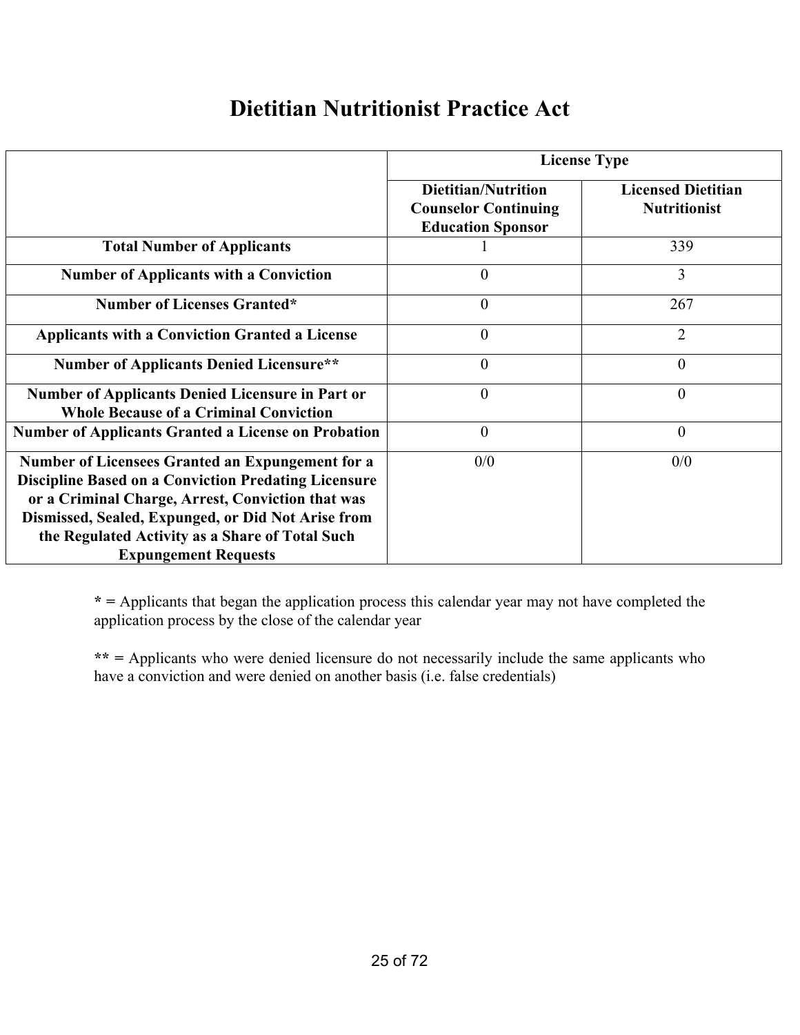# Dietitian Nutritionist Practice Act

| | License Type | |
|---|---|---|
| | **Dietitian/Nutrition Counselor Continuing Education Sponsor** | **Licensed Dietitian Nutritionist** |
| **Total Number of Applicants** | 1 | 339 |
| **Number of Applicants with a Conviction** | 0 | 3 |
| **Number of Licenses Granted*** | 0 | 267 |
| **Applicants with a Conviction Granted a License** | 0 | 2 |
| **Number of Applicants Denied Licensure**** | 0 | 0 |
| **Number of Applicants Denied Licensure in Part or Whole Because of a Criminal Conviction** | 0 | 0 |
| **Number of Applicants Granted a License on Probation** | 0 | 0 |
| **Number of Licensees Granted an Expungement for a Discipline Based on a Conviction Predating Licensure or a Criminal Charge, Arrest, Conviction that was Dismissed, Sealed, Expunged, or Did Not Arise from the Regulated Activity as a Share of Total Such Expungement Requests** | 0/0 | 0/0 |

**\* =** Applicants that began the application process this calendar year may not have completed the application process by the close of the calendar year

**\*\* =** Applicants who were denied licensure do not necessarily include the same applicants who have a conviction and were denied on another basis (i.e. false credentials)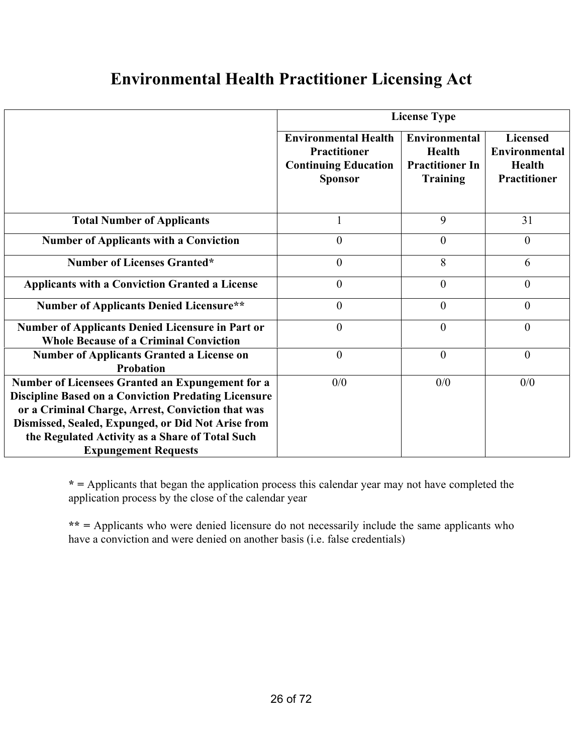# Environmental Health Practitioner Licensing Act

| | License Type | | |
|---|---|---|---|
| | **Environmental Health Practitioner Continuing Education Sponsor** | **Environmental Health Practitioner In Training** | **Licensed Environmental Health Practitioner** |
| **Total Number of Applicants** | 1 | 9 | 31 |
| **Number of Applicants with a Conviction** | 0 | 0 | 0 |
| **Number of Licenses Granted*** | 0 | 8 | 6 |
| **Applicants with a Conviction Granted a License** | 0 | 0 | 0 |
| **Number of Applicants Denied Licensure**** | 0 | 0 | 0 |
| **Number of Applicants Denied Licensure in Part or Whole Because of a Criminal Conviction** | 0 | 0 | 0 |
| **Number of Applicants Granted a License on Probation** | 0 | 0 | 0 |
| **Number of Licensees Granted an Expungement for a Discipline Based on a Conviction Predating Licensure or a Criminal Charge, Arrest, Conviction that was Dismissed, Sealed, Expunged, or Did Not Arise from the Regulated Activity as a Share of Total Such Expungement Requests** | 0/0 | 0/0 | 0/0 |

**\*** = Applicants that began the application process this calendar year may not have completed the application process by the close of the calendar year

**\*\*** = Applicants who were denied licensure do not necessarily include the same applicants who have a conviction and were denied on another basis (i.e. false credentials)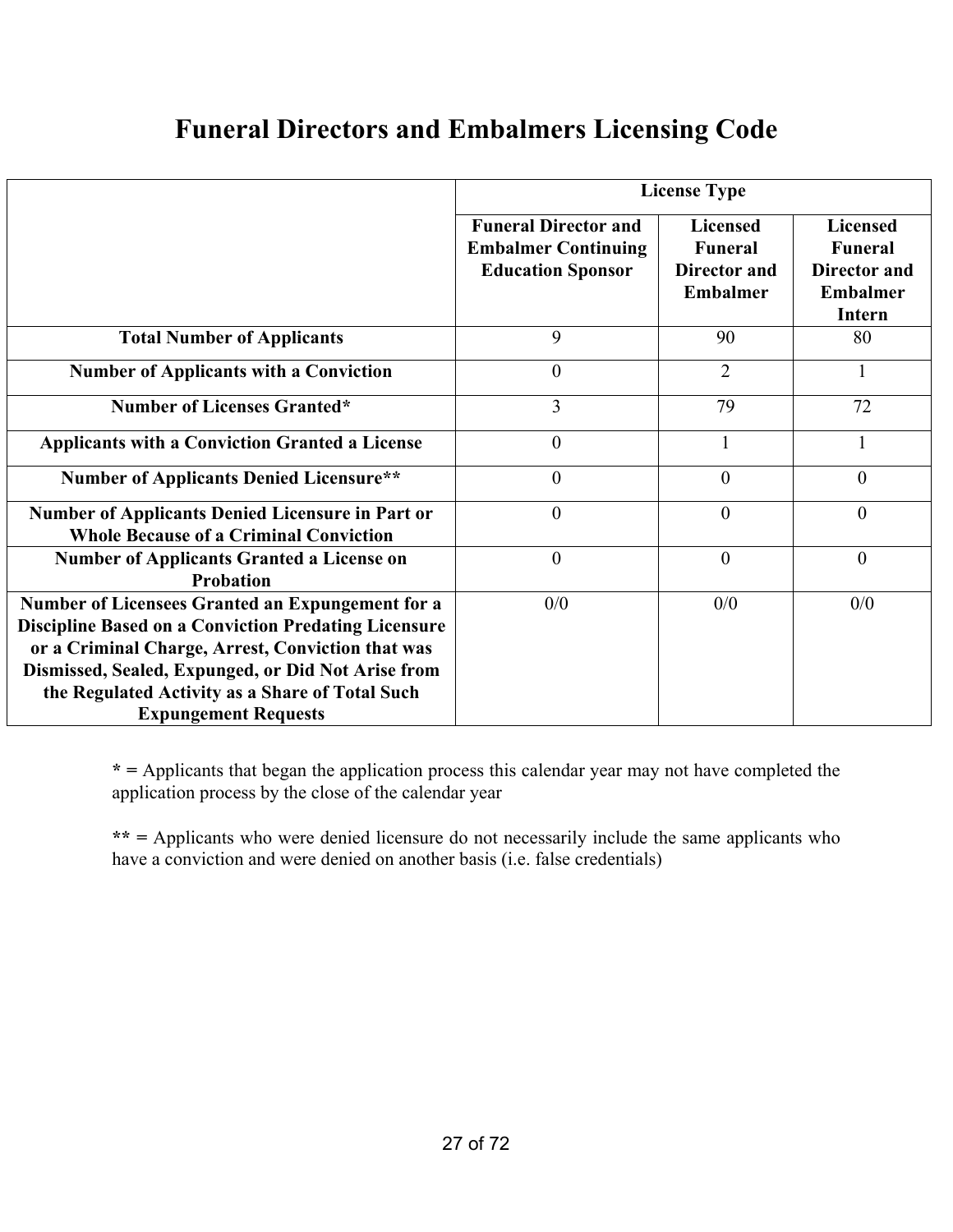# Funeral Directors and Embalmers Licensing Code

| | License Type | | |
|---|---|---|---|
| | **Funeral Director and Embalmer Continuing Education Sponsor** | **Licensed Funeral Director and Embalmer** | **Licensed Funeral Director and Embalmer Intern** |
| **Total Number of Applicants** | 9 | 90 | 80 |
| **Number of Applicants with a Conviction** | 0 | 2 | 1 |
| **Number of Licenses Granted*** | 3 | 79 | 72 |
| **Applicants with a Conviction Granted a License** | 0 | 1 | 1 |
| **Number of Applicants Denied Licensure**** | 0 | 0 | 0 |
| **Number of Applicants Denied Licensure in Part or Whole Because of a Criminal Conviction** | 0 | 0 | 0 |
| **Number of Applicants Granted a License on Probation** | 0 | 0 | 0 |
| **Number of Licensees Granted an Expungement for a Discipline Based on a Conviction Predating Licensure or a Criminal Charge, Arrest, Conviction that was Dismissed, Sealed, Expunged, or Did Not Arise from the Regulated Activity as a Share of Total Such Expungement Requests** | 0/0 | 0/0 | 0/0 |

**\* =** Applicants that began the application process this calendar year may not have completed the application process by the close of the calendar year

**\*\* =** Applicants who were denied licensure do not necessarily include the same applicants who have a conviction and were denied on another basis (i.e. false credentials)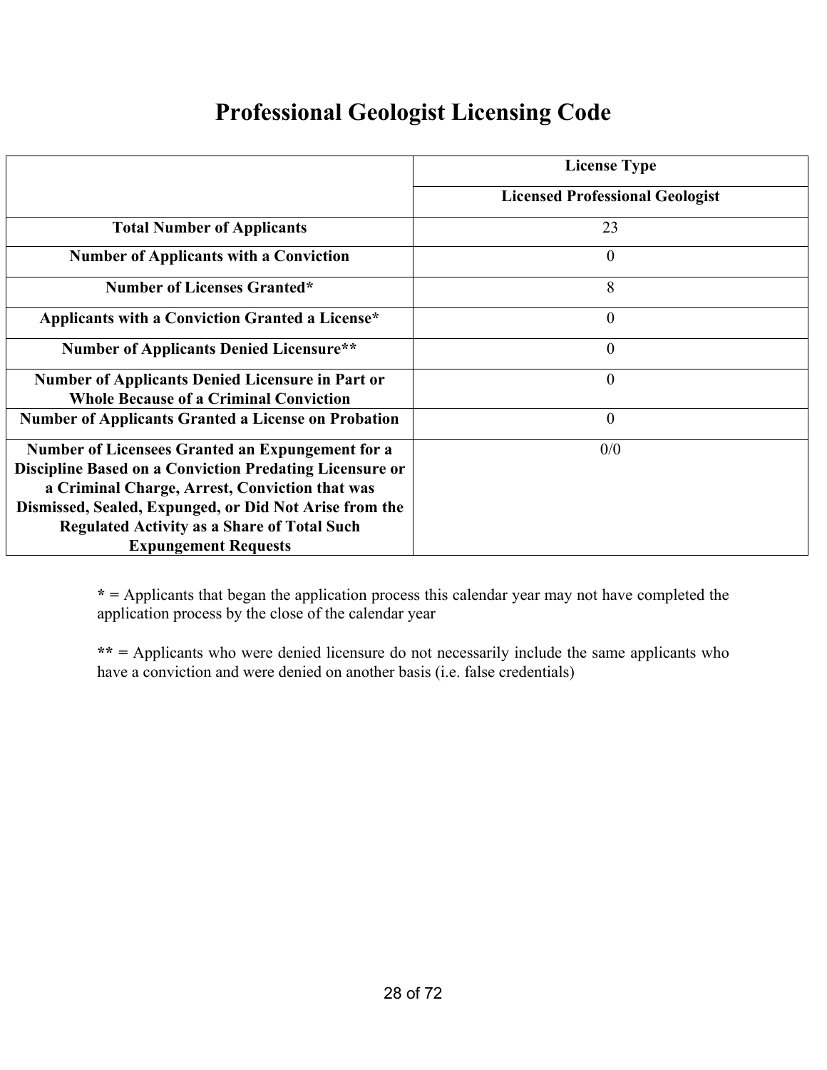# Professional Geologist Licensing Code

| | License Type |
|---|---|
| | **Licensed Professional Geologist** |
| **Total Number of Applicants** | 23 |
| **Number of Applicants with a Conviction** | 0 |
| **Number of Licenses Granted*** | 8 |
| **Applicants with a Conviction Granted a License*** | 0 |
| **Number of Applicants Denied Licensure**** | 0 |
| **Number of Applicants Denied Licensure in Part or Whole Because of a Criminal Conviction** | 0 |
| **Number of Applicants Granted a License on Probation** | 0 |
| **Number of Licensees Granted an Expungement for a Discipline Based on a Conviction Predating Licensure or a Criminal Charge, Arrest, Conviction that was Dismissed, Sealed, Expunged, or Did Not Arise from the Regulated Activity as a Share of Total Such Expungement Requests** | 0/0 |

**\* =** Applicants that began the application process this calendar year may not have completed the application process by the close of the calendar year

**\*\* =** Applicants who were denied licensure do not necessarily include the same applicants who have a conviction and were denied on another basis (i.e. false credentials)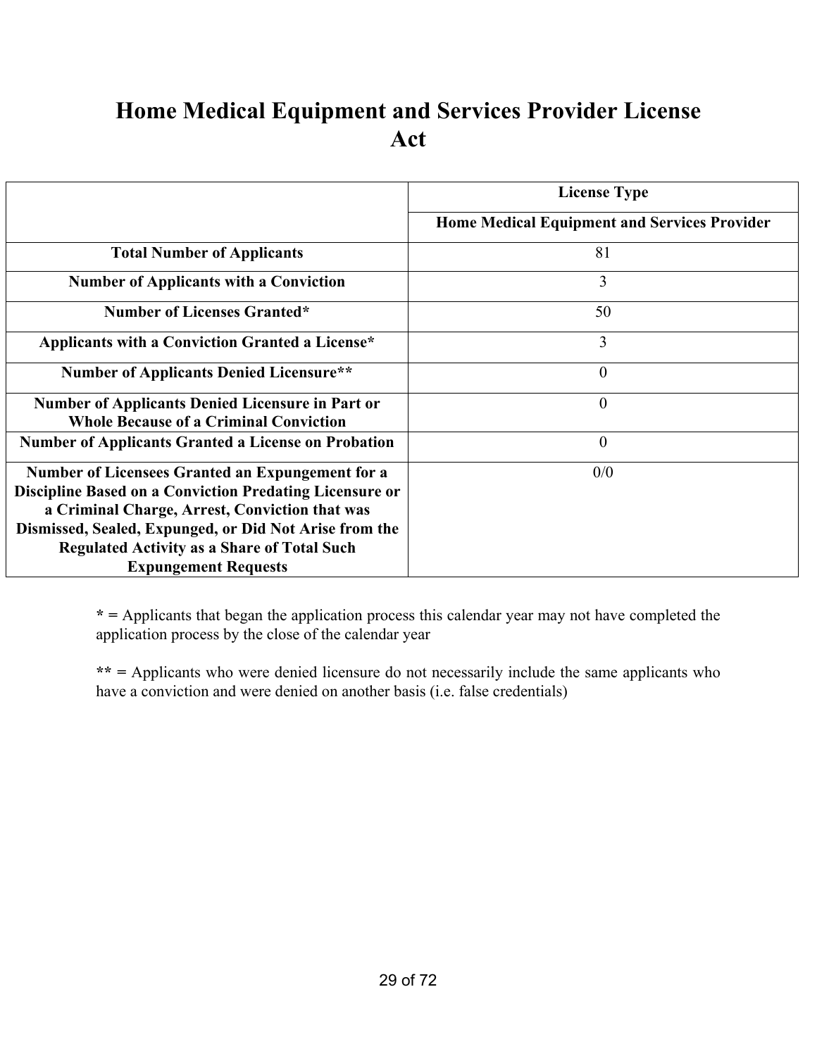# Home Medical Equipment and Services Provider License Act

| | License Type |
|---|---|
| | **Home Medical Equipment and Services Provider** |
| **Total Number of Applicants** | 81 |
| **Number of Applicants with a Conviction** | 3 |
| **Number of Licenses Granted*** | 50 |
| **Applicants with a Conviction Granted a License*** | 3 |
| **Number of Applicants Denied Licensure**** | 0 |
| **Number of Applicants Denied Licensure in Part or Whole Because of a Criminal Conviction** | 0 |
| **Number of Applicants Granted a License on Probation** | 0 |
| **Number of Licensees Granted an Expungement for a Discipline Based on a Conviction Predating Licensure or a Criminal Charge, Arrest, Conviction that was Dismissed, Sealed, Expunged, or Did Not Arise from the Regulated Activity as a Share of Total Such Expungement Requests** | 0/0 |

**\* =** Applicants that began the application process this calendar year may not have completed the application process by the close of the calendar year

**\*\* =** Applicants who were denied licensure do not necessarily include the same applicants who have a conviction and were denied on another basis (i.e. false credentials)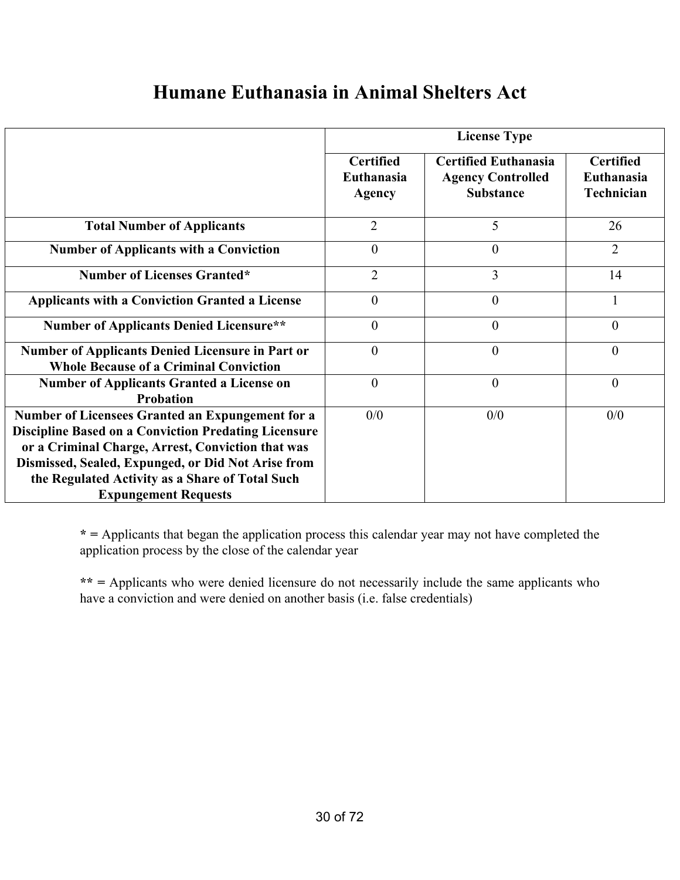# Humane Euthanasia in Animal Shelters Act

| | License Type | | |
|---|---|---|---|
| | **Certified Euthanasia Agency** | **Certified Euthanasia Agency Controlled Substance** | **Certified Euthanasia Technician** |
| **Total Number of Applicants** | 2 | 5 | 26 |
| **Number of Applicants with a Conviction** | 0 | 0 | 2 |
| **Number of Licenses Granted*** | 2 | 3 | 14 |
| **Applicants with a Conviction Granted a License** | 0 | 0 | 1 |
| **Number of Applicants Denied Licensure**** | 0 | 0 | 0 |
| **Number of Applicants Denied Licensure in Part or Whole Because of a Criminal Conviction** | 0 | 0 | 0 |
| **Number of Applicants Granted a License on Probation** | 0 | 0 | 0 |
| **Number of Licensees Granted an Expungement for a Discipline Based on a Conviction Predating Licensure or a Criminal Charge, Arrest, Conviction that was Dismissed, Sealed, Expunged, or Did Not Arise from the Regulated Activity as a Share of Total Such Expungement Requests** | 0/0 | 0/0 | 0/0 |

**\* =** Applicants that began the application process this calendar year may not have completed the application process by the close of the calendar year

**\*\* =** Applicants who were denied licensure do not necessarily include the same applicants who have a conviction and were denied on another basis (i.e. false credentials)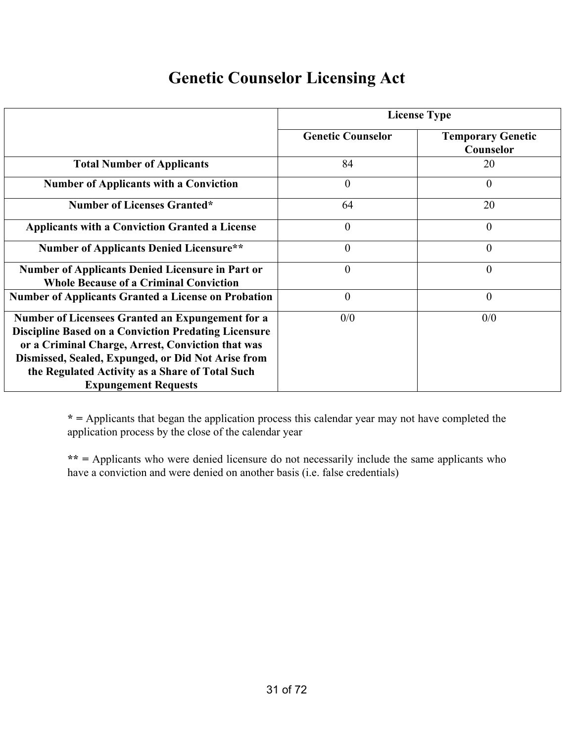# Genetic Counselor Licensing Act

| | License Type | |
|---|---|---|
| | Genetic Counselor | Temporary Genetic Counselor |
| **Total Number of Applicants** | 84 | 20 |
| **Number of Applicants with a Conviction** | 0 | 0 |
| **Number of Licenses Granted*** | 64 | 20 |
| **Applicants with a Conviction Granted a License** | 0 | 0 |
| **Number of Applicants Denied Licensure**** | 0 | 0 |
| **Number of Applicants Denied Licensure in Part or Whole Because of a Criminal Conviction** | 0 | 0 |
| **Number of Applicants Granted a License on Probation** | 0 | 0 |
| **Number of Licensees Granted an Expungement for a Discipline Based on a Conviction Predating Licensure or a Criminal Charge, Arrest, Conviction that was Dismissed, Sealed, Expunged, or Did Not Arise from the Regulated Activity as a Share of Total Such Expungement Requests** | 0/0 | 0/0 |

**\* =** Applicants that began the application process this calendar year may not have completed the application process by the close of the calendar year

**\*\* =** Applicants who were denied licensure do not necessarily include the same applicants who have a conviction and were denied on another basis (i.e. false credentials)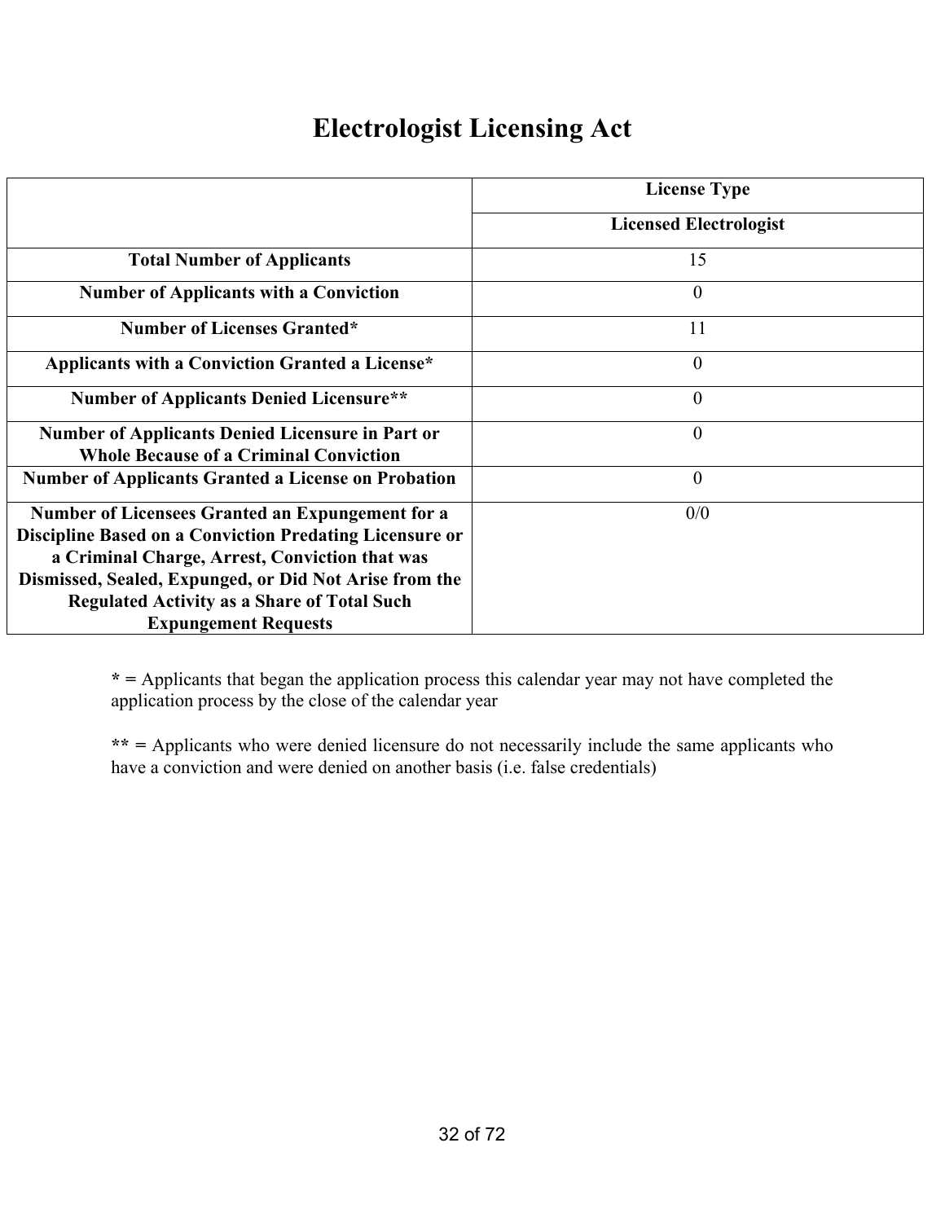# Electrologist Licensing Act

| | License Type |
|---|---|
| | Licensed Electrologist |
| **Total Number of Applicants** | 15 |
| **Number of Applicants with a Conviction** | 0 |
| **Number of Licenses Granted*** | 11 |
| **Applicants with a Conviction Granted a License*** | 0 |
| **Number of Applicants Denied Licensure**** | 0 |
| **Number of Applicants Denied Licensure in Part or Whole Because of a Criminal Conviction** | 0 |
| **Number of Applicants Granted a License on Probation** | 0 |
| **Number of Licensees Granted an Expungement for a Discipline Based on a Conviction Predating Licensure or a Criminal Charge, Arrest, Conviction that was Dismissed, Sealed, Expunged, or Did Not Arise from the Regulated Activity as a Share of Total Such Expungement Requests** | 0/0 |

**\* =** Applicants that began the application process this calendar year may not have completed the application process by the close of the calendar year

**\*\* =** Applicants who were denied licensure do not necessarily include the same applicants who have a conviction and were denied on another basis (i.e. false credentials)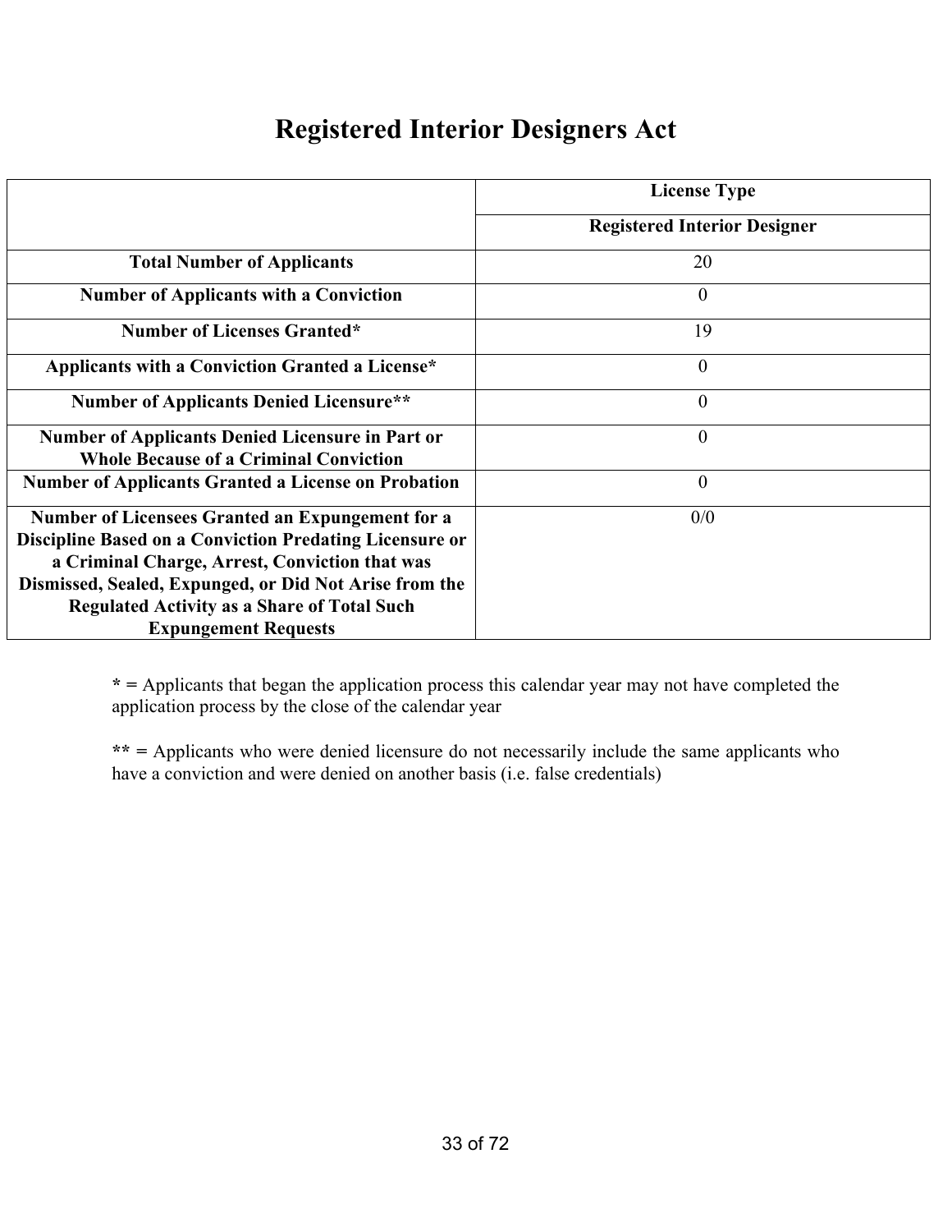# Registered Interior Designers Act

| | License Type |
|---|---|
| | **Registered Interior Designer** |
| **Total Number of Applicants** | 20 |
| **Number of Applicants with a Conviction** | 0 |
| **Number of Licenses Granted*** | 19 |
| **Applicants with a Conviction Granted a License*** | 0 |
| **Number of Applicants Denied Licensure**** | 0 |
| **Number of Applicants Denied Licensure in Part or Whole Because of a Criminal Conviction** | 0 |
| **Number of Applicants Granted a License on Probation** | 0 |
| **Number of Licensees Granted an Expungement for a Discipline Based on a Conviction Predating Licensure or a Criminal Charge, Arrest, Conviction that was Dismissed, Sealed, Expunged, or Did Not Arise from the Regulated Activity as a Share of Total Such Expungement Requests** | 0/0 |

**\* =** Applicants that began the application process this calendar year may not have completed the application process by the close of the calendar year

**\*\* =** Applicants who were denied licensure do not necessarily include the same applicants who have a conviction and were denied on another basis (i.e. false credentials)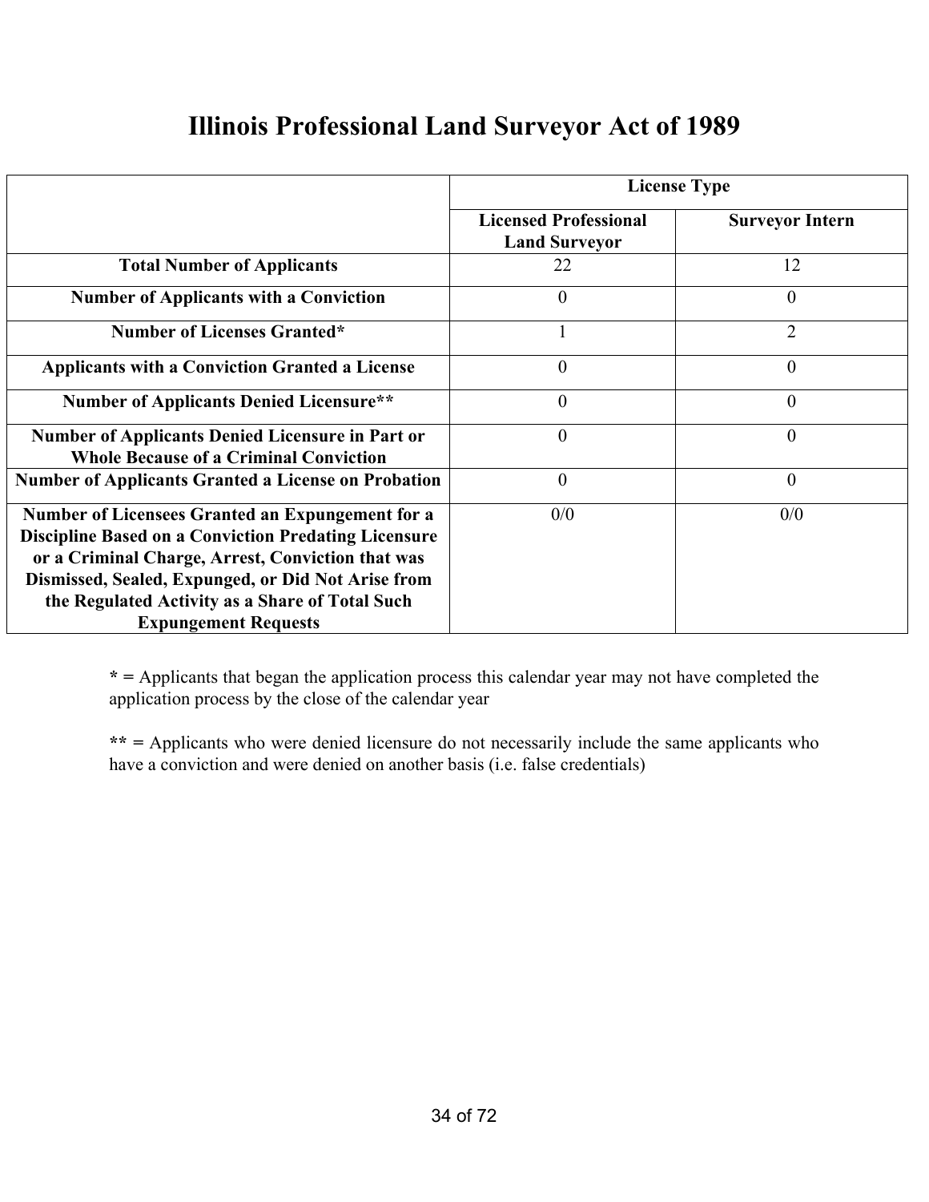# Illinois Professional Land Surveyor Act of 1989

| | License Type | |
|---|---|---|
| | **Licensed Professional Land Surveyor** | **Surveyor Intern** |
| **Total Number of Applicants** | 22 | 12 |
| **Number of Applicants with a Conviction** | 0 | 0 |
| **Number of Licenses Granted*** | 1 | 2 |
| **Applicants with a Conviction Granted a License** | 0 | 0 |
| **Number of Applicants Denied Licensure**** | 0 | 0 |
| **Number of Applicants Denied Licensure in Part or Whole Because of a Criminal Conviction** | 0 | 0 |
| **Number of Applicants Granted a License on Probation** | 0 | 0 |
| **Number of Licensees Granted an Expungement for a Discipline Based on a Conviction Predating Licensure or a Criminal Charge, Arrest, Conviction that was Dismissed, Sealed, Expunged, or Did Not Arise from the Regulated Activity as a Share of Total Such Expungement Requests** | 0/0 | 0/0 |

**\* =** Applicants that began the application process this calendar year may not have completed the application process by the close of the calendar year

**\*\* =** Applicants who were denied licensure do not necessarily include the same applicants who have a conviction and were denied on another basis (i.e. false credentials)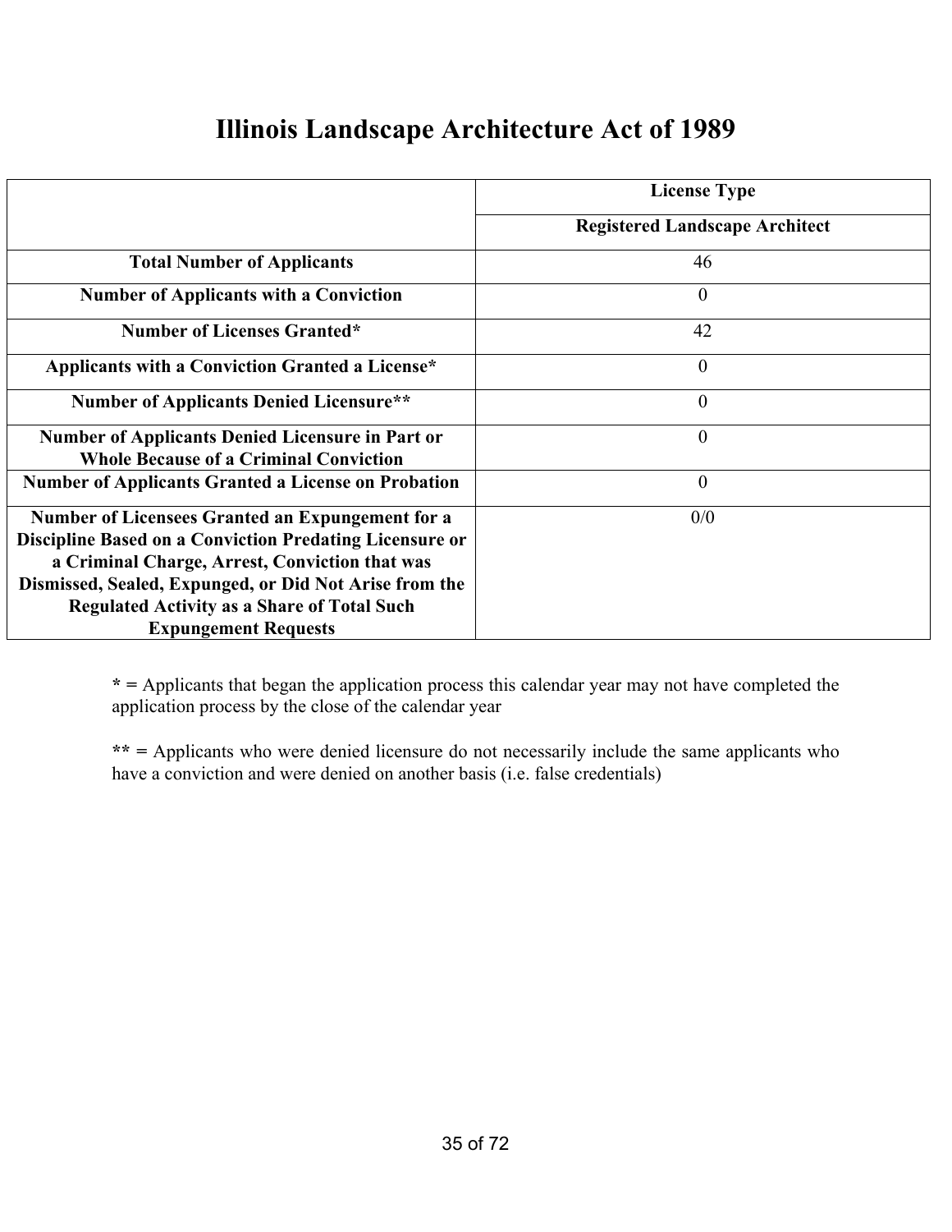# Illinois Landscape Architecture Act of 1989

| | License Type |
|---|---|
| | Registered Landscape Architect |
| Total Number of Applicants | 46 |
| Number of Applicants with a Conviction | 0 |
| Number of Licenses Granted* | 42 |
| Applicants with a Conviction Granted a License* | 0 |
| Number of Applicants Denied Licensure** | 0 |
| Number of Applicants Denied Licensure in Part or Whole Because of a Criminal Conviction | 0 |
| Number of Applicants Granted a License on Probation | 0 |
| Number of Licensees Granted an Expungement for a Discipline Based on a Conviction Predating Licensure or a Criminal Charge, Arrest, Conviction that was Dismissed, Sealed, Expunged, or Did Not Arise from the Regulated Activity as a Share of Total Such Expungement Requests | 0/0 |

**\* =** Applicants that began the application process this calendar year may not have completed the application process by the close of the calendar year

**\*\* =** Applicants who were denied licensure do not necessarily include the same applicants who have a conviction and were denied on another basis (i.e. false credentials)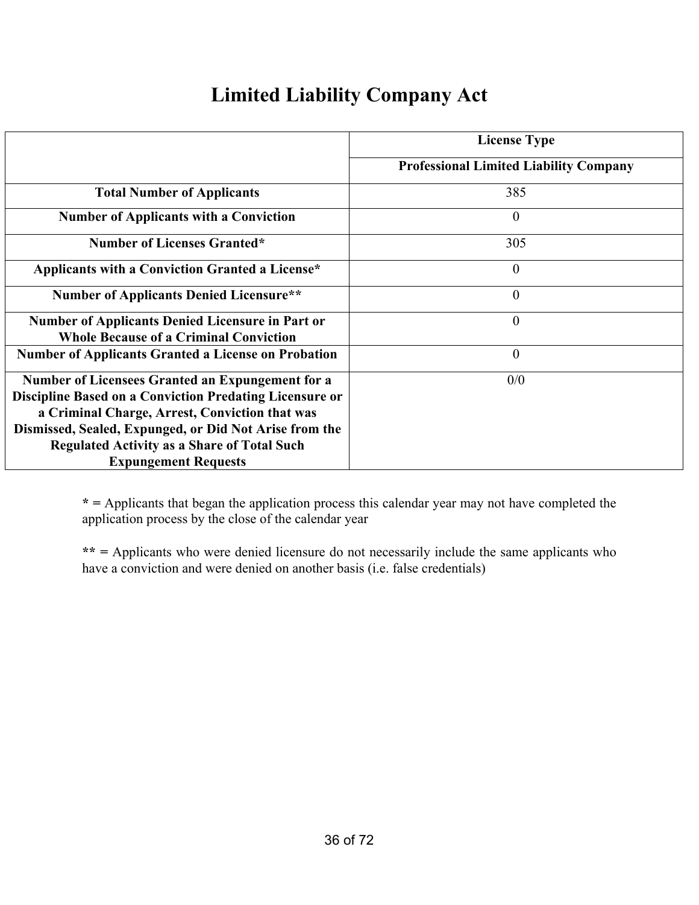# Limited Liability Company Act

| | License Type |
|---|---|
| | **Professional Limited Liability Company** |
| **Total Number of Applicants** | 385 |
| **Number of Applicants with a Conviction** | 0 |
| **Number of Licenses Granted*** | 305 |
| **Applicants with a Conviction Granted a License*** | 0 |
| **Number of Applicants Denied Licensure**** | 0 |
| **Number of Applicants Denied Licensure in Part or Whole Because of a Criminal Conviction** | 0 |
| **Number of Applicants Granted a License on Probation** | 0 |
| **Number of Licensees Granted an Expungement for a Discipline Based on a Conviction Predating Licensure or a Criminal Charge, Arrest, Conviction that was Dismissed, Sealed, Expunged, or Did Not Arise from the Regulated Activity as a Share of Total Such Expungement Requests** | 0/0 |

**\* =** Applicants that began the application process this calendar year may not have completed the application process by the close of the calendar year

**\*\* =** Applicants who were denied licensure do not necessarily include the same applicants who have a conviction and were denied on another basis (i.e. false credentials)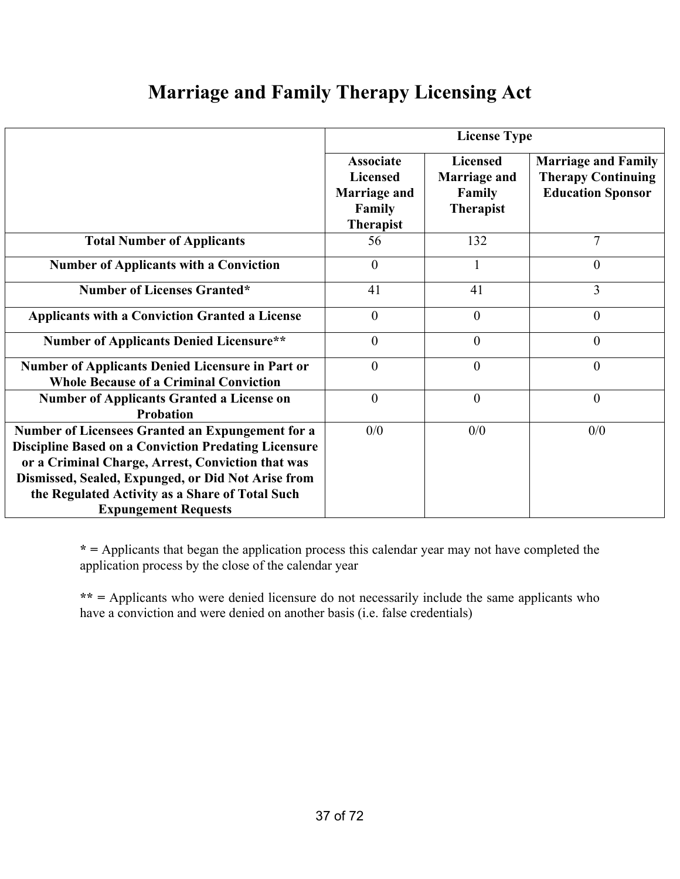# Marriage and Family Therapy Licensing Act

| | License Type | | |
|---|---|---|---|
| | **Associate Licensed Marriage and Family Therapist** | **Licensed Marriage and Family Therapist** | **Marriage and Family Therapy Continuing Education Sponsor** |
| **Total Number of Applicants** | 56 | 132 | 7 |
| **Number of Applicants with a Conviction** | 0 | 1 | 0 |
| **Number of Licenses Granted*** | 41 | 41 | 3 |
| **Applicants with a Conviction Granted a License** | 0 | 0 | 0 |
| **Number of Applicants Denied Licensure**** | 0 | 0 | 0 |
| **Number of Applicants Denied Licensure in Part or Whole Because of a Criminal Conviction** | 0 | 0 | 0 |
| **Number of Applicants Granted a License on Probation** | 0 | 0 | 0 |
| **Number of Licensees Granted an Expungement for a Discipline Based on a Conviction Predating Licensure or a Criminal Charge, Arrest, Conviction that was Dismissed, Sealed, Expunged, or Did Not Arise from the Regulated Activity as a Share of Total Such Expungement Requests** | 0/0 | 0/0 | 0/0 |

**\* =** Applicants that began the application process this calendar year may not have completed the application process by the close of the calendar year

**\*\* =** Applicants who were denied licensure do not necessarily include the same applicants who have a conviction and were denied on another basis (i.e. false credentials)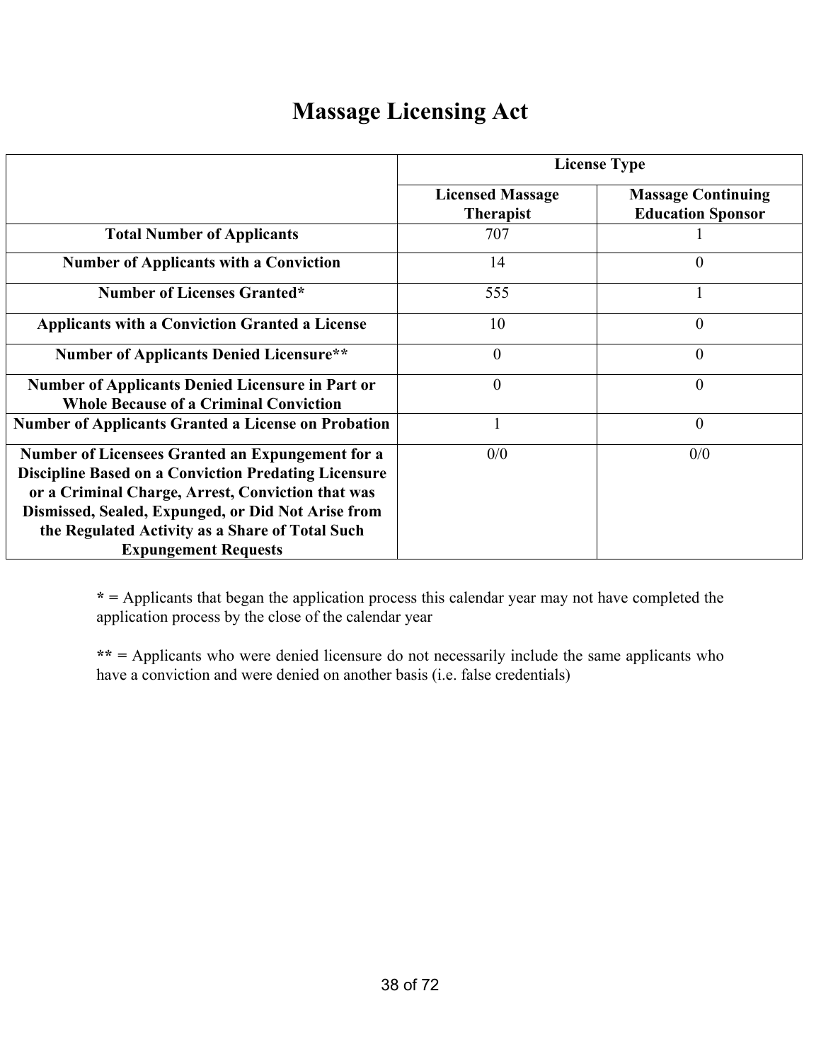# Massage Licensing Act

| | License Type | |
|---|---|---|
| | **Licensed Massage Therapist** | **Massage Continuing Education Sponsor** |
| **Total Number of Applicants** | 707 | 1 |
| **Number of Applicants with a Conviction** | 14 | 0 |
| **Number of Licenses Granted*** | 555 | 1 |
| **Applicants with a Conviction Granted a License** | 10 | 0 |
| **Number of Applicants Denied Licensure**** | 0 | 0 |
| **Number of Applicants Denied Licensure in Part or Whole Because of a Criminal Conviction** | 0 | 0 |
| **Number of Applicants Granted a License on Probation** | 1 | 0 |
| **Number of Licensees Granted an Expungement for a Discipline Based on a Conviction Predating Licensure or a Criminal Charge, Arrest, Conviction that was Dismissed, Sealed, Expunged, or Did Not Arise from the Regulated Activity as a Share of Total Such Expungement Requests** | 0/0 | 0/0 |

**\* =** Applicants that began the application process this calendar year may not have completed the application process by the close of the calendar year

**\*\* =** Applicants who were denied licensure do not necessarily include the same applicants who have a conviction and were denied on another basis (i.e. false credentials)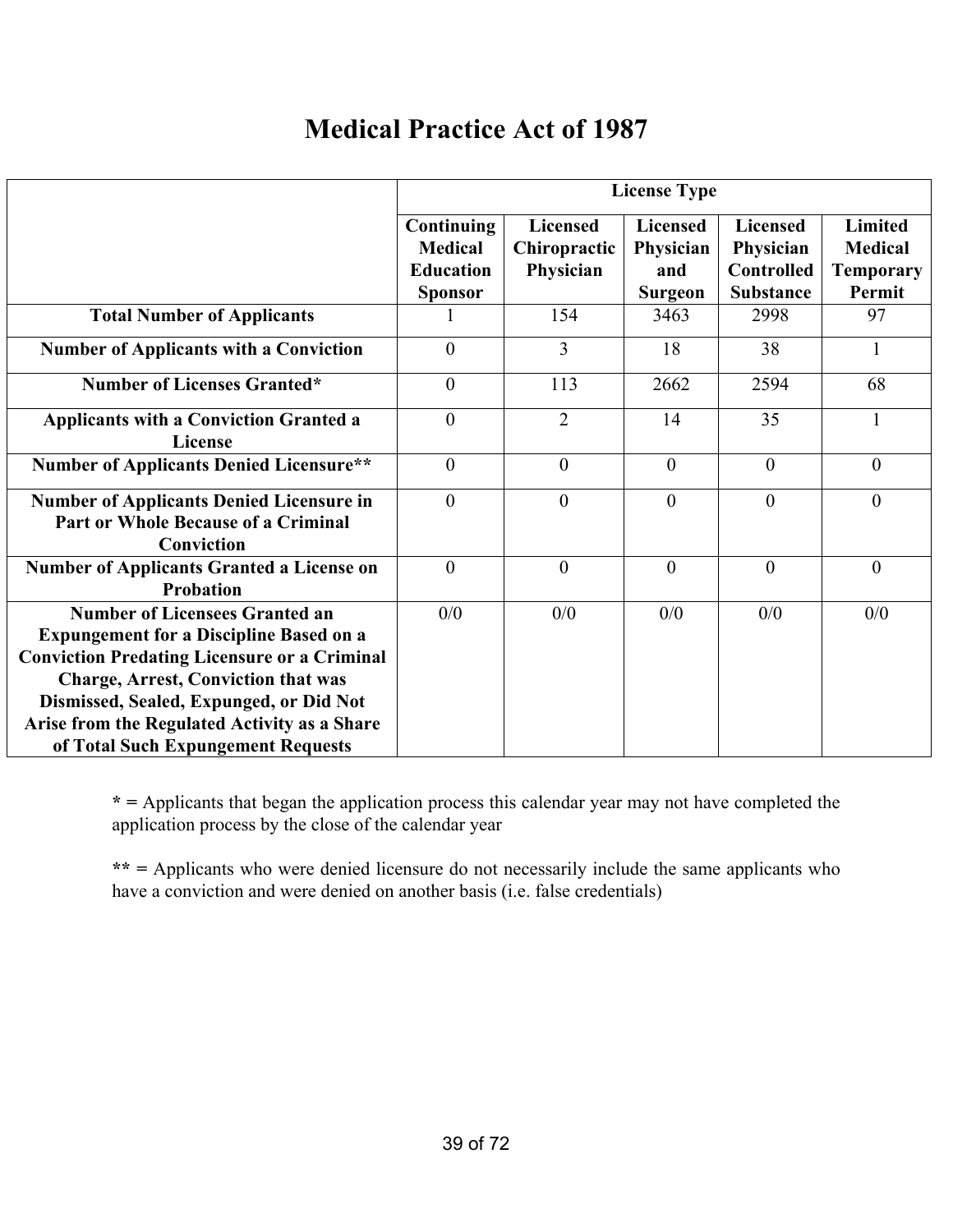# Medical Practice Act of 1987

| | License Type | | | | |
|---|---|---|---|---|---|
| | Continuing Medical Education Sponsor | Licensed Chiropractic Physician | Licensed Physician and Surgeon | Licensed Physician Controlled Substance | Limited Medical Temporary Permit |
| **Total Number of Applicants** | 1 | 154 | 3463 | 2998 | 97 |
| **Number of Applicants with a Conviction** | 0 | 3 | 18 | 38 | 1 |
| **Number of Licenses Granted*** | 0 | 113 | 2662 | 2594 | 68 |
| **Applicants with a Conviction Granted a License** | 0 | 2 | 14 | 35 | 1 |
| **Number of Applicants Denied Licensure**** | 0 | 0 | 0 | 0 | 0 |
| **Number of Applicants Denied Licensure in Part or Whole Because of a Criminal Conviction** | 0 | 0 | 0 | 0 | 0 |
| **Number of Applicants Granted a License on Probation** | 0 | 0 | 0 | 0 | 0 |
| **Number of Licensees Granted an Expungement for a Discipline Based on a Conviction Predating Licensure or a Criminal Charge, Arrest, Conviction that was Dismissed, Sealed, Expunged, or Did Not Arise from the Regulated Activity as a Share of Total Such Expungement Requests** | 0/0 | 0/0 | 0/0 | 0/0 | 0/0 |

**\* =** Applicants that began the application process this calendar year may not have completed the application process by the close of the calendar year

**\*\* =** Applicants who were denied licensure do not necessarily include the same applicants who have a conviction and were denied on another basis (i.e. false credentials)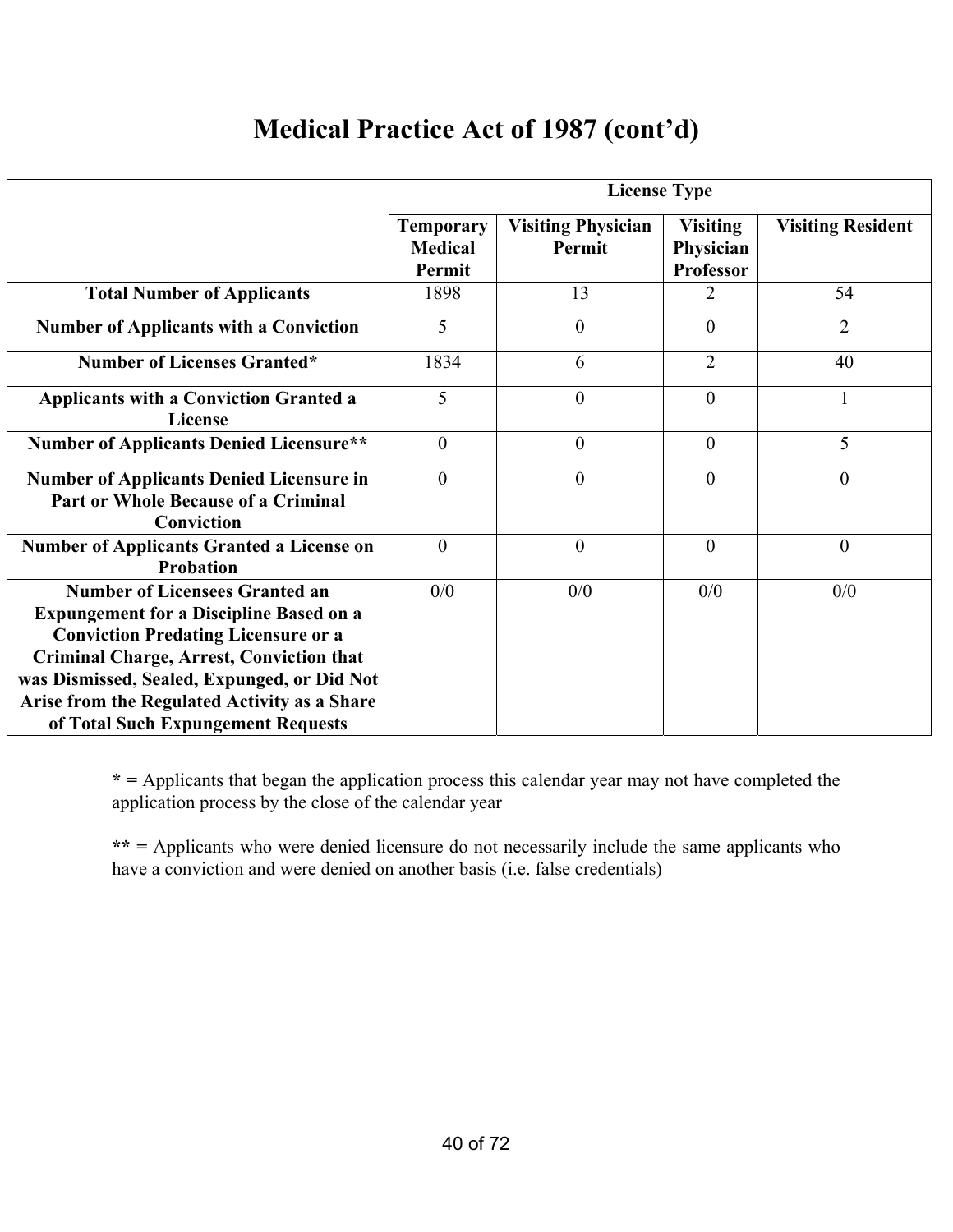# Medical Practice Act of 1987 (cont'd)

| | License Type | | | |
|---|---|---|---|---|
| | Temporary Medical Permit | Visiting Physician Permit | Visiting Physician Professor | Visiting Resident |
| **Total Number of Applicants** | 1898 | 13 | 2 | 54 |
| **Number of Applicants with a Conviction** | 5 | 0 | 0 | 2 |
| **Number of Licenses Granted*** | 1834 | 6 | 2 | 40 |
| **Applicants with a Conviction Granted a License** | 5 | 0 | 0 | 1 |
| **Number of Applicants Denied Licensure**** | 0 | 0 | 0 | 5 |
| **Number of Applicants Denied Licensure in Part or Whole Because of a Criminal Conviction** | 0 | 0 | 0 | 0 |
| **Number of Applicants Granted a License on Probation** | 0 | 0 | 0 | 0 |
| **Number of Licensees Granted an Expungement for a Discipline Based on a Conviction Predating Licensure or a Criminal Charge, Arrest, Conviction that was Dismissed, Sealed, Expunged, or Did Not Arise from the Regulated Activity as a Share of Total Such Expungement Requests** | 0/0 | 0/0 | 0/0 | 0/0 |

**\* =** Applicants that began the application process this calendar year may not have completed the application process by the close of the calendar year

**\*\* =** Applicants who were denied licensure do not necessarily include the same applicants who have a conviction and were denied on another basis (i.e. false credentials)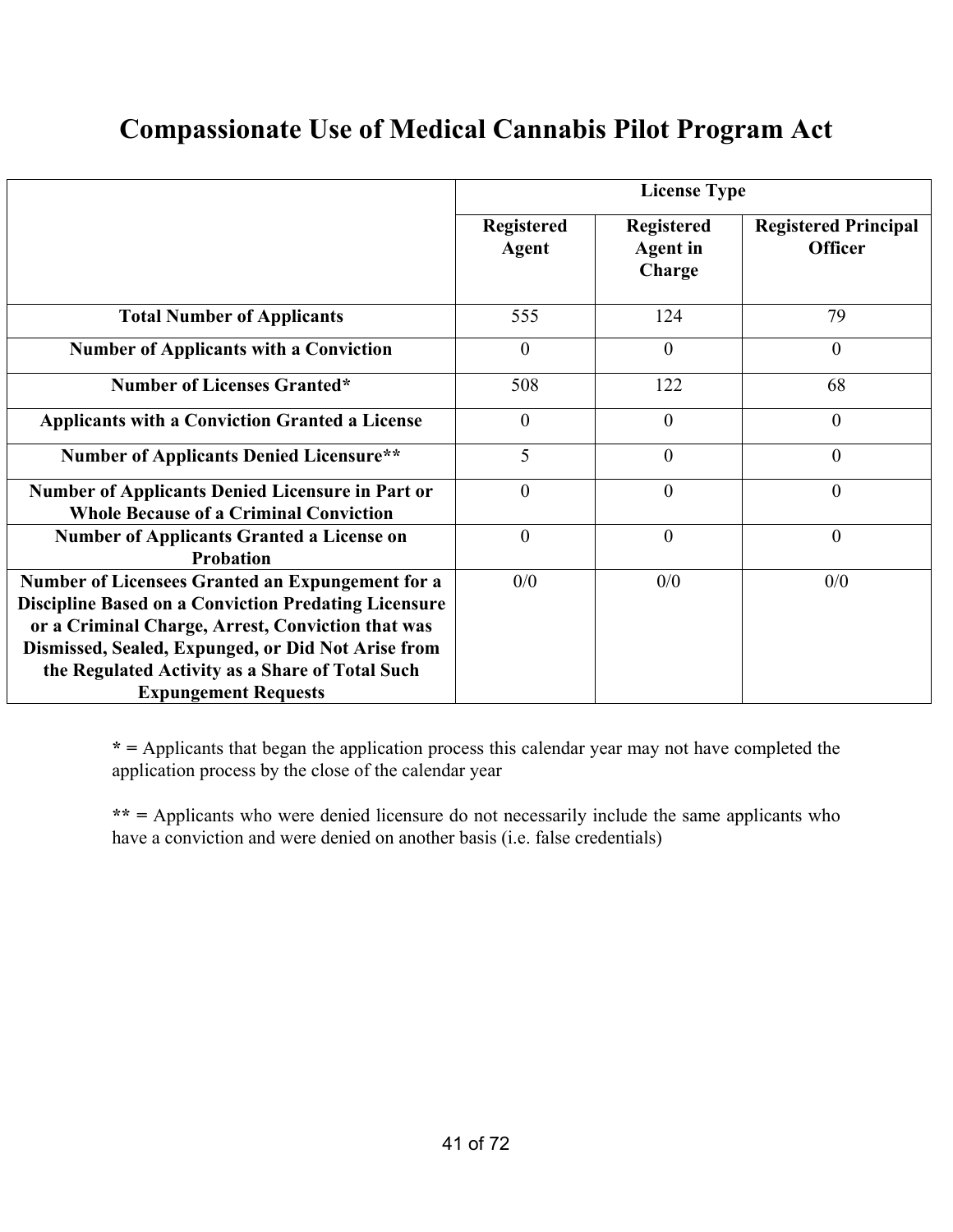# Compassionate Use of Medical Cannabis Pilot Program Act

| | License Type | | |
|---|---|---|---|
| | Registered Agent | Registered Agent in Charge | Registered Principal Officer |
| **Total Number of Applicants** | 555 | 124 | 79 |
| **Number of Applicants with a Conviction** | 0 | 0 | 0 |
| **Number of Licenses Granted*** | 508 | 122 | 68 |
| **Applicants with a Conviction Granted a License** | 0 | 0 | 0 |
| **Number of Applicants Denied Licensure**** | 5 | 0 | 0 |
| **Number of Applicants Denied Licensure in Part or Whole Because of a Criminal Conviction** | 0 | 0 | 0 |
| **Number of Applicants Granted a License on Probation** | 0 | 0 | 0 |
| **Number of Licensees Granted an Expungement for a Discipline Based on a Conviction Predating Licensure or a Criminal Charge, Arrest, Conviction that was Dismissed, Sealed, Expunged, or Did Not Arise from the Regulated Activity as a Share of Total Such Expungement Requests** | 0/0 | 0/0 | 0/0 |

**\*** = Applicants that began the application process this calendar year may not have completed the application process by the close of the calendar year

**\*\*** = Applicants who were denied licensure do not necessarily include the same applicants who have a conviction and were denied on another basis (i.e. false credentials)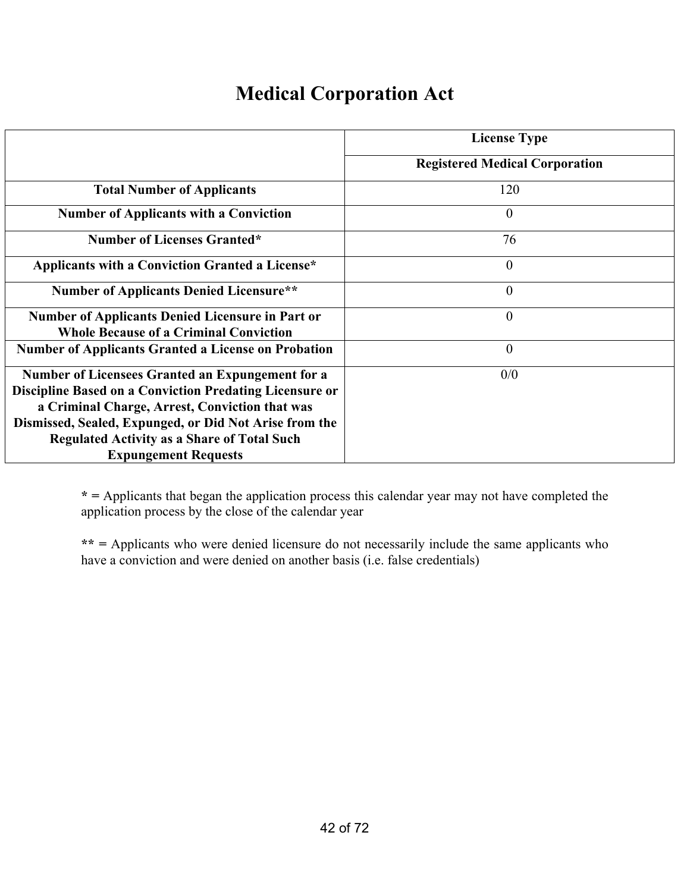# Medical Corporation Act

| | License Type |
|---|---|
| | **Registered Medical Corporation** |
| **Total Number of Applicants** | 120 |
| **Number of Applicants with a Conviction** | 0 |
| **Number of Licenses Granted*** | 76 |
| **Applicants with a Conviction Granted a License*** | 0 |
| **Number of Applicants Denied Licensure**** | 0 |
| **Number of Applicants Denied Licensure in Part or Whole Because of a Criminal Conviction** | 0 |
| **Number of Applicants Granted a License on Probation** | 0 |
| **Number of Licensees Granted an Expungement for a Discipline Based on a Conviction Predating Licensure or a Criminal Charge, Arrest, Conviction that was Dismissed, Sealed, Expunged, or Did Not Arise from the Regulated Activity as a Share of Total Such Expungement Requests** | 0/0 |

**\* =** Applicants that began the application process this calendar year may not have completed the application process by the close of the calendar year

**\*\* =** Applicants who were denied licensure do not necessarily include the same applicants who have a conviction and were denied on another basis (i.e. false credentials)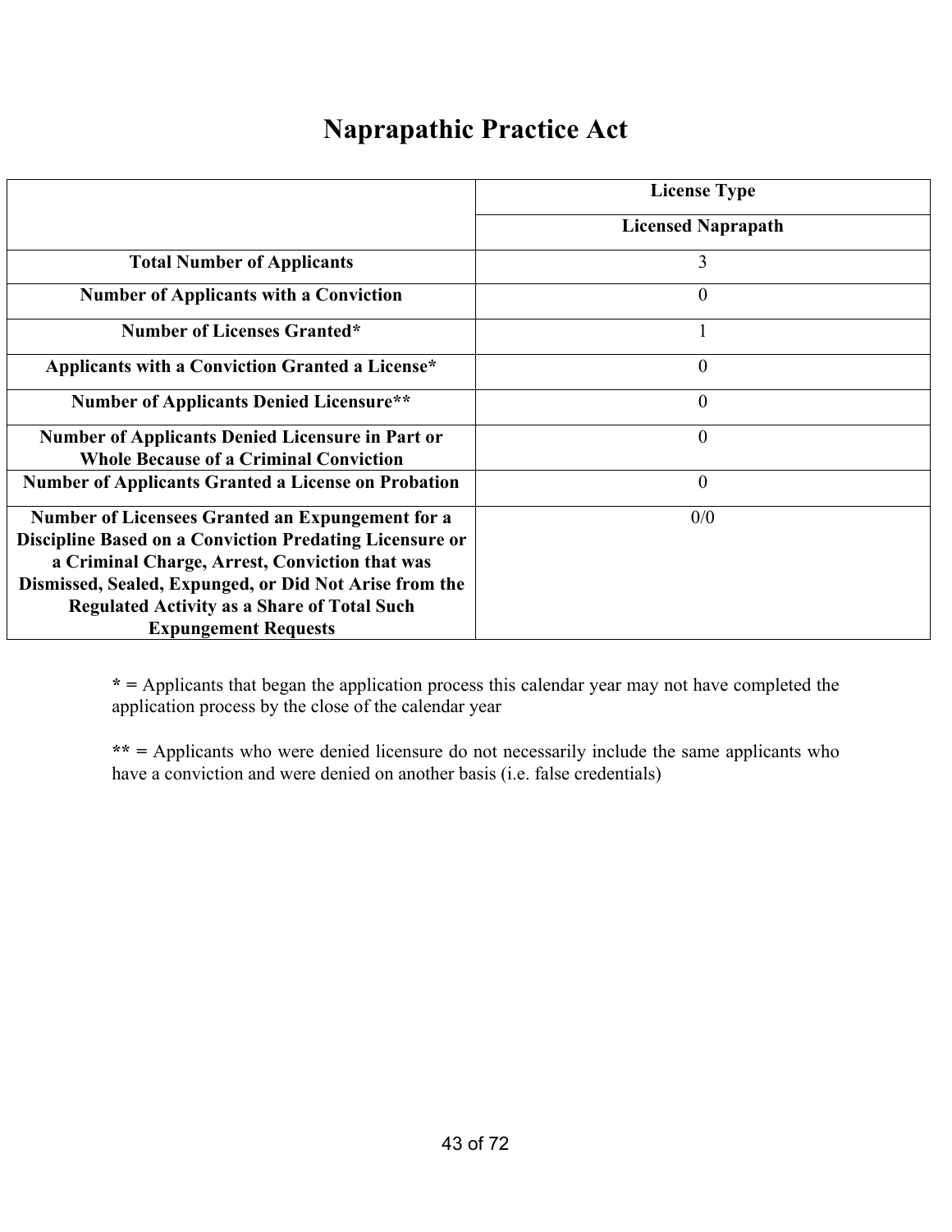# Naprapathic Practice Act

| | License Type |
|---|---|
| | **Licensed Naprapath** |
| **Total Number of Applicants** | 3 |
| **Number of Applicants with a Conviction** | 0 |
| **Number of Licenses Granted*** | 1 |
| **Applicants with a Conviction Granted a License*** | 0 |
| **Number of Applicants Denied Licensure**** | 0 |
| **Number of Applicants Denied Licensure in Part or Whole Because of a Criminal Conviction** | 0 |
| **Number of Applicants Granted a License on Probation** | 0 |
| **Number of Licensees Granted an Expungement for a Discipline Based on a Conviction Predating Licensure or a Criminal Charge, Arrest, Conviction that was Dismissed, Sealed, Expunged, or Did Not Arise from the Regulated Activity as a Share of Total Such Expungement Requests** | 0/0 |

**\* =** Applicants that began the application process this calendar year may not have completed the application process by the close of the calendar year

**\*\* =** Applicants who were denied licensure do not necessarily include the same applicants who have a conviction and were denied on another basis (i.e. false credentials)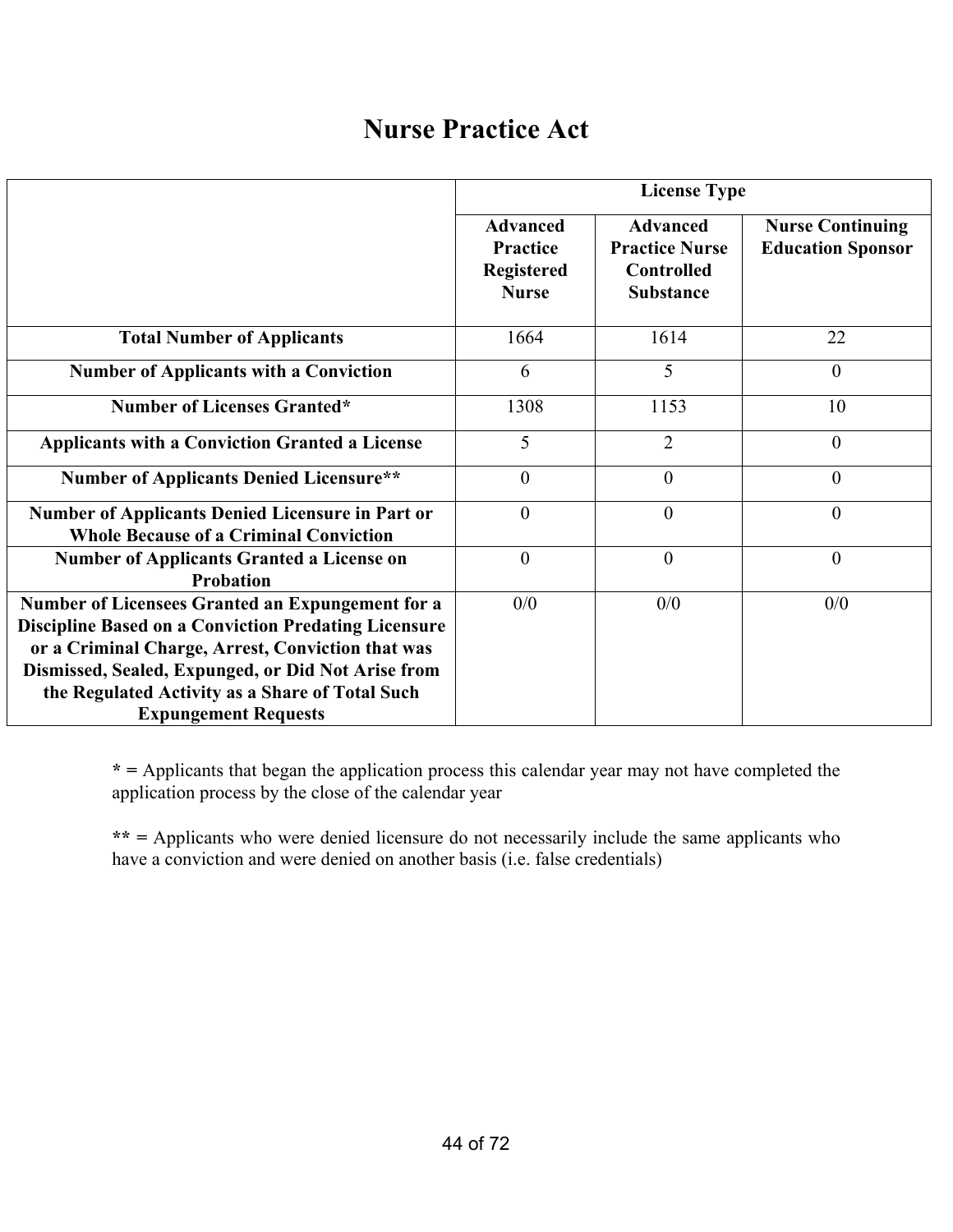# Nurse Practice Act

| | License Type | | |
|---|---|---|---|
| | **Advanced Practice Registered Nurse** | **Advanced Practice Nurse Controlled Substance** | **Nurse Continuing Education Sponsor** |
| **Total Number of Applicants** | 1664 | 1614 | 22 |
| **Number of Applicants with a Conviction** | 6 | 5 | 0 |
| **Number of Licenses Granted*** | 1308 | 1153 | 10 |
| **Applicants with a Conviction Granted a License** | 5 | 2 | 0 |
| **Number of Applicants Denied Licensure**** | 0 | 0 | 0 |
| **Number of Applicants Denied Licensure in Part or Whole Because of a Criminal Conviction** | 0 | 0 | 0 |
| **Number of Applicants Granted a License on Probation** | 0 | 0 | 0 |
| **Number of Licensees Granted an Expungement for a Discipline Based on a Conviction Predating Licensure or a Criminal Charge, Arrest, Conviction that was Dismissed, Sealed, Expunged, or Did Not Arise from the Regulated Activity as a Share of Total Such Expungement Requests** | 0/0 | 0/0 | 0/0 |

**\* =** Applicants that began the application process this calendar year may not have completed the application process by the close of the calendar year

**\*\* =** Applicants who were denied licensure do not necessarily include the same applicants who have a conviction and were denied on another basis (i.e. false credentials)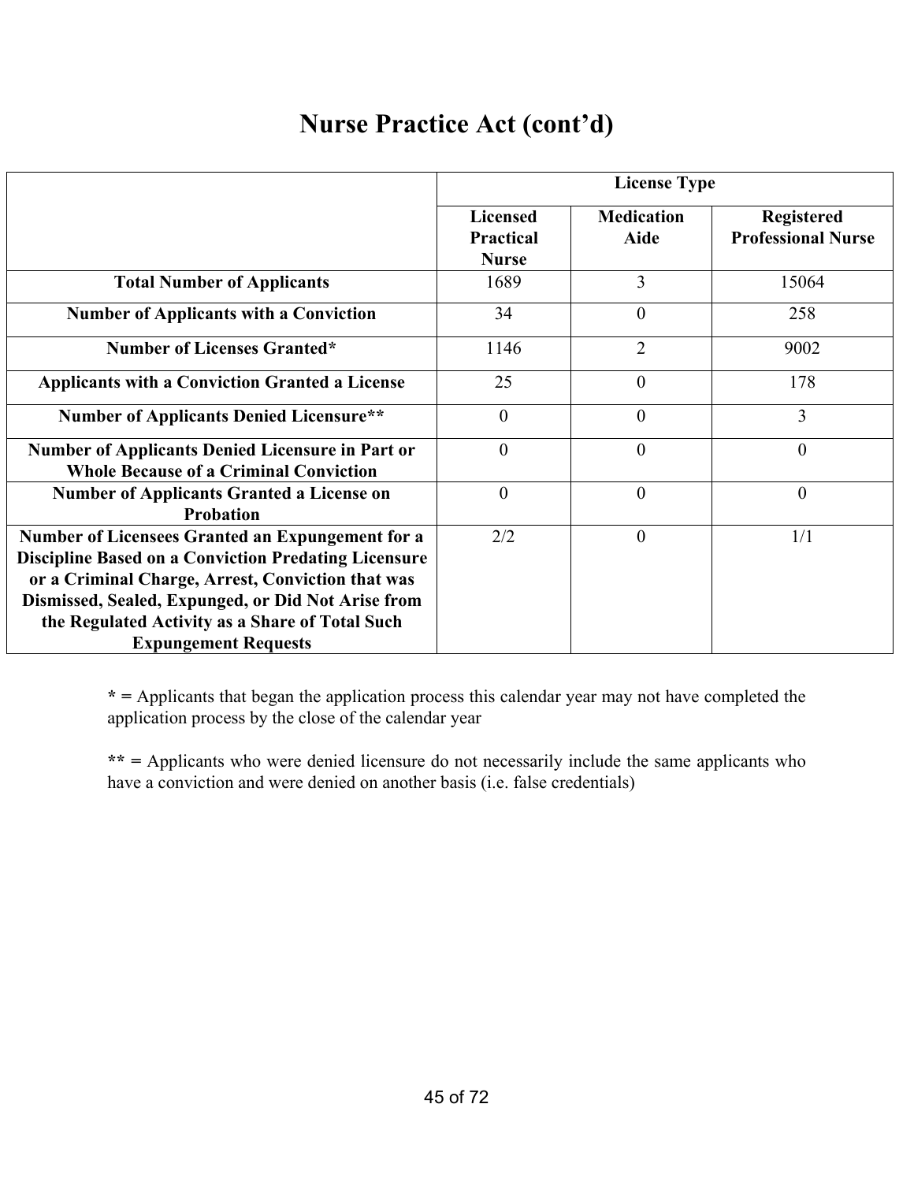# Nurse Practice Act (cont'd)

| | License Type | | |
|---|---|---|---|
| | **Licensed Practical Nurse** | **Medication Aide** | **Registered Professional Nurse** |
| **Total Number of Applicants** | 1689 | 3 | 15064 |
| **Number of Applicants with a Conviction** | 34 | 0 | 258 |
| **Number of Licenses Granted*** | 1146 | 2 | 9002 |
| **Applicants with a Conviction Granted a License** | 25 | 0 | 178 |
| **Number of Applicants Denied Licensure**** | 0 | 0 | 3 |
| **Number of Applicants Denied Licensure in Part or Whole Because of a Criminal Conviction** | 0 | 0 | 0 |
| **Number of Applicants Granted a License on Probation** | 0 | 0 | 0 |
| **Number of Licensees Granted an Expungement for a Discipline Based on a Conviction Predating Licensure or a Criminal Charge, Arrest, Conviction that was Dismissed, Sealed, Expunged, or Did Not Arise from the Regulated Activity as a Share of Total Such Expungement Requests** | 2/2 | 0 | 1/1 |

**\* =** Applicants that began the application process this calendar year may not have completed the application process by the close of the calendar year

**\*\* =** Applicants who were denied licensure do not necessarily include the same applicants who have a conviction and were denied on another basis (i.e. false credentials)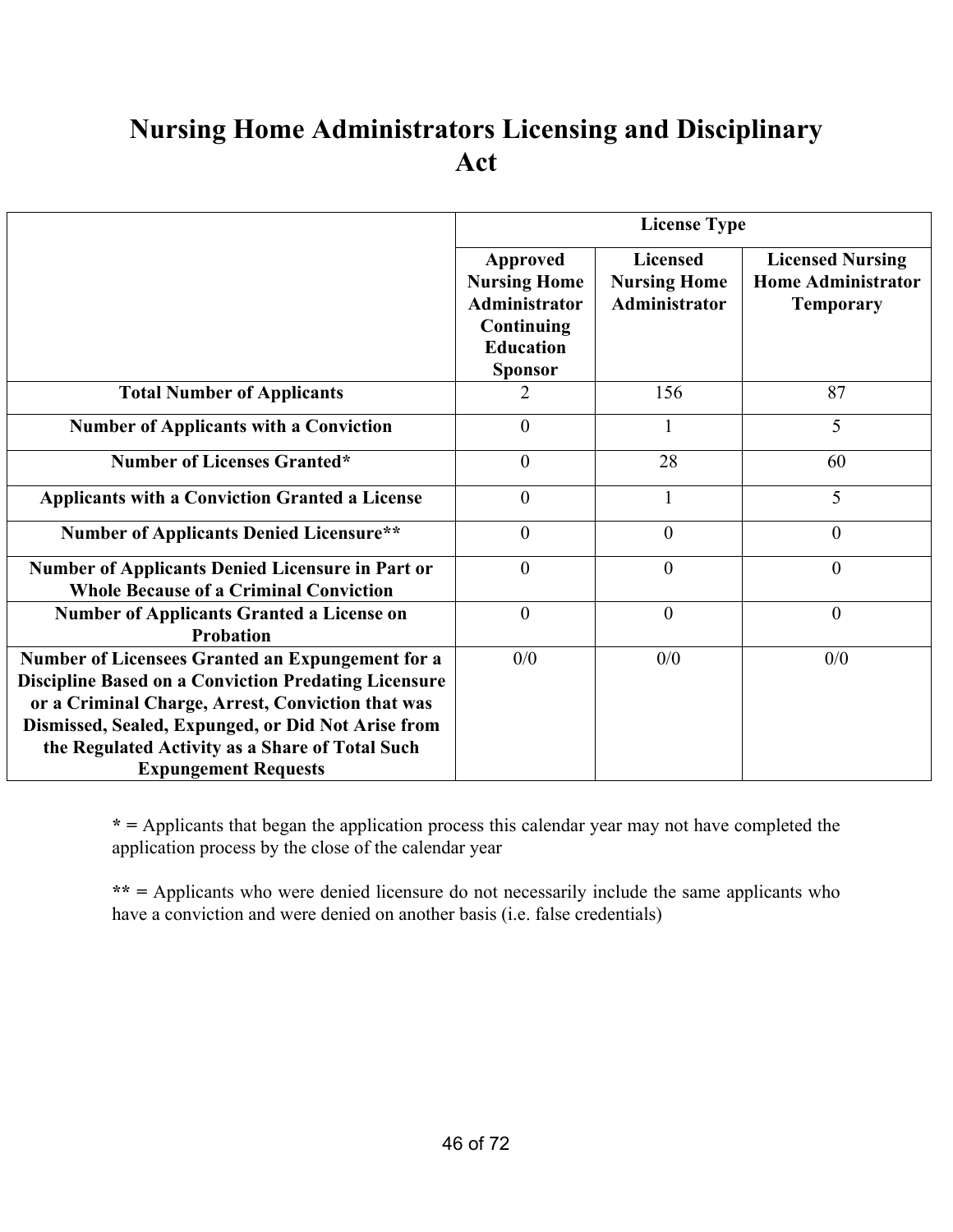# Nursing Home Administrators Licensing and Disciplinary Act

| | License Type | | |
|---|---|---|---|
| | **Approved Nursing Home Administrator Continuing Education Sponsor** | **Licensed Nursing Home Administrator** | **Licensed Nursing Home Administrator Temporary** |
| **Total Number of Applicants** | 2 | 156 | 87 |
| **Number of Applicants with a Conviction** | 0 | 1 | 5 |
| **Number of Licenses Granted*** | 0 | 28 | 60 |
| **Applicants with a Conviction Granted a License** | 0 | 1 | 5 |
| **Number of Applicants Denied Licensure**** | 0 | 0 | 0 |
| **Number of Applicants Denied Licensure in Part or Whole Because of a Criminal Conviction** | 0 | 0 | 0 |
| **Number of Applicants Granted a License on Probation** | 0 | 0 | 0 |
| **Number of Licensees Granted an Expungement for a Discipline Based on a Conviction Predating Licensure or a Criminal Charge, Arrest, Conviction that was Dismissed, Sealed, Expunged, or Did Not Arise from the Regulated Activity as a Share of Total Such Expungement Requests** | 0/0 | 0/0 | 0/0 |

**\* =** Applicants that began the application process this calendar year may not have completed the application process by the close of the calendar year

**\*\* =** Applicants who were denied licensure do not necessarily include the same applicants who have a conviction and were denied on another basis (i.e. false credentials)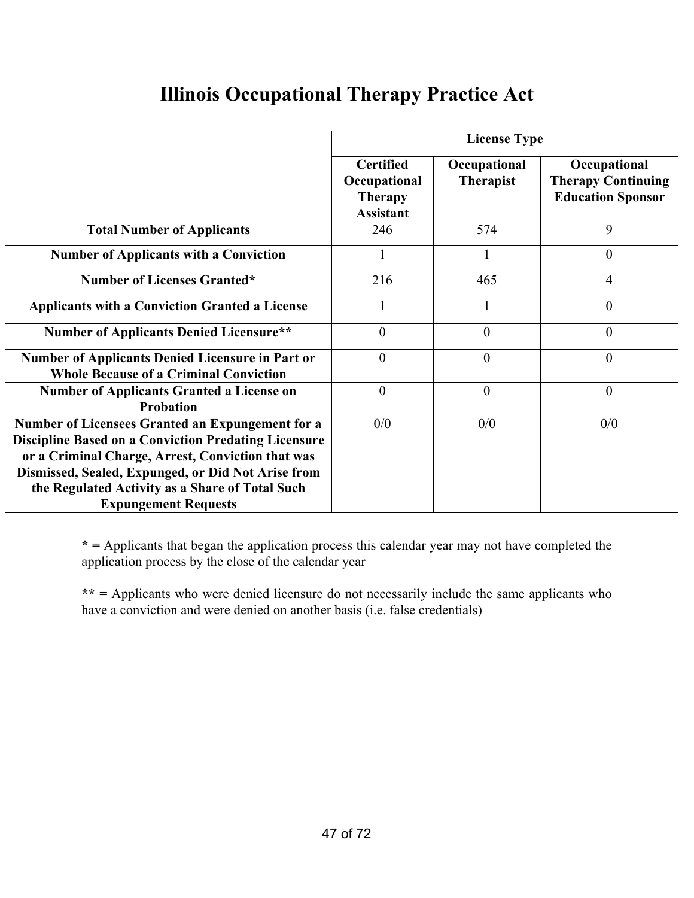# Illinois Occupational Therapy Practice Act

| | License Type | | |
|---|---|---|---|
| | **Certified Occupational Therapy Assistant** | **Occupational Therapist** | **Occupational Therapy Continuing Education Sponsor** |
| **Total Number of Applicants** | 246 | 574 | 9 |
| **Number of Applicants with a Conviction** | 1 | 1 | 0 |
| **Number of Licenses Granted*** | 216 | 465 | 4 |
| **Applicants with a Conviction Granted a License** | 1 | 1 | 0 |
| **Number of Applicants Denied Licensure**** | 0 | 0 | 0 |
| **Number of Applicants Denied Licensure in Part or Whole Because of a Criminal Conviction** | 0 | 0 | 0 |
| **Number of Applicants Granted a License on Probation** | 0 | 0 | 0 |
| **Number of Licensees Granted an Expungement for a Discipline Based on a Conviction Predating Licensure or a Criminal Charge, Arrest, Conviction that was Dismissed, Sealed, Expunged, or Did Not Arise from the Regulated Activity as a Share of Total Such Expungement Requests** | 0/0 | 0/0 | 0/0 |

**\* =** Applicants that began the application process this calendar year may not have completed the application process by the close of the calendar year

**\*\* =** Applicants who were denied licensure do not necessarily include the same applicants who have a conviction and were denied on another basis (i.e. false credentials)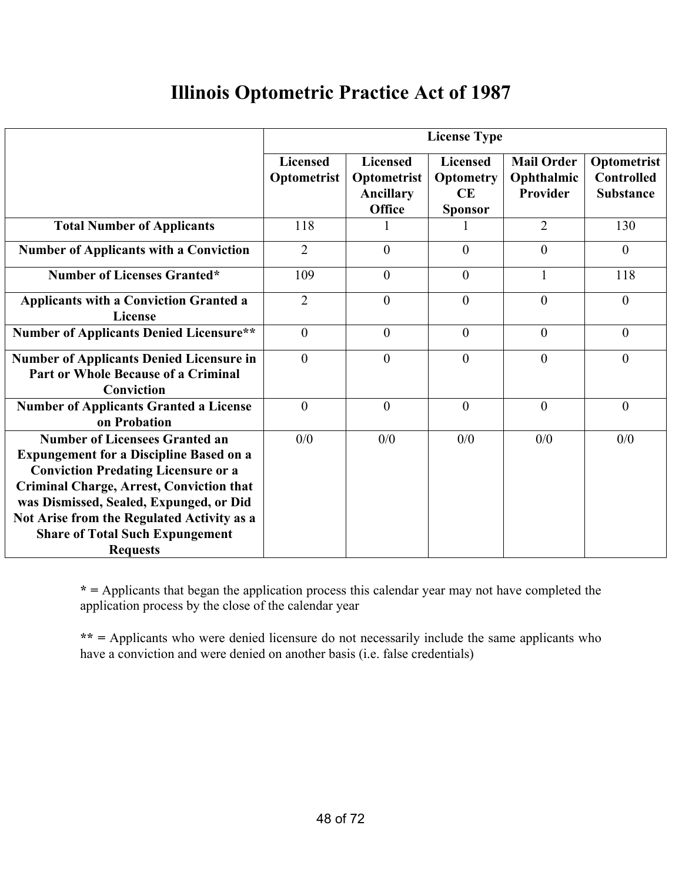# Illinois Optometric Practice Act of 1987

| | License Type | | | | |
|---|---|---|---|---|---|
| | Licensed Optometrist | Licensed Optometrist Ancillary Office | Licensed Optometry CE Sponsor | Mail Order Ophthalmic Provider | Optometrist Controlled Substance |
| **Total Number of Applicants** | 118 | 1 | 1 | 2 | 130 |
| **Number of Applicants with a Conviction** | 2 | 0 | 0 | 0 | 0 |
| **Number of Licenses Granted*** | 109 | 0 | 0 | 1 | 118 |
| **Applicants with a Conviction Granted a License** | 2 | 0 | 0 | 0 | 0 |
| **Number of Applicants Denied Licensure**** | 0 | 0 | 0 | 0 | 0 |
| **Number of Applicants Denied Licensure in Part or Whole Because of a Criminal Conviction** | 0 | 0 | 0 | 0 | 0 |
| **Number of Applicants Granted a License on Probation** | 0 | 0 | 0 | 0 | 0 |
| **Number of Licensees Granted an Expungement for a Discipline Based on a Conviction Predating Licensure or a Criminal Charge, Arrest, Conviction that was Dismissed, Sealed, Expunged, or Did Not Arise from the Regulated Activity as a Share of Total Such Expungement Requests** | 0/0 | 0/0 | 0/0 | 0/0 | 0/0 |

**\* =** Applicants that began the application process this calendar year may not have completed the application process by the close of the calendar year

**\*\* =** Applicants who were denied licensure do not necessarily include the same applicants who have a conviction and were denied on another basis (i.e. false credentials)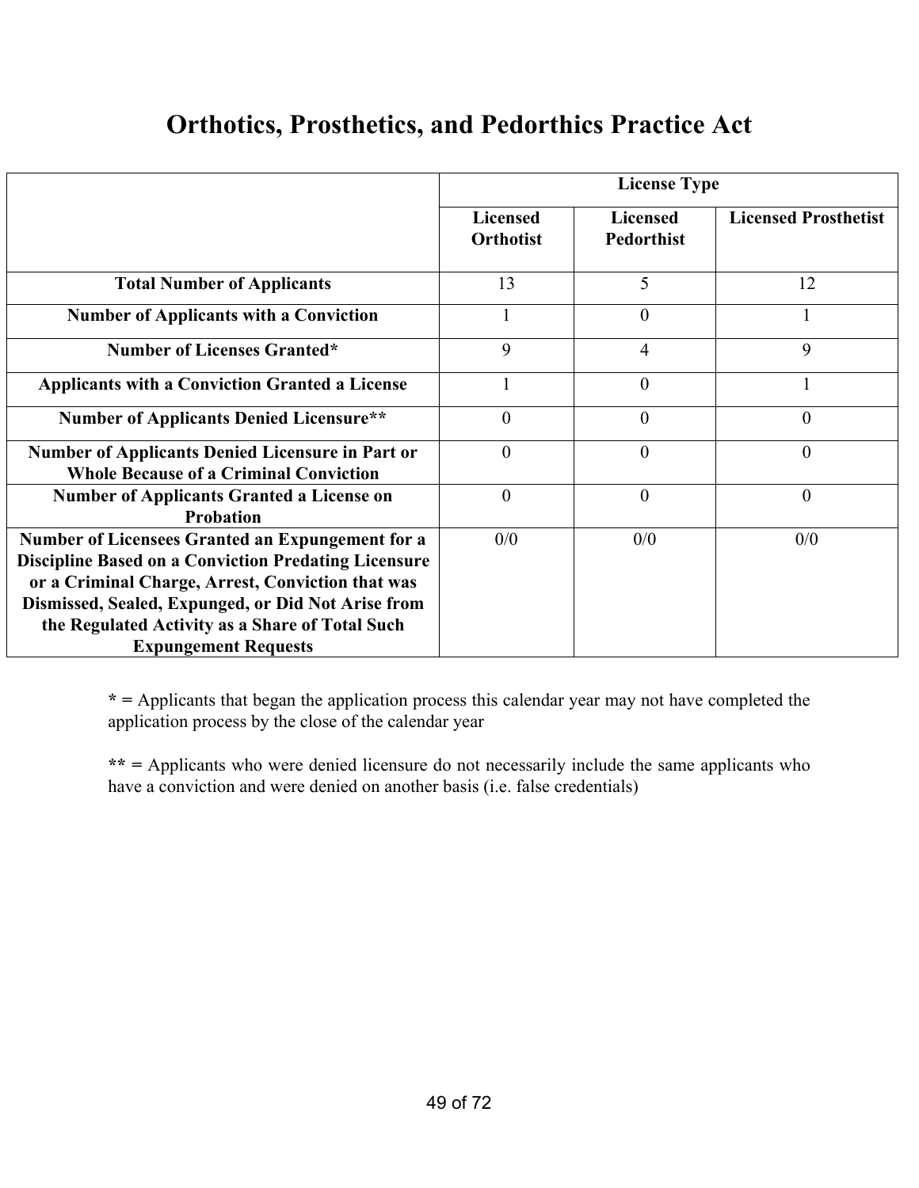# Orthotics, Prosthetics, and Pedorthics Practice Act

| | License Type | | |
|---|---|---|---|
| | **Licensed Orthotist** | **Licensed Pedorthist** | **Licensed Prosthetist** |
| **Total Number of Applicants** | 13 | 5 | 12 |
| **Number of Applicants with a Conviction** | 1 | 0 | 1 |
| **Number of Licenses Granted*** | 9 | 4 | 9 |
| **Applicants with a Conviction Granted a License** | 1 | 0 | 1 |
| **Number of Applicants Denied Licensure**** | 0 | 0 | 0 |
| **Number of Applicants Denied Licensure in Part or Whole Because of a Criminal Conviction** | 0 | 0 | 0 |
| **Number of Applicants Granted a License on Probation** | 0 | 0 | 0 |
| **Number of Licensees Granted an Expungement for a Discipline Based on a Conviction Predating Licensure or a Criminal Charge, Arrest, Conviction that was Dismissed, Sealed, Expunged, or Did Not Arise from the Regulated Activity as a Share of Total Such Expungement Requests** | 0/0 | 0/0 | 0/0 |

**\* =** Applicants that began the application process this calendar year may not have completed the application process by the close of the calendar year

**\*\* =** Applicants who were denied licensure do not necessarily include the same applicants who have a conviction and were denied on another basis (i.e. false credentials)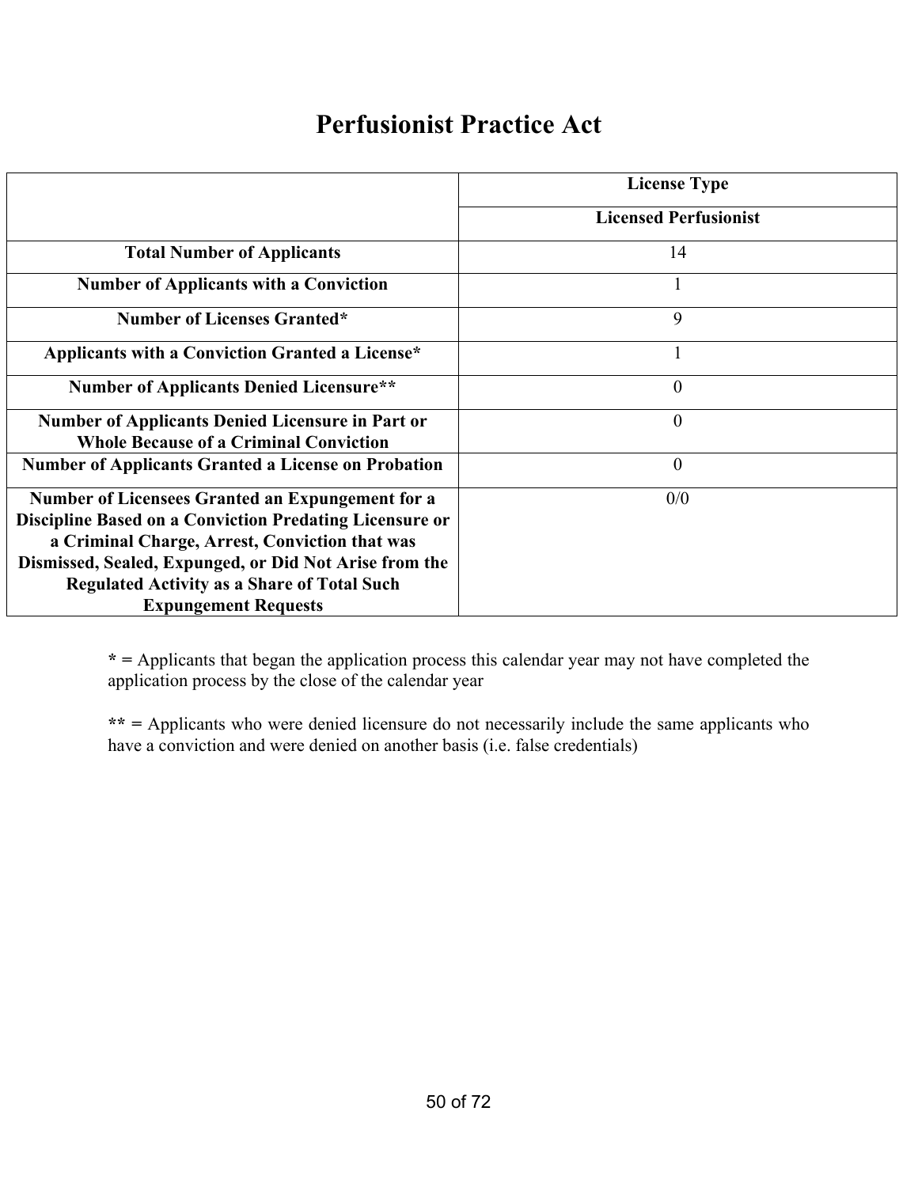# Perfusionist Practice Act

| | License Type |
|---|---|
| | **Licensed Perfusionist** |
| **Total Number of Applicants** | 14 |
| **Number of Applicants with a Conviction** | 1 |
| **Number of Licenses Granted*** | 9 |
| **Applicants with a Conviction Granted a License*** | 1 |
| **Number of Applicants Denied Licensure**** | 0 |
| **Number of Applicants Denied Licensure in Part or Whole Because of a Criminal Conviction** | 0 |
| **Number of Applicants Granted a License on Probation** | 0 |
| **Number of Licensees Granted an Expungement for a Discipline Based on a Conviction Predating Licensure or a Criminal Charge, Arrest, Conviction that was Dismissed, Sealed, Expunged, or Did Not Arise from the Regulated Activity as a Share of Total Such Expungement Requests** | 0/0 |

**\* =** Applicants that began the application process this calendar year may not have completed the application process by the close of the calendar year

**\*\* =** Applicants who were denied licensure do not necessarily include the same applicants who have a conviction and were denied on another basis (i.e. false credentials)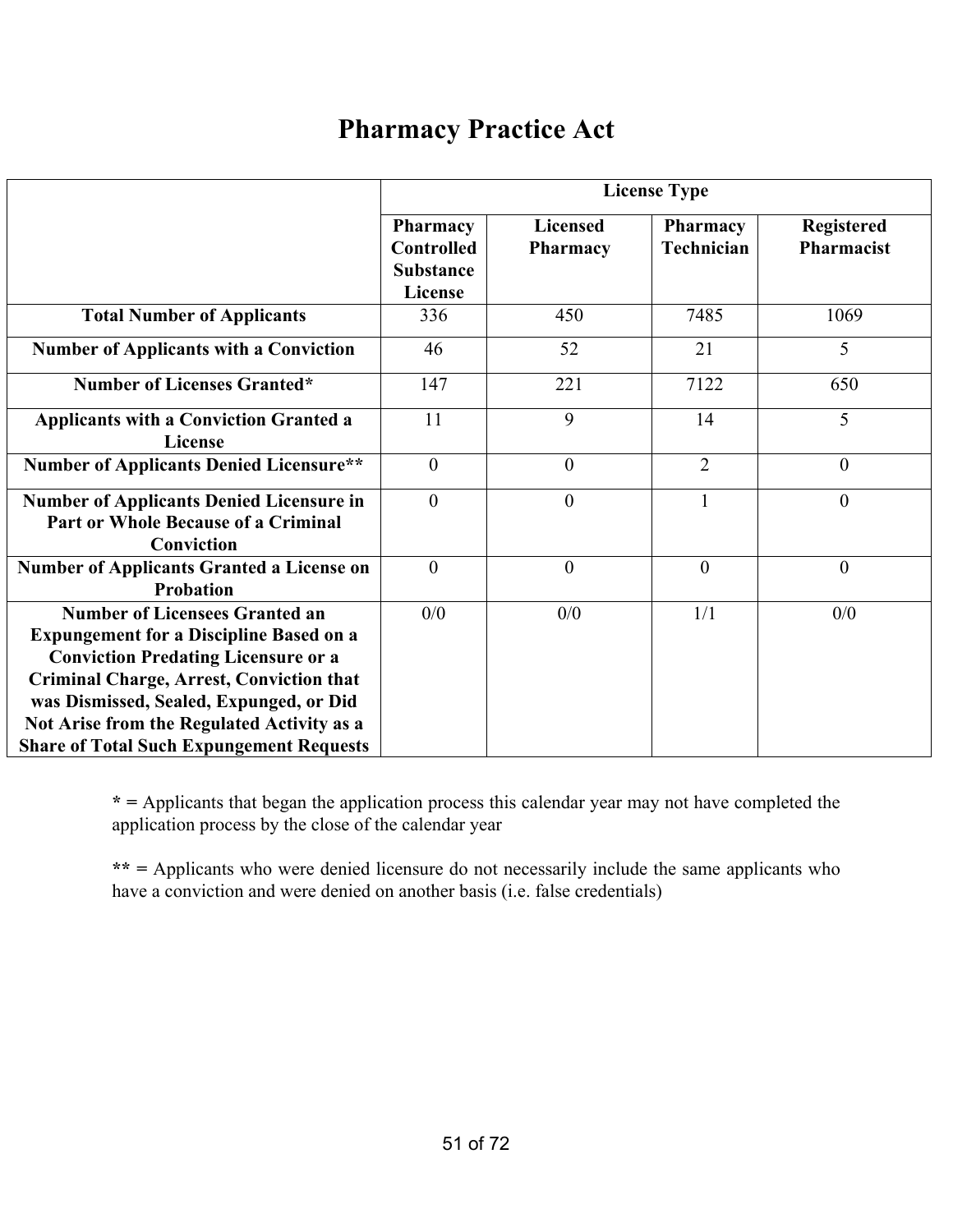# Pharmacy Practice Act

| | License Type | | | |
|---|---|---|---|---|
| | Pharmacy Controlled Substance License | Licensed Pharmacy | Pharmacy Technician | Registered Pharmacist |
| **Total Number of Applicants** | 336 | 450 | 7485 | 1069 |
| **Number of Applicants with a Conviction** | 46 | 52 | 21 | 5 |
| **Number of Licenses Granted*** | 147 | 221 | 7122 | 650 |
| **Applicants with a Conviction Granted a License** | 11 | 9 | 14 | 5 |
| **Number of Applicants Denied Licensure**** | 0 | 0 | 2 | 0 |
| **Number of Applicants Denied Licensure in Part or Whole Because of a Criminal Conviction** | 0 | 0 | 1 | 0 |
| **Number of Applicants Granted a License on Probation** | 0 | 0 | 0 | 0 |
| **Number of Licensees Granted an Expungement for a Discipline Based on a Conviction Predating Licensure or a Criminal Charge, Arrest, Conviction that was Dismissed, Sealed, Expunged, or Did Not Arise from the Regulated Activity as a Share of Total Such Expungement Requests** | 0/0 | 0/0 | 1/1 | 0/0 |

**\* =** Applicants that began the application process this calendar year may not have completed the application process by the close of the calendar year

**\*\* =** Applicants who were denied licensure do not necessarily include the same applicants who have a conviction and were denied on another basis (i.e. false credentials)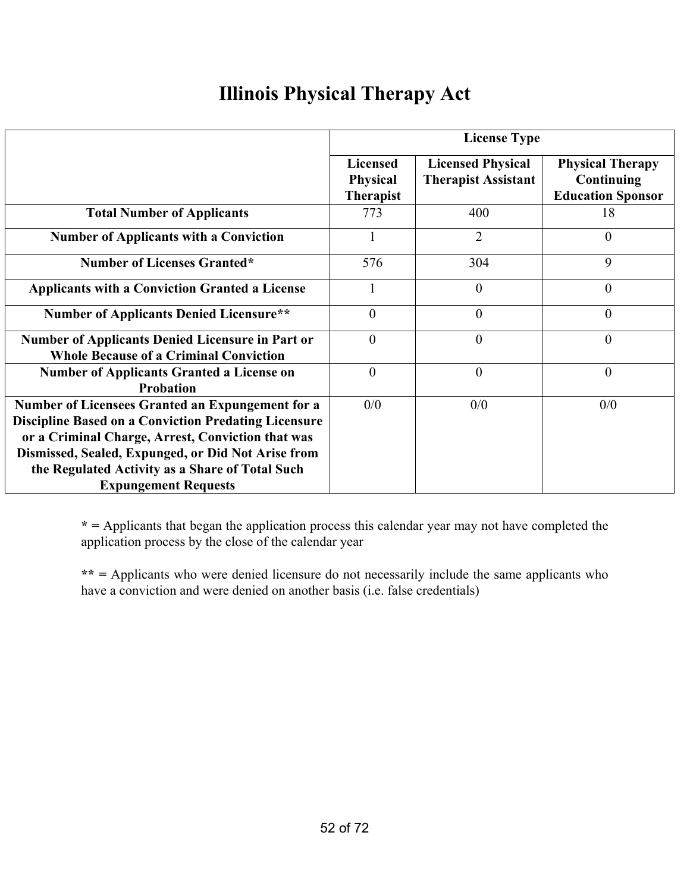# Illinois Physical Therapy Act

| | License Type | | |
|---|---|---|---|
| | **Licensed Physical Therapist** | **Licensed Physical Therapist Assistant** | **Physical Therapy Continuing Education Sponsor** |
| **Total Number of Applicants** | 773 | 400 | 18 |
| **Number of Applicants with a Conviction** | 1 | 2 | 0 |
| **Number of Licenses Granted*** | 576 | 304 | 9 |
| **Applicants with a Conviction Granted a License** | 1 | 0 | 0 |
| **Number of Applicants Denied Licensure**** | 0 | 0 | 0 |
| **Number of Applicants Denied Licensure in Part or Whole Because of a Criminal Conviction** | 0 | 0 | 0 |
| **Number of Applicants Granted a License on Probation** | 0 | 0 | 0 |
| **Number of Licensees Granted an Expungement for a Discipline Based on a Conviction Predating Licensure or a Criminal Charge, Arrest, Conviction that was Dismissed, Sealed, Expunged, or Did Not Arise from the Regulated Activity as a Share of Total Such Expungement Requests** | 0/0 | 0/0 | 0/0 |

**\* =** Applicants that began the application process this calendar year may not have completed the application process by the close of the calendar year

**\*\* =** Applicants who were denied licensure do not necessarily include the same applicants who have a conviction and were denied on another basis (i.e. false credentials)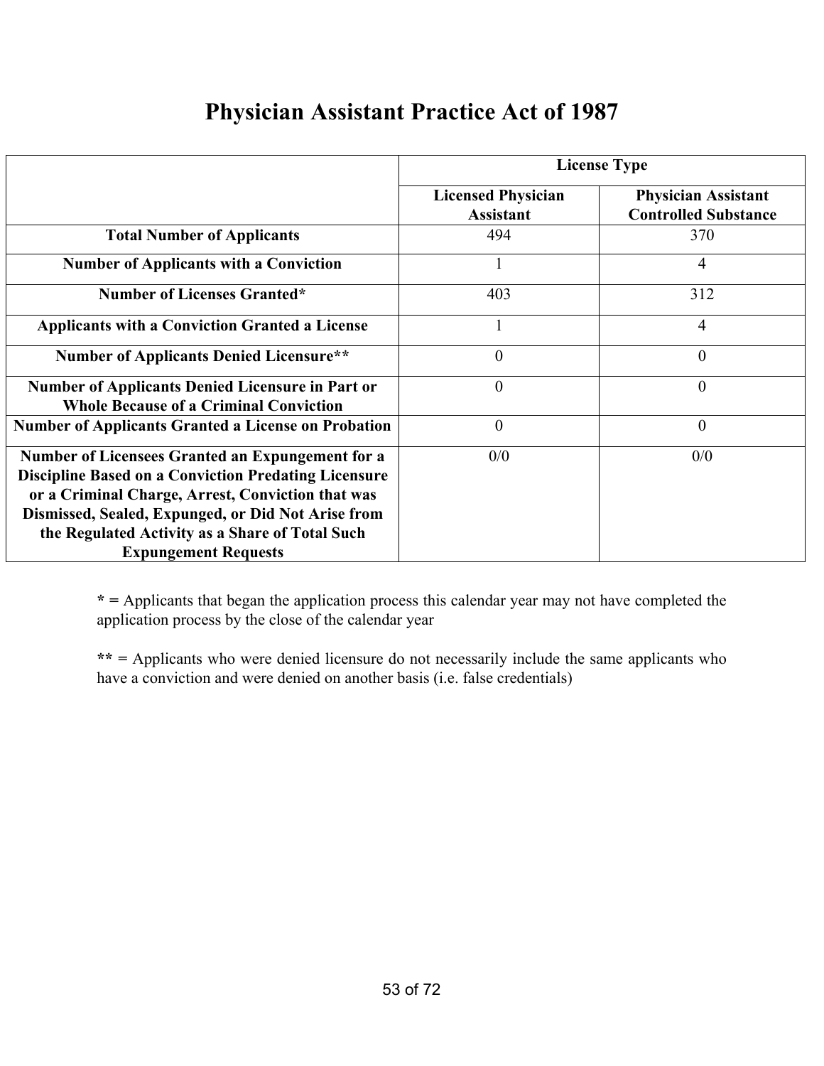# Physician Assistant Practice Act of 1987

| | License Type | |
|---|---|---|
| | Licensed Physician Assistant | Physician Assistant Controlled Substance |
| **Total Number of Applicants** | 494 | 370 |
| **Number of Applicants with a Conviction** | 1 | 4 |
| **Number of Licenses Granted*** | 403 | 312 |
| **Applicants with a Conviction Granted a License** | 1 | 4 |
| **Number of Applicants Denied Licensure**** | 0 | 0 |
| **Number of Applicants Denied Licensure in Part or Whole Because of a Criminal Conviction** | 0 | 0 |
| **Number of Applicants Granted a License on Probation** | 0 | 0 |
| **Number of Licensees Granted an Expungement for a Discipline Based on a Conviction Predating Licensure or a Criminal Charge, Arrest, Conviction that was Dismissed, Sealed, Expunged, or Did Not Arise from the Regulated Activity as a Share of Total Such Expungement Requests** | 0/0 | 0/0 |

**\* =** Applicants that began the application process this calendar year may not have completed the application process by the close of the calendar year

**\*\* =** Applicants who were denied licensure do not necessarily include the same applicants who have a conviction and were denied on another basis (i.e. false credentials)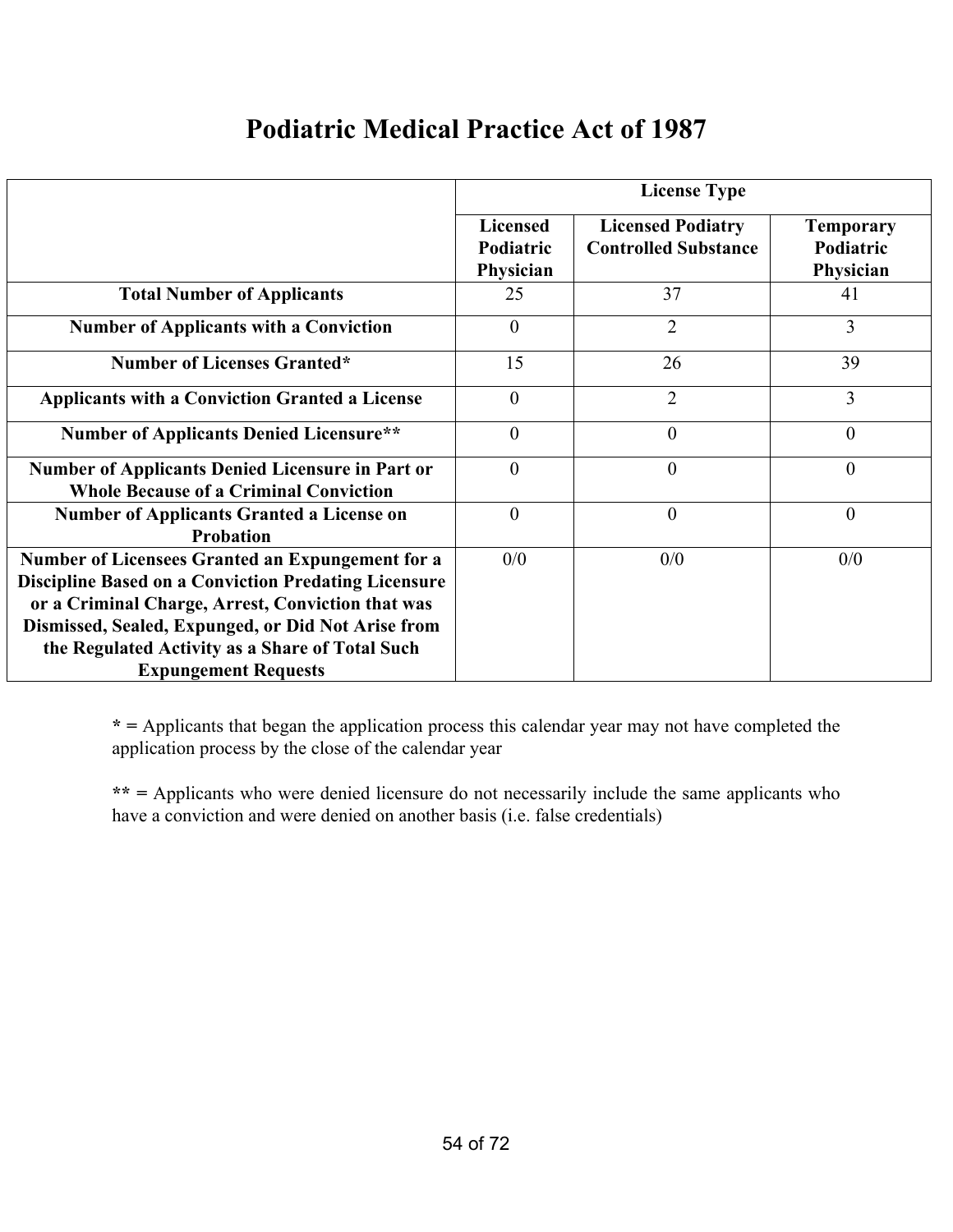# Podiatric Medical Practice Act of 1987

| | License Type | | |
|---|---|---|---|
| | **Licensed Podiatric Physician** | **Licensed Podiatry Controlled Substance** | **Temporary Podiatric Physician** |
| **Total Number of Applicants** | 25 | 37 | 41 |
| **Number of Applicants with a Conviction** | 0 | 2 | 3 |
| **Number of Licenses Granted*** | 15 | 26 | 39 |
| **Applicants with a Conviction Granted a License** | 0 | 2 | 3 |
| **Number of Applicants Denied Licensure**** | 0 | 0 | 0 |
| **Number of Applicants Denied Licensure in Part or Whole Because of a Criminal Conviction** | 0 | 0 | 0 |
| **Number of Applicants Granted a License on Probation** | 0 | 0 | 0 |
| **Number of Licensees Granted an Expungement for a Discipline Based on a Conviction Predating Licensure or a Criminal Charge, Arrest, Conviction that was Dismissed, Sealed, Expunged, or Did Not Arise from the Regulated Activity as a Share of Total Such Expungement Requests** | 0/0 | 0/0 | 0/0 |

**\* =** Applicants that began the application process this calendar year may not have completed the application process by the close of the calendar year

**\*\* =** Applicants who were denied licensure do not necessarily include the same applicants who have a conviction and were denied on another basis (i.e. false credentials)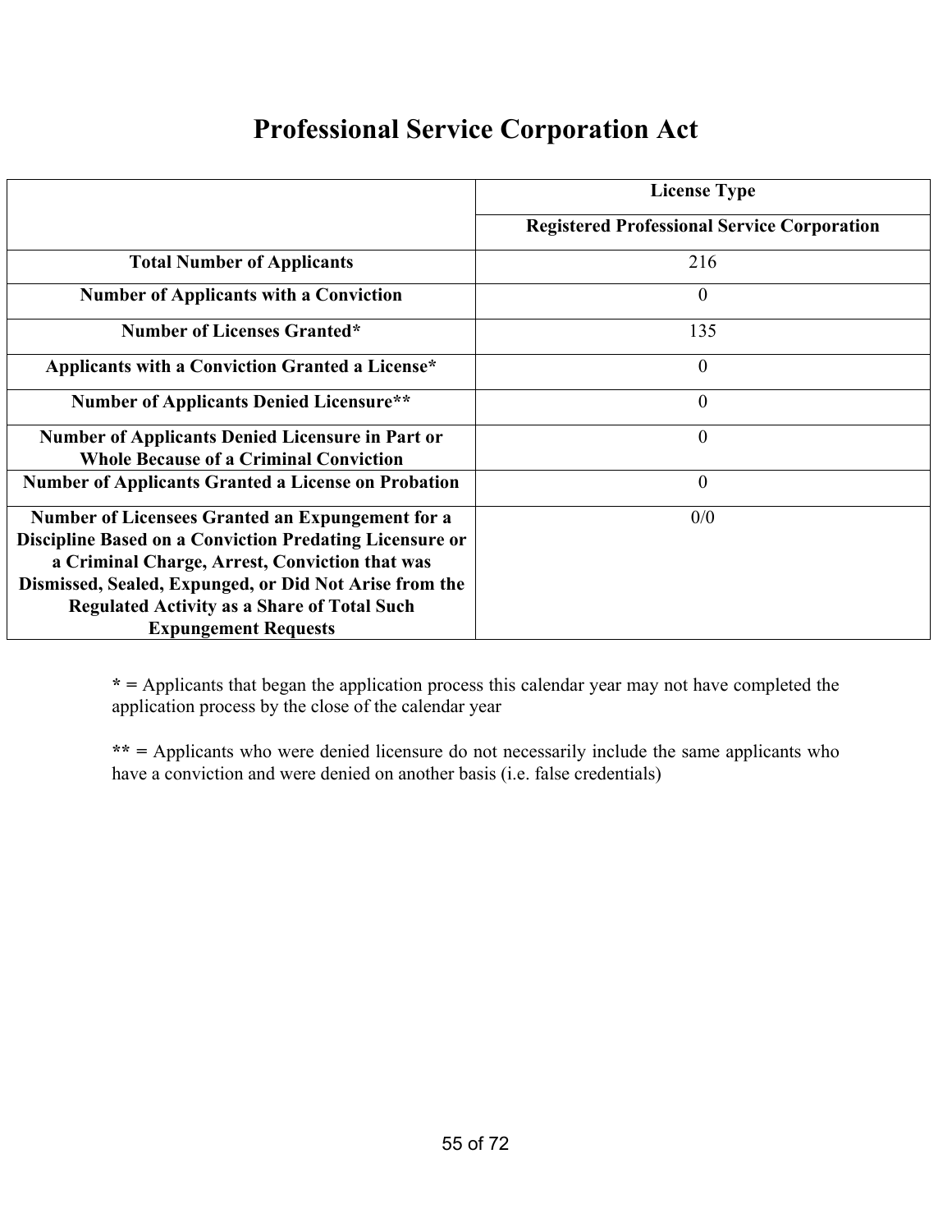# Professional Service Corporation Act

| | License Type |
|---|---|
| | **Registered Professional Service Corporation** |
| **Total Number of Applicants** | 216 |
| **Number of Applicants with a Conviction** | 0 |
| **Number of Licenses Granted*** | 135 |
| **Applicants with a Conviction Granted a License*** | 0 |
| **Number of Applicants Denied Licensure**** | 0 |
| **Number of Applicants Denied Licensure in Part or Whole Because of a Criminal Conviction** | 0 |
| **Number of Applicants Granted a License on Probation** | 0 |
| **Number of Licensees Granted an Expungement for a Discipline Based on a Conviction Predating Licensure or a Criminal Charge, Arrest, Conviction that was Dismissed, Sealed, Expunged, or Did Not Arise from the Regulated Activity as a Share of Total Such Expungement Requests** | 0/0 |

**\* =** Applicants that began the application process this calendar year may not have completed the application process by the close of the calendar year

**\*\* =** Applicants who were denied licensure do not necessarily include the same applicants who have a conviction and were denied on another basis (i.e. false credentials)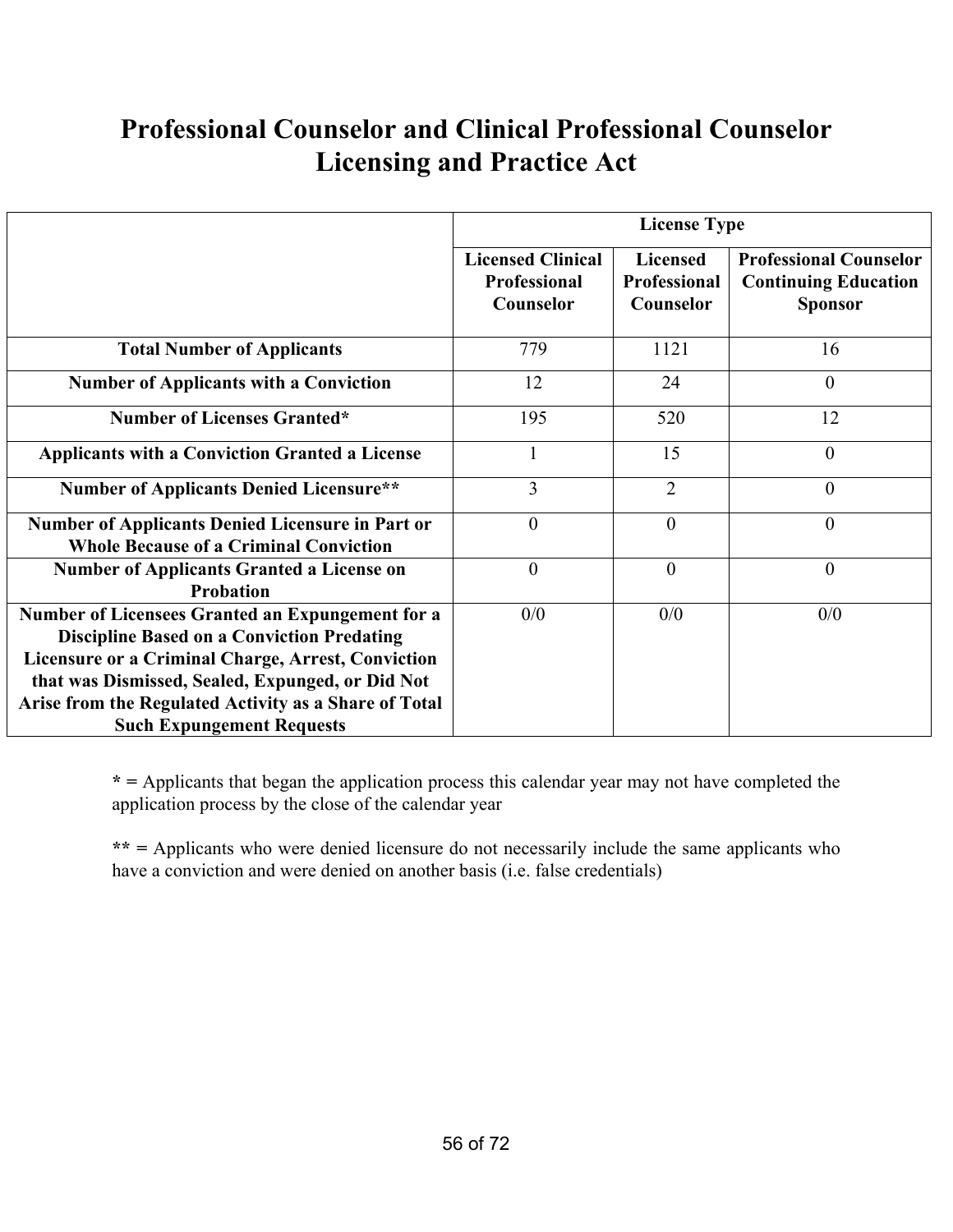# Professional Counselor and Clinical Professional Counselor Licensing and Practice Act

| | License Type | | |
|---|---|---|---|
| | **Licensed Clinical Professional Counselor** | **Licensed Professional Counselor** | **Professional Counselor Continuing Education Sponsor** |
| **Total Number of Applicants** | 779 | 1121 | 16 |
| **Number of Applicants with a Conviction** | 12 | 24 | 0 |
| **Number of Licenses Granted*** | 195 | 520 | 12 |
| **Applicants with a Conviction Granted a License** | 1 | 15 | 0 |
| **Number of Applicants Denied Licensure**** | 3 | 2 | 0 |
| **Number of Applicants Denied Licensure in Part or Whole Because of a Criminal Conviction** | 0 | 0 | 0 |
| **Number of Applicants Granted a License on Probation** | 0 | 0 | 0 |
| **Number of Licensees Granted an Expungement for a Discipline Based on a Conviction Predating Licensure or a Criminal Charge, Arrest, Conviction that was Dismissed, Sealed, Expunged, or Did Not Arise from the Regulated Activity as a Share of Total Such Expungement Requests** | 0/0 | 0/0 | 0/0 |

**\* =** Applicants that began the application process this calendar year may not have completed the application process by the close of the calendar year

**\*\* =** Applicants who were denied licensure do not necessarily include the same applicants who have a conviction and were denied on another basis (i.e. false credentials)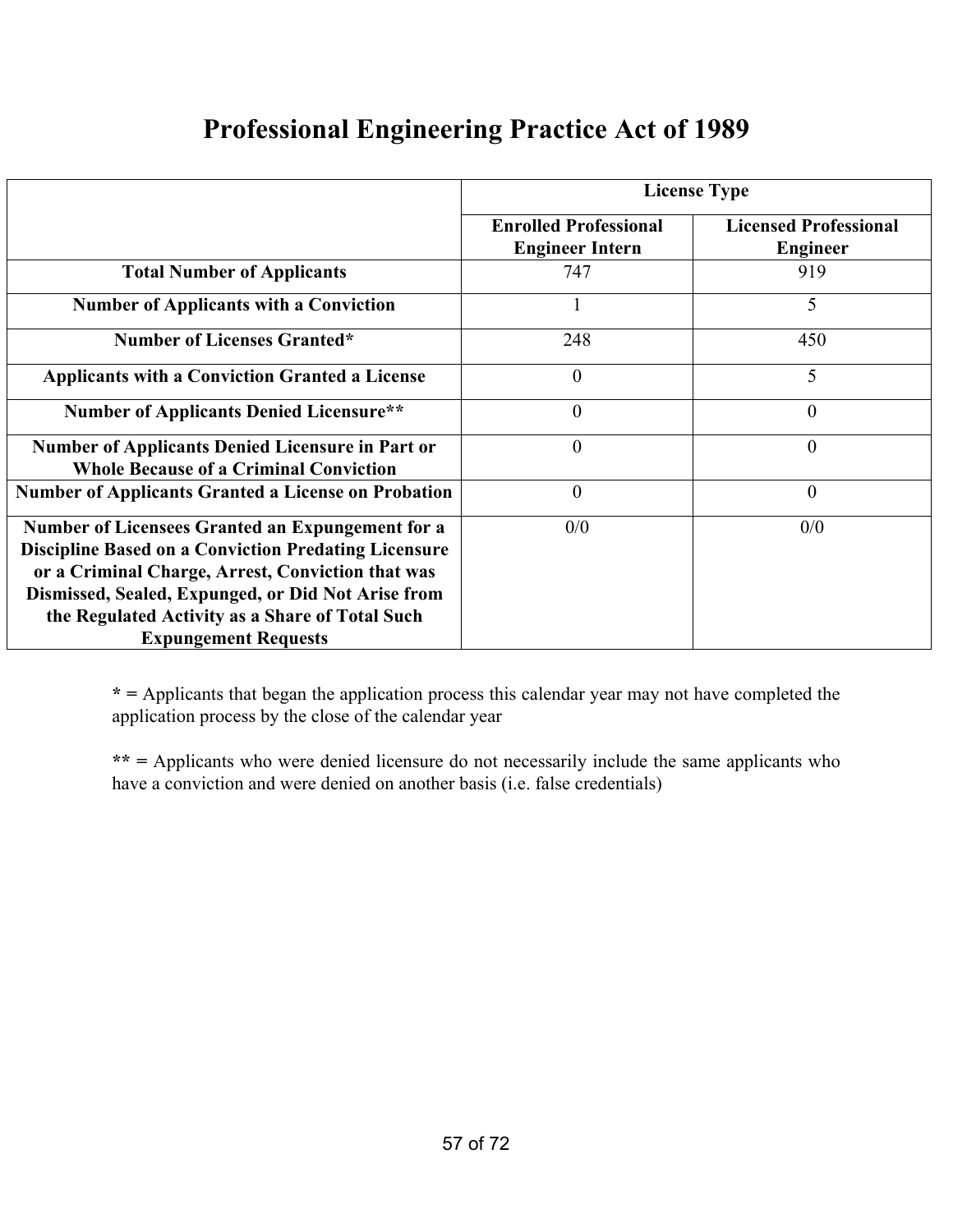# Professional Engineering Practice Act of 1989

| | License Type | |
|---|---|---|
| | **Enrolled Professional Engineer Intern** | **Licensed Professional Engineer** |
| **Total Number of Applicants** | 747 | 919 |
| **Number of Applicants with a Conviction** | 1 | 5 |
| **Number of Licenses Granted*** | 248 | 450 |
| **Applicants with a Conviction Granted a License** | 0 | 5 |
| **Number of Applicants Denied Licensure**** | 0 | 0 |
| **Number of Applicants Denied Licensure in Part or Whole Because of a Criminal Conviction** | 0 | 0 |
| **Number of Applicants Granted a License on Probation** | 0 | 0 |
| **Number of Licensees Granted an Expungement for a Discipline Based on a Conviction Predating Licensure or a Criminal Charge, Arrest, Conviction that was Dismissed, Sealed, Expunged, or Did Not Arise from the Regulated Activity as a Share of Total Such Expungement Requests** | 0/0 | 0/0 |

**\* =** Applicants that began the application process this calendar year may not have completed the application process by the close of the calendar year

**\*\* =** Applicants who were denied licensure do not necessarily include the same applicants who have a conviction and were denied on another basis (i.e. false credentials)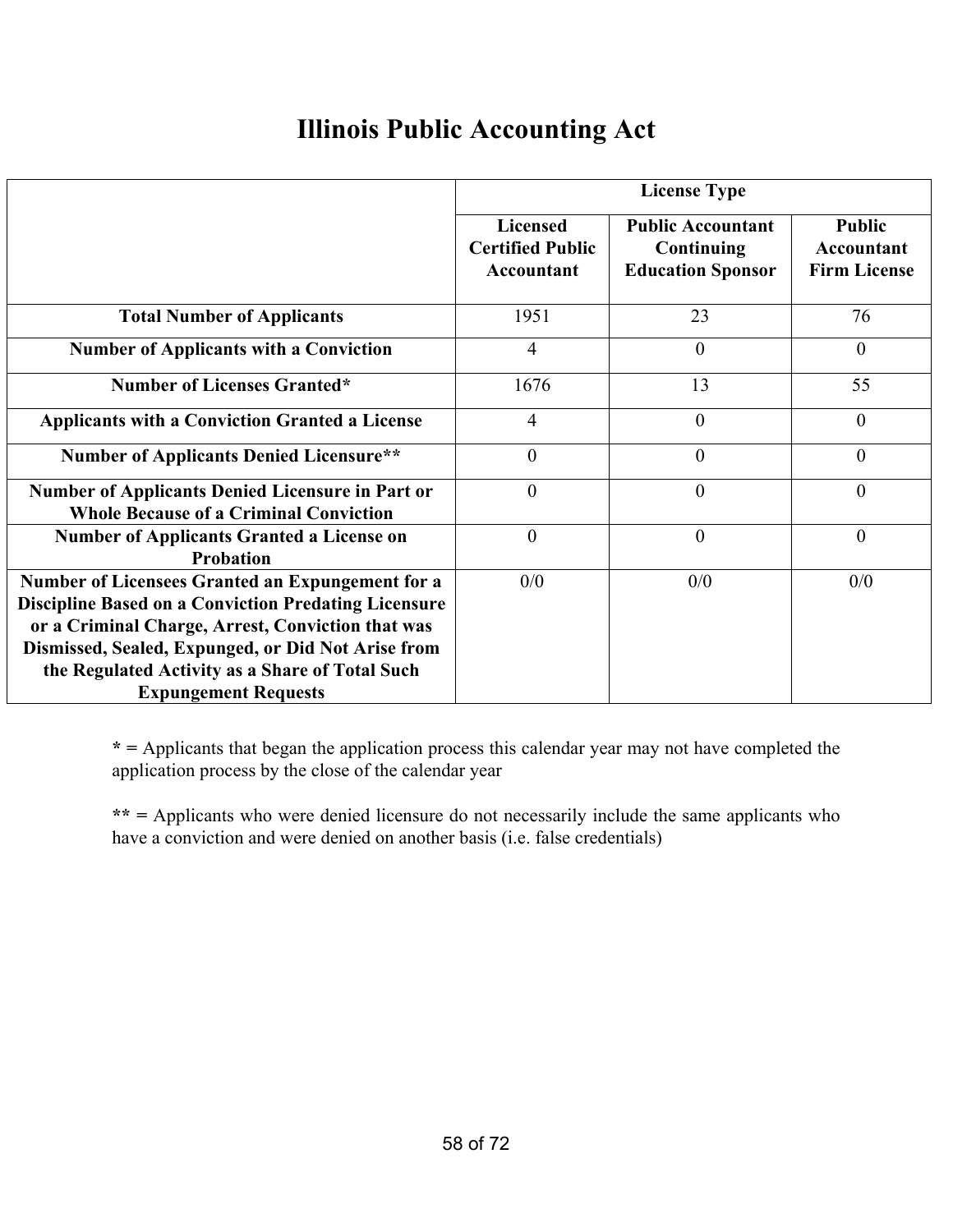# Illinois Public Accounting Act

| | License Type | | |
|---|---|---|---|
| | **Licensed Certified Public Accountant** | **Public Accountant Continuing Education Sponsor** | **Public Accountant Firm License** |
| **Total Number of Applicants** | 1951 | 23 | 76 |
| **Number of Applicants with a Conviction** | 4 | 0 | 0 |
| **Number of Licenses Granted*** | 1676 | 13 | 55 |
| **Applicants with a Conviction Granted a License** | 4 | 0 | 0 |
| **Number of Applicants Denied Licensure**** | 0 | 0 | 0 |
| **Number of Applicants Denied Licensure in Part or Whole Because of a Criminal Conviction** | 0 | 0 | 0 |
| **Number of Applicants Granted a License on Probation** | 0 | 0 | 0 |
| **Number of Licensees Granted an Expungement for a Discipline Based on a Conviction Predating Licensure or a Criminal Charge, Arrest, Conviction that was Dismissed, Sealed, Expunged, or Did Not Arise from the Regulated Activity as a Share of Total Such Expungement Requests** | 0/0 | 0/0 | 0/0 |

**\* =** Applicants that began the application process this calendar year may not have completed the application process by the close of the calendar year

**\*\* =** Applicants who were denied licensure do not necessarily include the same applicants who have a conviction and were denied on another basis (i.e. false credentials)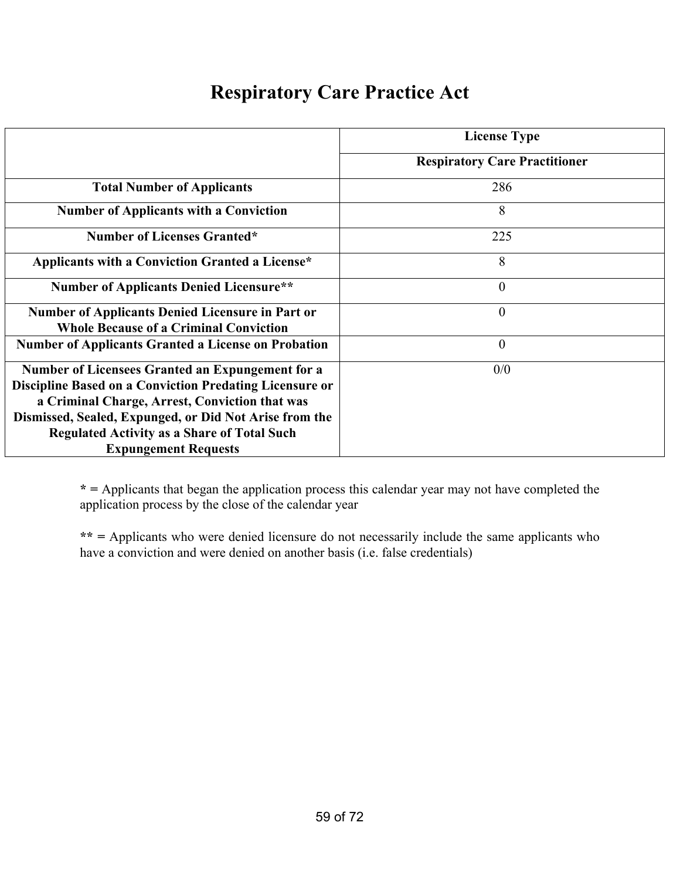# Respiratory Care Practice Act

| | License Type |
|---|---|
| | **Respiratory Care Practitioner** |
| **Total Number of Applicants** | 286 |
| **Number of Applicants with a Conviction** | 8 |
| **Number of Licenses Granted*** | 225 |
| **Applicants with a Conviction Granted a License*** | 8 |
| **Number of Applicants Denied Licensure**** | 0 |
| **Number of Applicants Denied Licensure in Part or Whole Because of a Criminal Conviction** | 0 |
| **Number of Applicants Granted a License on Probation** | 0 |
| **Number of Licensees Granted an Expungement for a Discipline Based on a Conviction Predating Licensure or a Criminal Charge, Arrest, Conviction that was Dismissed, Sealed, Expunged, or Did Not Arise from the Regulated Activity as a Share of Total Such Expungement Requests** | 0/0 |

**\* =** Applicants that began the application process this calendar year may not have completed the application process by the close of the calendar year

**\*\* =** Applicants who were denied licensure do not necessarily include the same applicants who have a conviction and were denied on another basis (i.e. false credentials)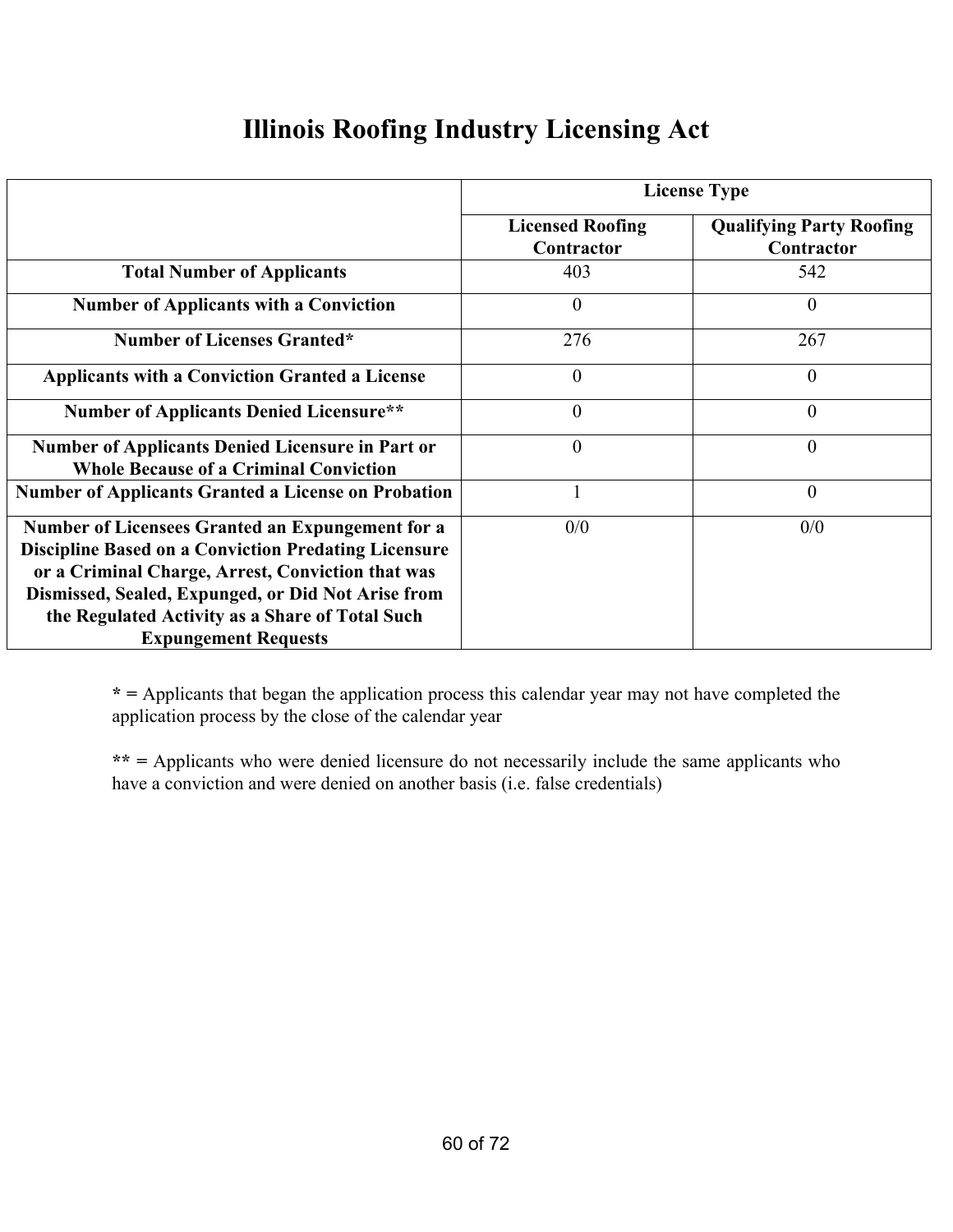# Illinois Roofing Industry Licensing Act

| | License Type | |
|---|---|---|
| | **Licensed Roofing Contractor** | **Qualifying Party Roofing Contractor** |
| **Total Number of Applicants** | 403 | 542 |
| **Number of Applicants with a Conviction** | 0 | 0 |
| **Number of Licenses Granted*** | 276 | 267 |
| **Applicants with a Conviction Granted a License** | 0 | 0 |
| **Number of Applicants Denied Licensure**** | 0 | 0 |
| **Number of Applicants Denied Licensure in Part or Whole Because of a Criminal Conviction** | 0 | 0 |
| **Number of Applicants Granted a License on Probation** | 1 | 0 |
| **Number of Licensees Granted an Expungement for a Discipline Based on a Conviction Predating Licensure or a Criminal Charge, Arrest, Conviction that was Dismissed, Sealed, Expunged, or Did Not Arise from the Regulated Activity as a Share of Total Such Expungement Requests** | 0/0 | 0/0 |

**\* =** Applicants that began the application process this calendar year may not have completed the application process by the close of the calendar year

**\*\* =** Applicants who were denied licensure do not necessarily include the same applicants who have a conviction and were denied on another basis (i.e. false credentials)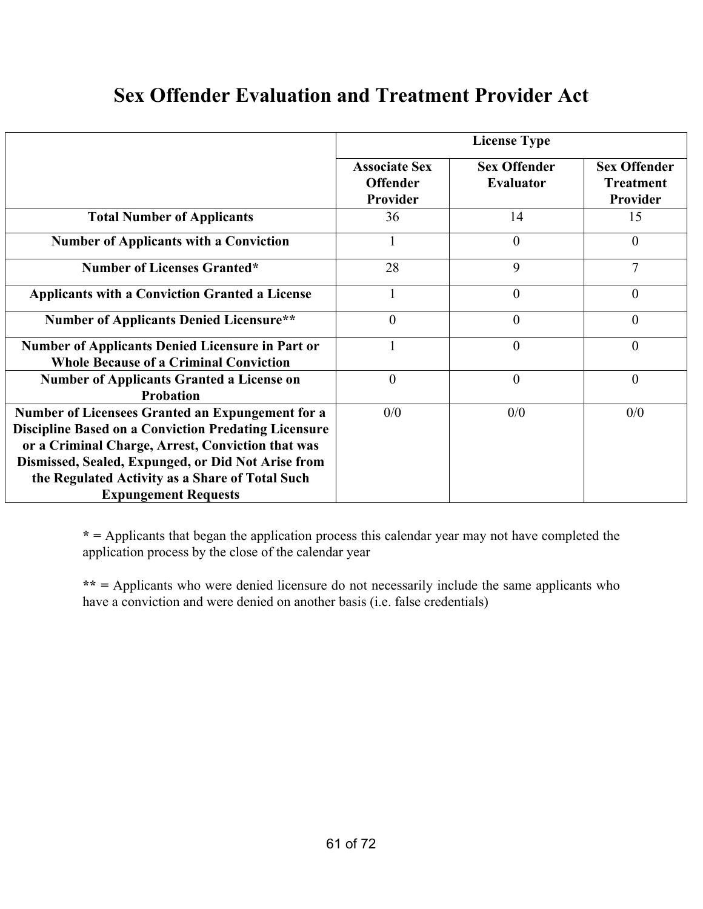# Sex Offender Evaluation and Treatment Provider Act

| | License Type | | |
|---|---|---|---|
| | Associate Sex Offender Provider | Sex Offender Evaluator | Sex Offender Treatment Provider |
| **Total Number of Applicants** | 36 | 14 | 15 |
| **Number of Applicants with a Conviction** | 1 | 0 | 0 |
| **Number of Licenses Granted*** | 28 | 9 | 7 |
| **Applicants with a Conviction Granted a License** | 1 | 0 | 0 |
| **Number of Applicants Denied Licensure**** | 0 | 0 | 0 |
| **Number of Applicants Denied Licensure in Part or Whole Because of a Criminal Conviction** | 1 | 0 | 0 |
| **Number of Applicants Granted a License on Probation** | 0 | 0 | 0 |
| **Number of Licensees Granted an Expungement for a Discipline Based on a Conviction Predating Licensure or a Criminal Charge, Arrest, Conviction that was Dismissed, Sealed, Expunged, or Did Not Arise from the Regulated Activity as a Share of Total Such Expungement Requests** | 0/0 | 0/0 | 0/0 |

**\* =** Applicants that began the application process this calendar year may not have completed the application process by the close of the calendar year

**\*\* =** Applicants who were denied licensure do not necessarily include the same applicants who have a conviction and were denied on another basis (i.e. false credentials)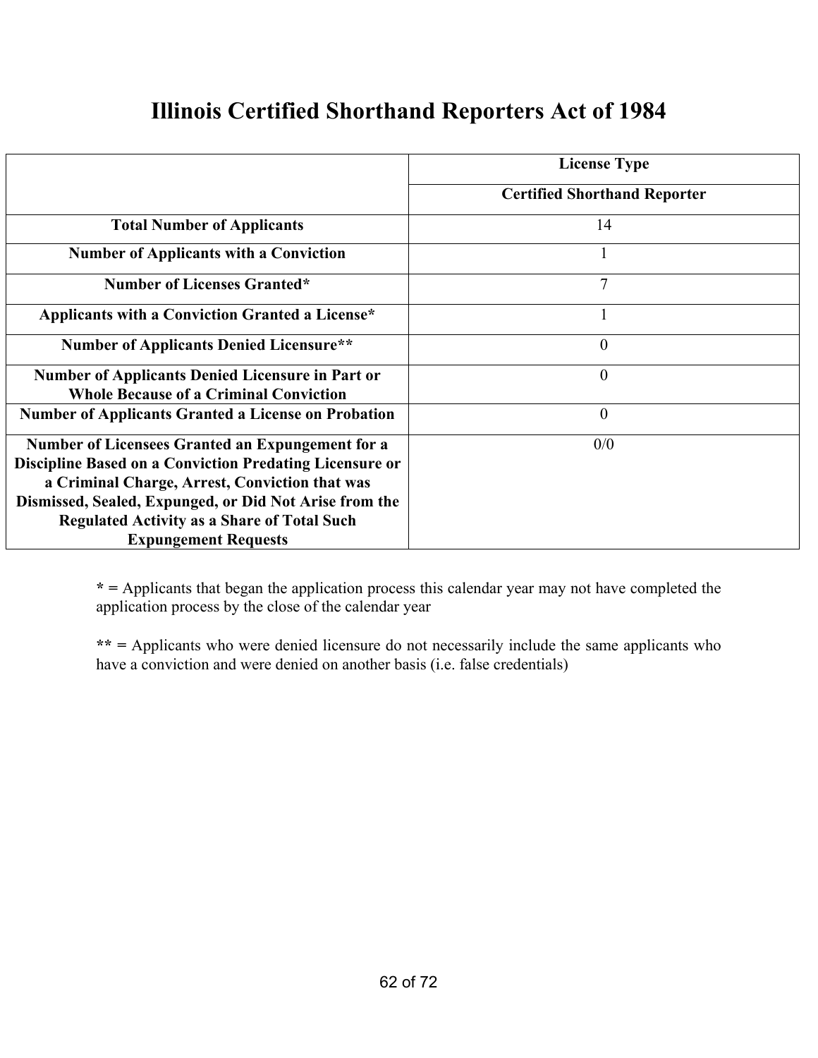# Illinois Certified Shorthand Reporters Act of 1984

| | License Type |
|---|---|
| | **Certified Shorthand Reporter** |
| **Total Number of Applicants** | 14 |
| **Number of Applicants with a Conviction** | 1 |
| **Number of Licenses Granted*** | 7 |
| **Applicants with a Conviction Granted a License*** | 1 |
| **Number of Applicants Denied Licensure**** | 0 |
| **Number of Applicants Denied Licensure in Part or Whole Because of a Criminal Conviction** | 0 |
| **Number of Applicants Granted a License on Probation** | 0 |
| **Number of Licensees Granted an Expungement for a Discipline Based on a Conviction Predating Licensure or a Criminal Charge, Arrest, Conviction that was Dismissed, Sealed, Expunged, or Did Not Arise from the Regulated Activity as a Share of Total Such Expungement Requests** | 0/0 |

**\* =** Applicants that began the application process this calendar year may not have completed the application process by the close of the calendar year

**\*\* =** Applicants who were denied licensure do not necessarily include the same applicants who have a conviction and were denied on another basis (i.e. false credentials)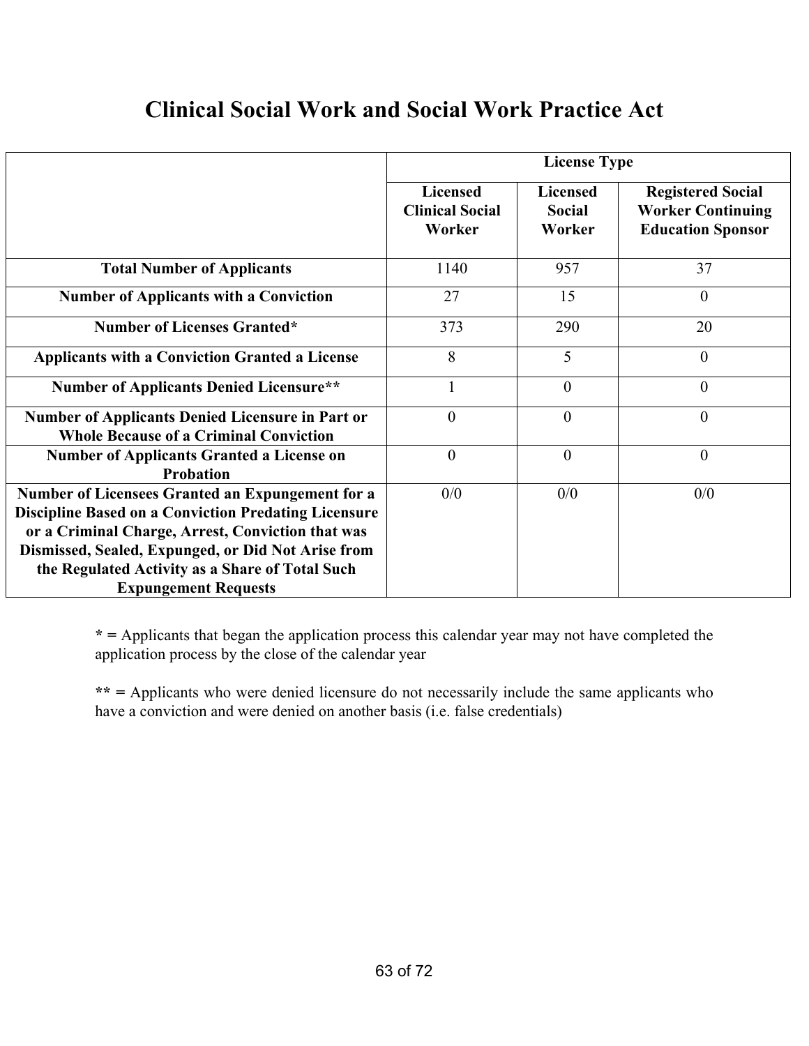# Clinical Social Work and Social Work Practice Act

| | License Type | | |
|---|---|---|---|
| | **Licensed Clinical Social Worker** | **Licensed Social Worker** | **Registered Social Worker Continuing Education Sponsor** |
| **Total Number of Applicants** | 1140 | 957 | 37 |
| **Number of Applicants with a Conviction** | 27 | 15 | 0 |
| **Number of Licenses Granted*** | 373 | 290 | 20 |
| **Applicants with a Conviction Granted a License** | 8 | 5 | 0 |
| **Number of Applicants Denied Licensure**** | 1 | 0 | 0 |
| **Number of Applicants Denied Licensure in Part or Whole Because of a Criminal Conviction** | 0 | 0 | 0 |
| **Number of Applicants Granted a License on Probation** | 0 | 0 | 0 |
| **Number of Licensees Granted an Expungement for a Discipline Based on a Conviction Predating Licensure or a Criminal Charge, Arrest, Conviction that was Dismissed, Sealed, Expunged, or Did Not Arise from the Regulated Activity as a Share of Total Such Expungement Requests** | 0/0 | 0/0 | 0/0 |

**\* =** Applicants that began the application process this calendar year may not have completed the application process by the close of the calendar year

**\*\* =** Applicants who were denied licensure do not necessarily include the same applicants who have a conviction and were denied on another basis (i.e. false credentials)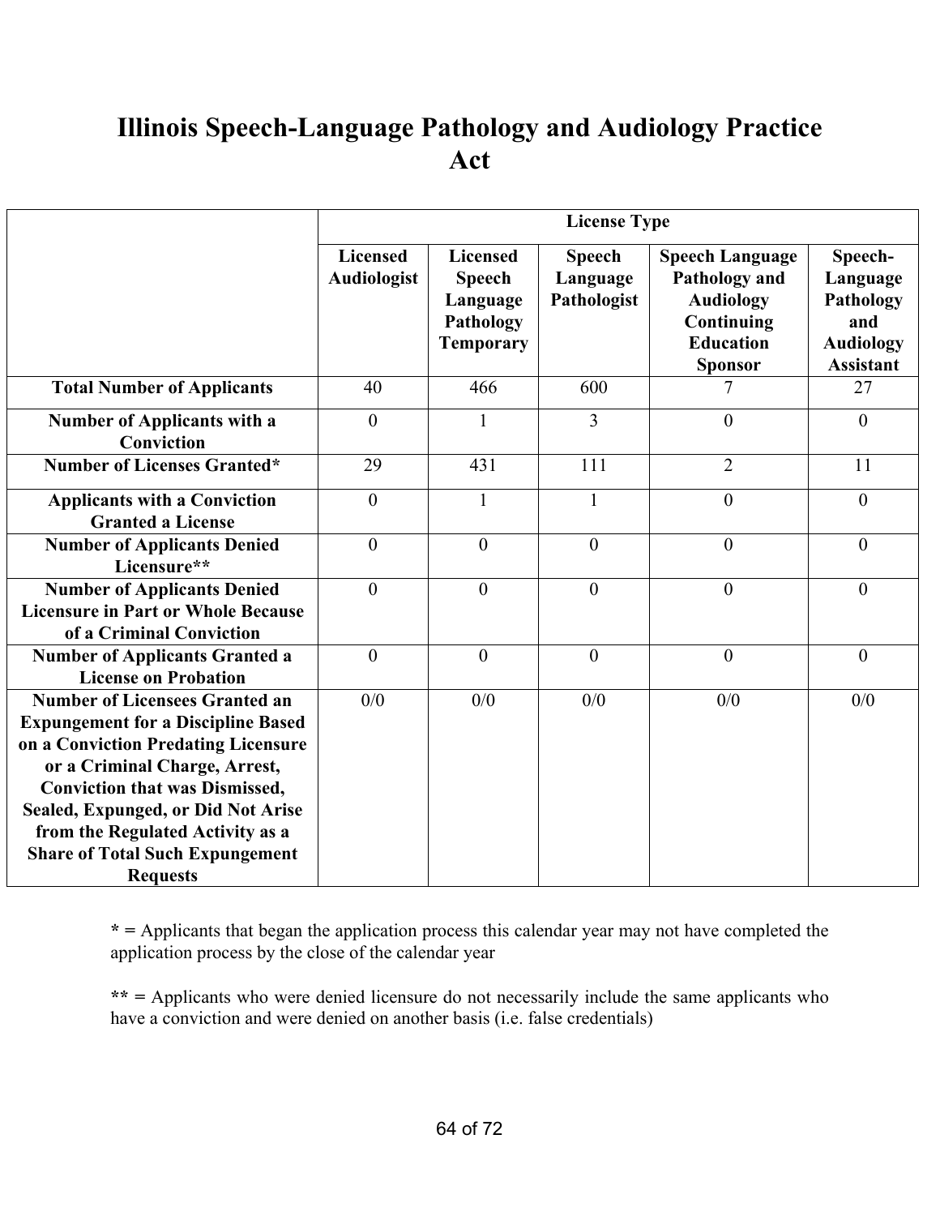# Illinois Speech-Language Pathology and Audiology Practice Act

| | License Type | | | | |
|---|---|---|---|---|---|
| | **Licensed Audiologist** | **Licensed Speech Language Pathology Temporary** | **Speech Language Pathologist** | **Speech Language Pathology and Audiology Continuing Education Sponsor** | **Speech-Language Pathology and Audiology Assistant** |
| **Total Number of Applicants** | 40 | 466 | 600 | 7 | 27 |
| **Number of Applicants with a Conviction** | 0 | 1 | 3 | 0 | 0 |
| **Number of Licenses Granted*** | 29 | 431 | 111 | 2 | 11 |
| **Applicants with a Conviction Granted a License** | 0 | 1 | 1 | 0 | 0 |
| **Number of Applicants Denied Licensure**** | 0 | 0 | 0 | 0 | 0 |
| **Number of Applicants Denied Licensure in Part or Whole Because of a Criminal Conviction** | 0 | 0 | 0 | 0 | 0 |
| **Number of Applicants Granted a License on Probation** | 0 | 0 | 0 | 0 | 0 |
| **Number of Licensees Granted an Expungement for a Discipline Based on a Conviction Predating Licensure or a Criminal Charge, Arrest, Conviction that was Dismissed, Sealed, Expunged, or Did Not Arise from the Regulated Activity as a Share of Total Such Expungement Requests** | 0/0 | 0/0 | 0/0 | 0/0 | 0/0 |

**\* =** Applicants that began the application process this calendar year may not have completed the application process by the close of the calendar year

**\*\* =** Applicants who were denied licensure do not necessarily include the same applicants who have a conviction and were denied on another basis (i.e. false credentials)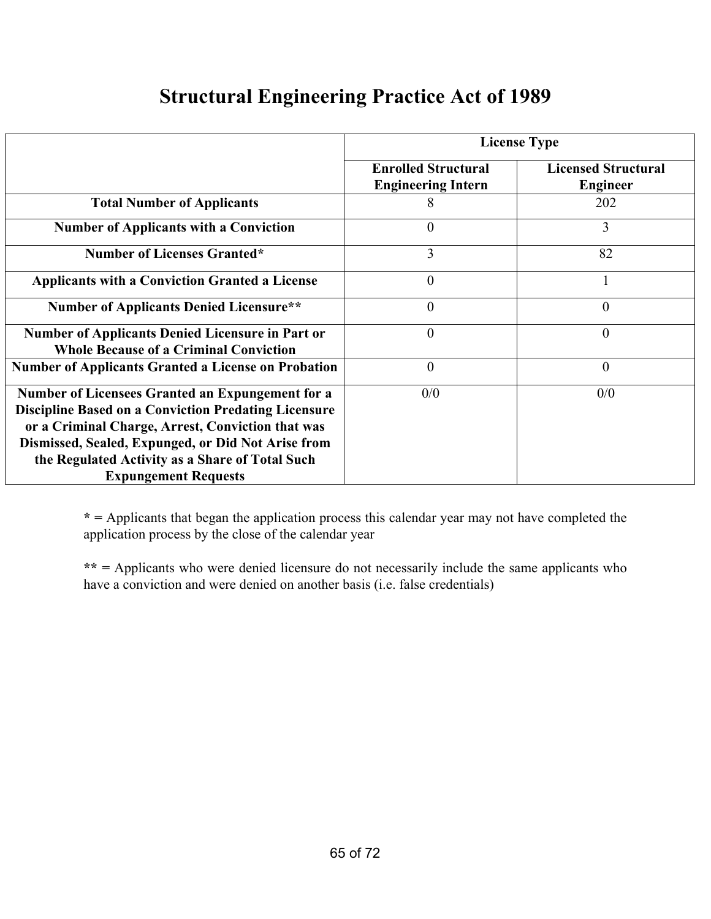# Structural Engineering Practice Act of 1989

| | License Type | |
|---|---|---|
| | **Enrolled Structural Engineering Intern** | **Licensed Structural Engineer** |
| **Total Number of Applicants** | 8 | 202 |
| **Number of Applicants with a Conviction** | 0 | 3 |
| **Number of Licenses Granted*** | 3 | 82 |
| **Applicants with a Conviction Granted a License** | 0 | 1 |
| **Number of Applicants Denied Licensure**** | 0 | 0 |
| **Number of Applicants Denied Licensure in Part or Whole Because of a Criminal Conviction** | 0 | 0 |
| **Number of Applicants Granted a License on Probation** | 0 | 0 |
| **Number of Licensees Granted an Expungement for a Discipline Based on a Conviction Predating Licensure or a Criminal Charge, Arrest, Conviction that was Dismissed, Sealed, Expunged, or Did Not Arise from the Regulated Activity as a Share of Total Such Expungement Requests** | 0/0 | 0/0 |

**\* =** Applicants that began the application process this calendar year may not have completed the application process by the close of the calendar year

**\*\* =** Applicants who were denied licensure do not necessarily include the same applicants who have a conviction and were denied on another basis (i.e. false credentials)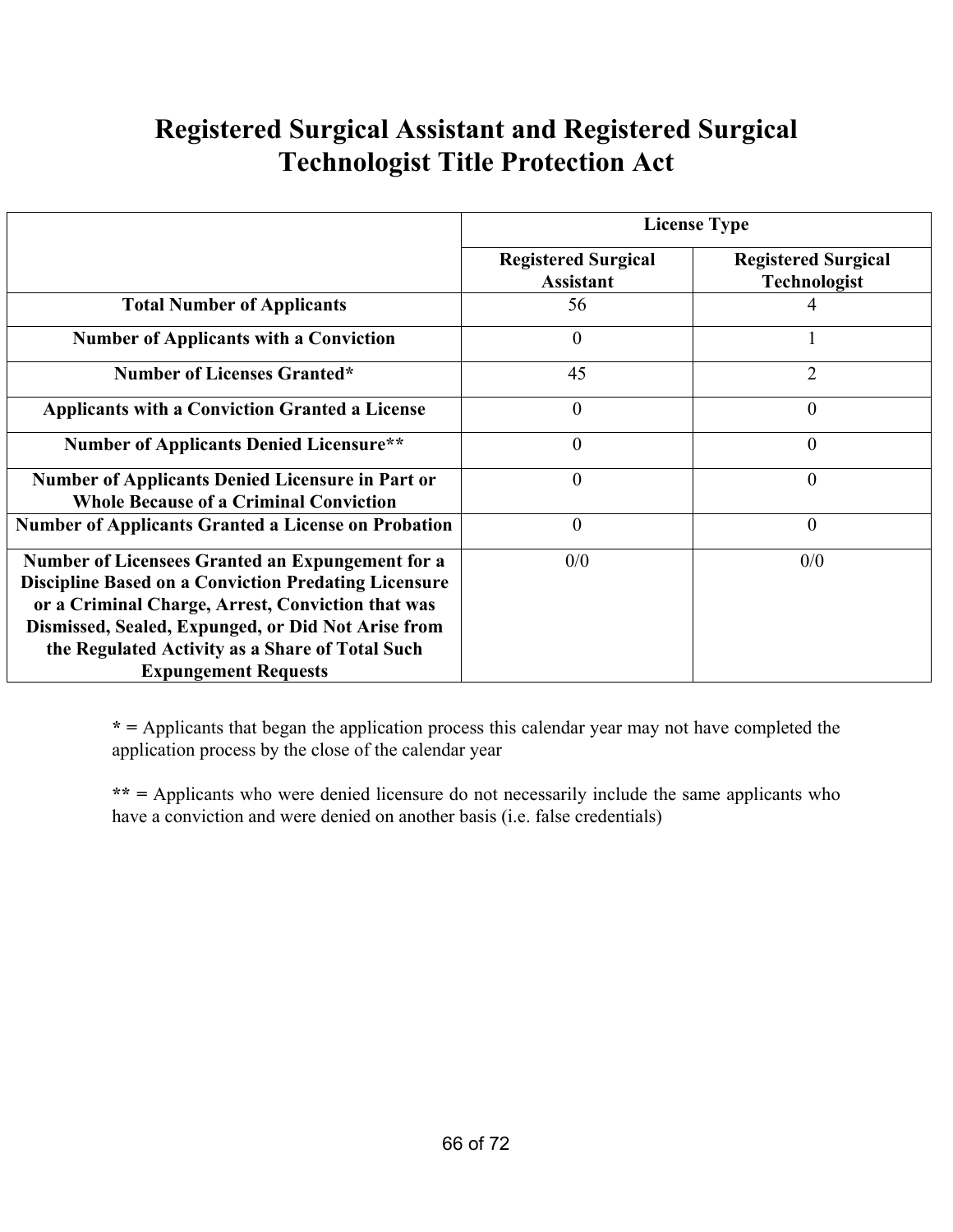# Registered Surgical Assistant and Registered Surgical Technologist Title Protection Act

| | License Type | |
|---|---|---|
| | **Registered Surgical Assistant** | **Registered Surgical Technologist** |
| **Total Number of Applicants** | 56 | 4 |
| **Number of Applicants with a Conviction** | 0 | 1 |
| **Number of Licenses Granted*** | 45 | 2 |
| **Applicants with a Conviction Granted a License** | 0 | 0 |
| **Number of Applicants Denied Licensure**** | 0 | 0 |
| **Number of Applicants Denied Licensure in Part or Whole Because of a Criminal Conviction** | 0 | 0 |
| **Number of Applicants Granted a License on Probation** | 0 | 0 |
| **Number of Licensees Granted an Expungement for a Discipline Based on a Conviction Predating Licensure or a Criminal Charge, Arrest, Conviction that was Dismissed, Sealed, Expunged, or Did Not Arise from the Regulated Activity as a Share of Total Such Expungement Requests** | 0/0 | 0/0 |

**\* =** Applicants that began the application process this calendar year may not have completed the application process by the close of the calendar year

**\*\* =** Applicants who were denied licensure do not necessarily include the same applicants who have a conviction and were denied on another basis (i.e. false credentials)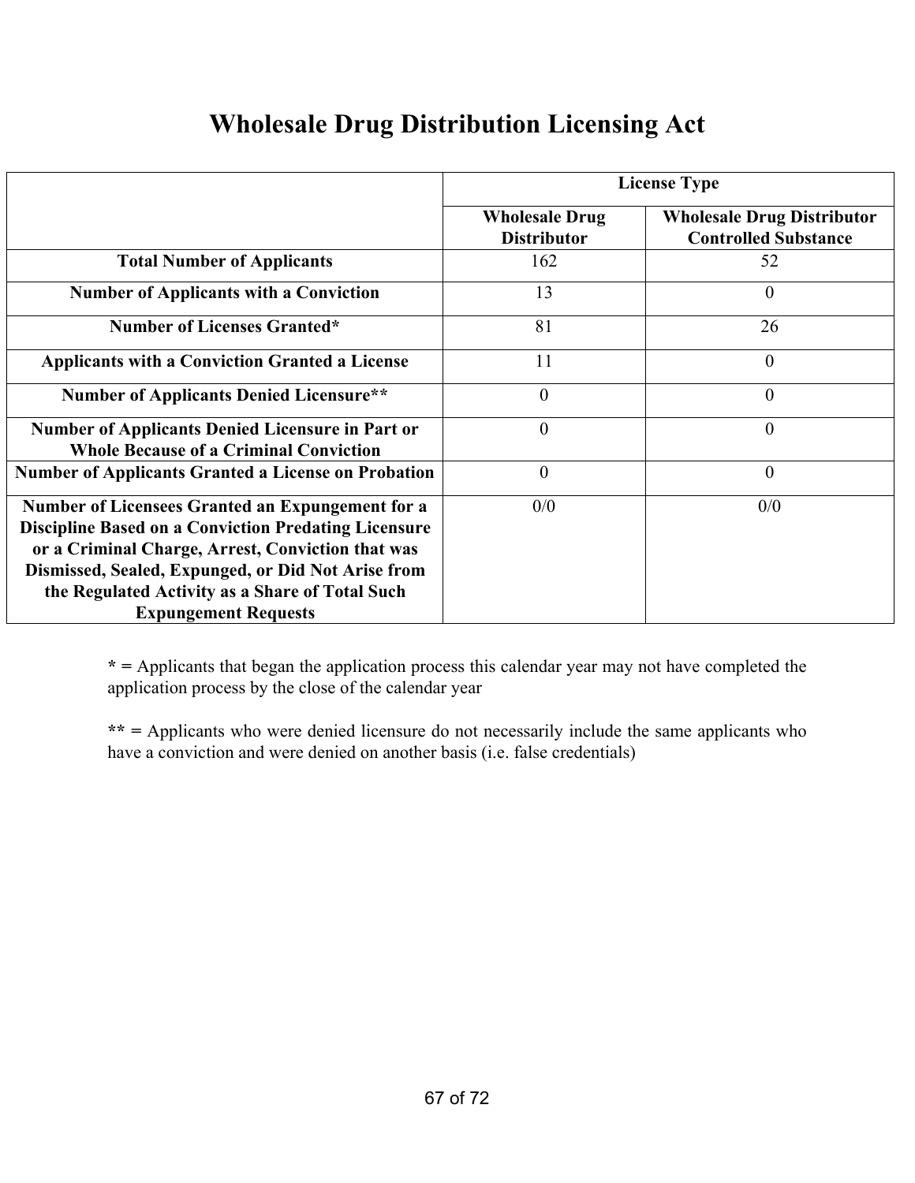# Wholesale Drug Distribution Licensing Act

| | License Type | |
|---|---|---|
| | **Wholesale Drug Distributor** | **Wholesale Drug Distributor Controlled Substance** |
| **Total Number of Applicants** | 162 | 52 |
| **Number of Applicants with a Conviction** | 13 | 0 |
| **Number of Licenses Granted*** | 81 | 26 |
| **Applicants with a Conviction Granted a License** | 11 | 0 |
| **Number of Applicants Denied Licensure**** | 0 | 0 |
| **Number of Applicants Denied Licensure in Part or Whole Because of a Criminal Conviction** | 0 | 0 |
| **Number of Applicants Granted a License on Probation** | 0 | 0 |
| **Number of Licensees Granted an Expungement for a Discipline Based on a Conviction Predating Licensure or a Criminal Charge, Arrest, Conviction that was Dismissed, Sealed, Expunged, or Did Not Arise from the Regulated Activity as a Share of Total Such Expungement Requests** | 0/0 | 0/0 |

**\* =** Applicants that began the application process this calendar year may not have completed the application process by the close of the calendar year

**\*\* =** Applicants who were denied licensure do not necessarily include the same applicants who have a conviction and were denied on another basis (i.e. false credentials)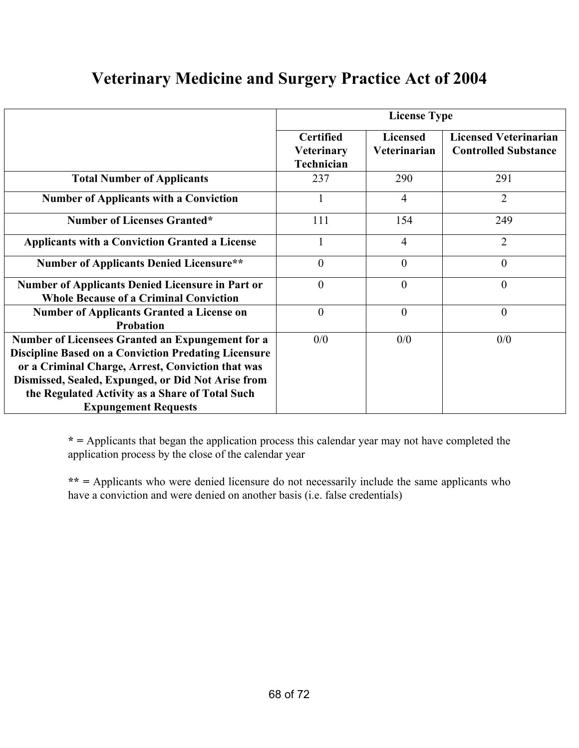# Veterinary Medicine and Surgery Practice Act of 2004

| | License Type | | |
|---|---|---|---|
| | **Certified Veterinary Technician** | **Licensed Veterinarian** | **Licensed Veterinarian Controlled Substance** |
| **Total Number of Applicants** | 237 | 290 | 291 |
| **Number of Applicants with a Conviction** | 1 | 4 | 2 |
| **Number of Licenses Granted*** | 111 | 154 | 249 |
| **Applicants with a Conviction Granted a License** | 1 | 4 | 2 |
| **Number of Applicants Denied Licensure**** | 0 | 0 | 0 |
| **Number of Applicants Denied Licensure in Part or Whole Because of a Criminal Conviction** | 0 | 0 | 0 |
| **Number of Applicants Granted a License on Probation** | 0 | 0 | 0 |
| **Number of Licensees Granted an Expungement for a Discipline Based on a Conviction Predating Licensure or a Criminal Charge, Arrest, Conviction that was Dismissed, Sealed, Expunged, or Did Not Arise from the Regulated Activity as a Share of Total Such Expungement Requests** | 0/0 | 0/0 | 0/0 |

**\* =** Applicants that began the application process this calendar year may not have completed the application process by the close of the calendar year

**\*\* =** Applicants who were denied licensure do not necessarily include the same applicants who have a conviction and were denied on another basis (i.e. false credentials)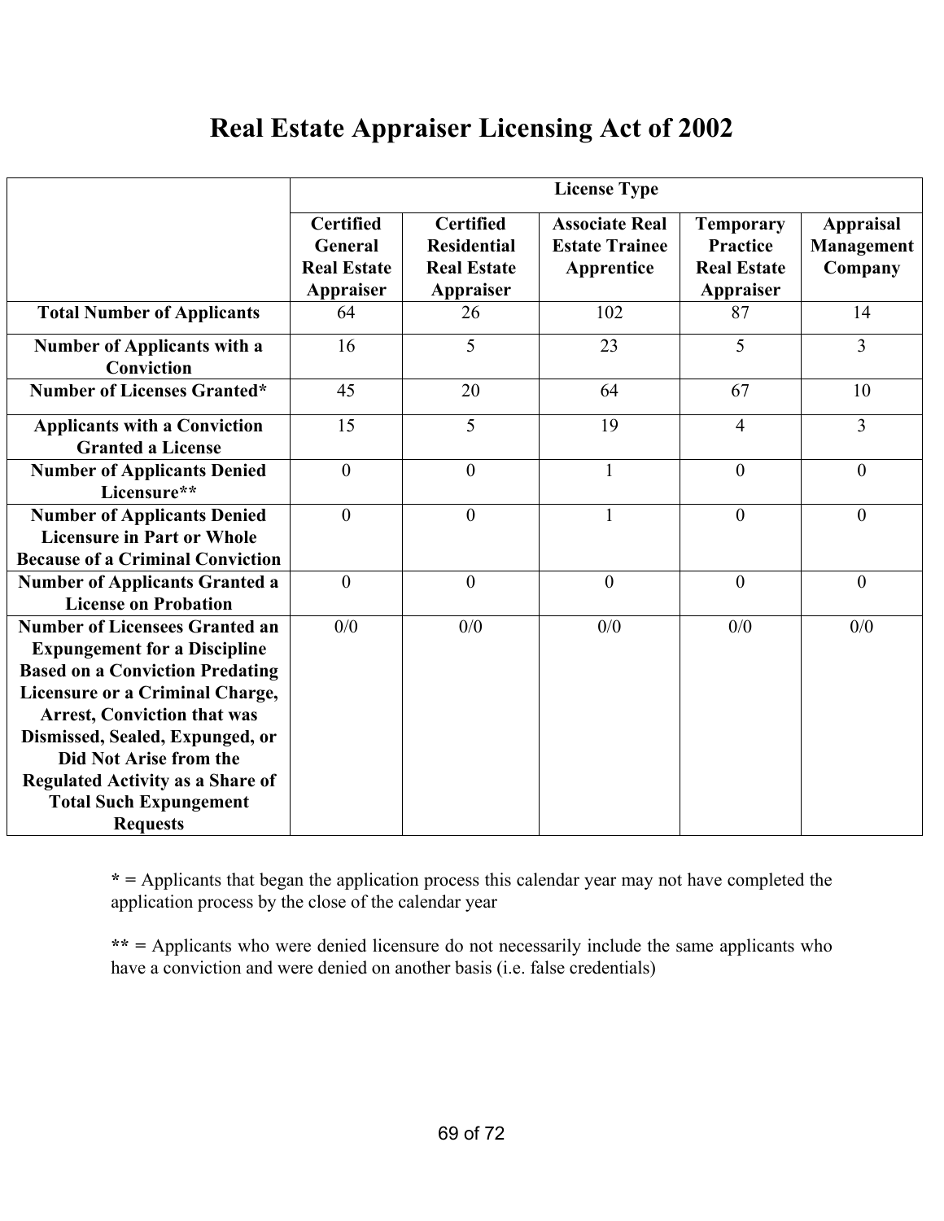# Real Estate Appraiser Licensing Act of 2002

| | License Type | | | | |
|---|---|---|---|---|---|
| | **Certified General Real Estate Appraiser** | **Certified Residential Real Estate Appraiser** | **Associate Real Estate Trainee Apprentice** | **Temporary Practice Real Estate Appraiser** | **Appraisal Management Company** |
| **Total Number of Applicants** | 64 | 26 | 102 | 87 | 14 |
| **Number of Applicants with a Conviction** | 16 | 5 | 23 | 5 | 3 |
| **Number of Licenses Granted*** | 45 | 20 | 64 | 67 | 10 |
| **Applicants with a Conviction Granted a License** | 15 | 5 | 19 | 4 | 3 |
| **Number of Applicants Denied Licensure**** | 0 | 0 | 1 | 0 | 0 |
| **Number of Applicants Denied Licensure in Part or Whole Because of a Criminal Conviction** | 0 | 0 | 1 | 0 | 0 |
| **Number of Applicants Granted a License on Probation** | 0 | 0 | 0 | 0 | 0 |
| **Number of Licensees Granted an Expungement for a Discipline Based on a Conviction Predating Licensure or a Criminal Charge, Arrest, Conviction that was Dismissed, Sealed, Expunged, or Did Not Arise from the Regulated Activity as a Share of Total Such Expungement Requests** | 0/0 | 0/0 | 0/0 | 0/0 | 0/0 |

**\* =** Applicants that began the application process this calendar year may not have completed the application process by the close of the calendar year

**\*\* =** Applicants who were denied licensure do not necessarily include the same applicants who have a conviction and were denied on another basis (i.e. false credentials)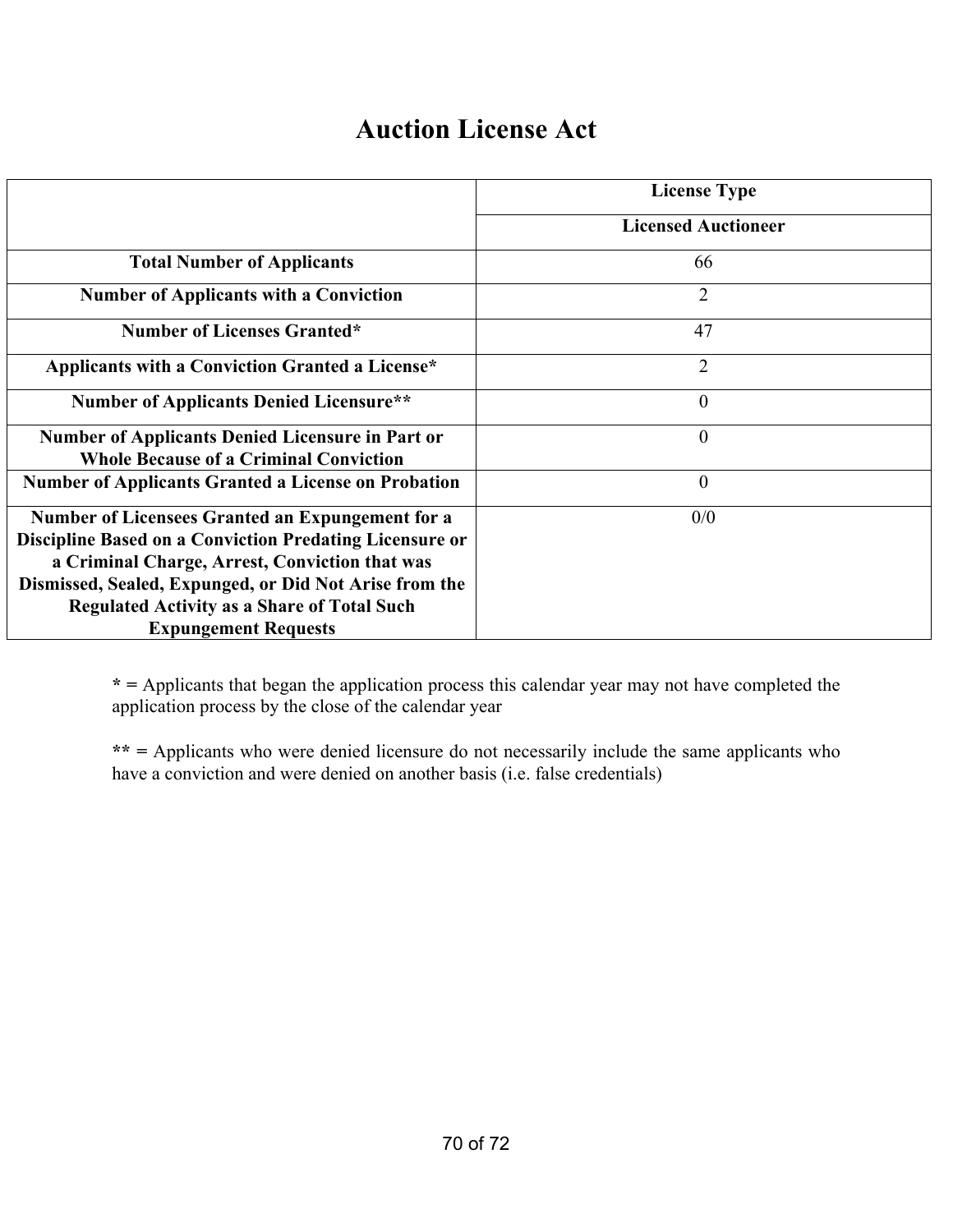# Auction License Act

| | License Type |
|---|---|
| | **Licensed Auctioneer** |
| **Total Number of Applicants** | 66 |
| **Number of Applicants with a Conviction** | 2 |
| **Number of Licenses Granted*** | 47 |
| **Applicants with a Conviction Granted a License*** | 2 |
| **Number of Applicants Denied Licensure**** | 0 |
| **Number of Applicants Denied Licensure in Part or Whole Because of a Criminal Conviction** | 0 |
| **Number of Applicants Granted a License on Probation** | 0 |
| **Number of Licensees Granted an Expungement for a Discipline Based on a Conviction Predating Licensure or a Criminal Charge, Arrest, Conviction that was Dismissed, Sealed, Expunged, or Did Not Arise from the Regulated Activity as a Share of Total Such Expungement Requests** | 0/0 |

**\* =** Applicants that began the application process this calendar year may not have completed the application process by the close of the calendar year

**\*\* =** Applicants who were denied licensure do not necessarily include the same applicants who have a conviction and were denied on another basis (i.e. false credentials)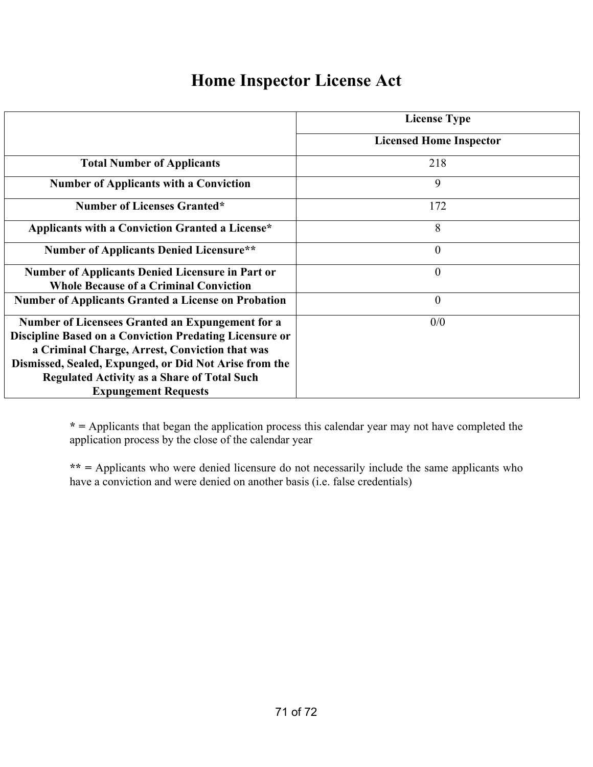# Home Inspector License Act

| | License Type |
|---|---|
| | **Licensed Home Inspector** |
| **Total Number of Applicants** | 218 |
| **Number of Applicants with a Conviction** | 9 |
| **Number of Licenses Granted*** | 172 |
| **Applicants with a Conviction Granted a License*** | 8 |
| **Number of Applicants Denied Licensure**** | 0 |
| **Number of Applicants Denied Licensure in Part or Whole Because of a Criminal Conviction** | 0 |
| **Number of Applicants Granted a License on Probation** | 0 |
| **Number of Licensees Granted an Expungement for a Discipline Based on a Conviction Predating Licensure or a Criminal Charge, Arrest, Conviction that was Dismissed, Sealed, Expunged, or Did Not Arise from the Regulated Activity as a Share of Total Such Expungement Requests** | 0/0 |

**\* =** Applicants that began the application process this calendar year may not have completed the application process by the close of the calendar year

**\*\* =** Applicants who were denied licensure do not necessarily include the same applicants who have a conviction and were denied on another basis (i.e. false credentials)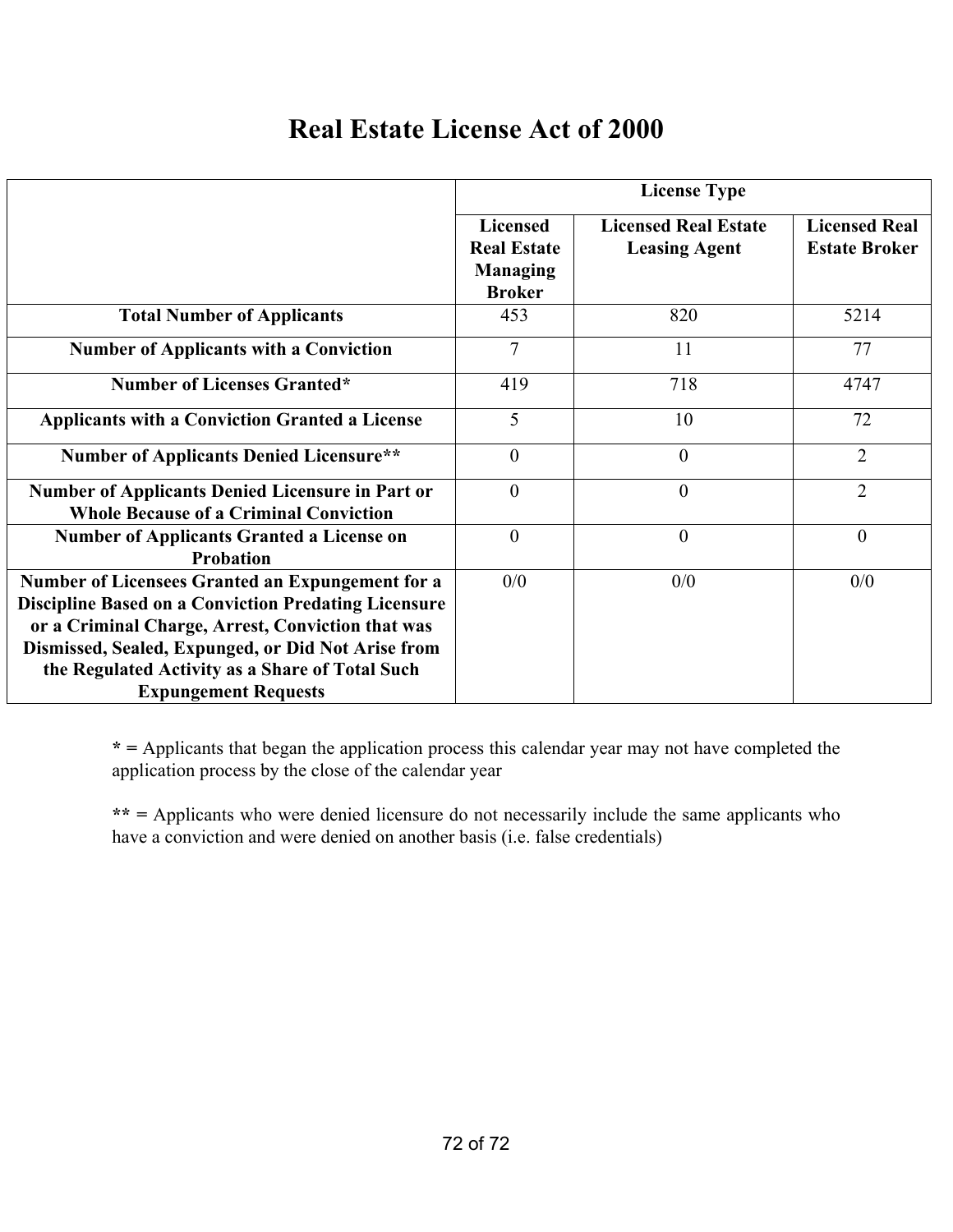# Real Estate License Act of 2000

| | License Type | | |
|---|---|---|---|
| | Licensed Real Estate Managing Broker | Licensed Real Estate Leasing Agent | Licensed Real Estate Broker |
| **Total Number of Applicants** | 453 | 820 | 5214 |
| **Number of Applicants with a Conviction** | 7 | 11 | 77 |
| **Number of Licenses Granted*** | 419 | 718 | 4747 |
| **Applicants with a Conviction Granted a License** | 5 | 10 | 72 |
| **Number of Applicants Denied Licensure**** | 0 | 0 | 2 |
| **Number of Applicants Denied Licensure in Part or Whole Because of a Criminal Conviction** | 0 | 0 | 2 |
| **Number of Applicants Granted a License on Probation** | 0 | 0 | 0 |
| **Number of Licensees Granted an Expungement for a Discipline Based on a Conviction Predating Licensure or a Criminal Charge, Arrest, Conviction that was Dismissed, Sealed, Expunged, or Did Not Arise from the Regulated Activity as a Share of Total Such Expungement Requests** | 0/0 | 0/0 | 0/0 |

**\* =** Applicants that began the application process this calendar year may not have completed the application process by the close of the calendar year

**\*\* =** Applicants who were denied licensure do not necessarily include the same applicants who have a conviction and were denied on another basis (i.e. false credentials)